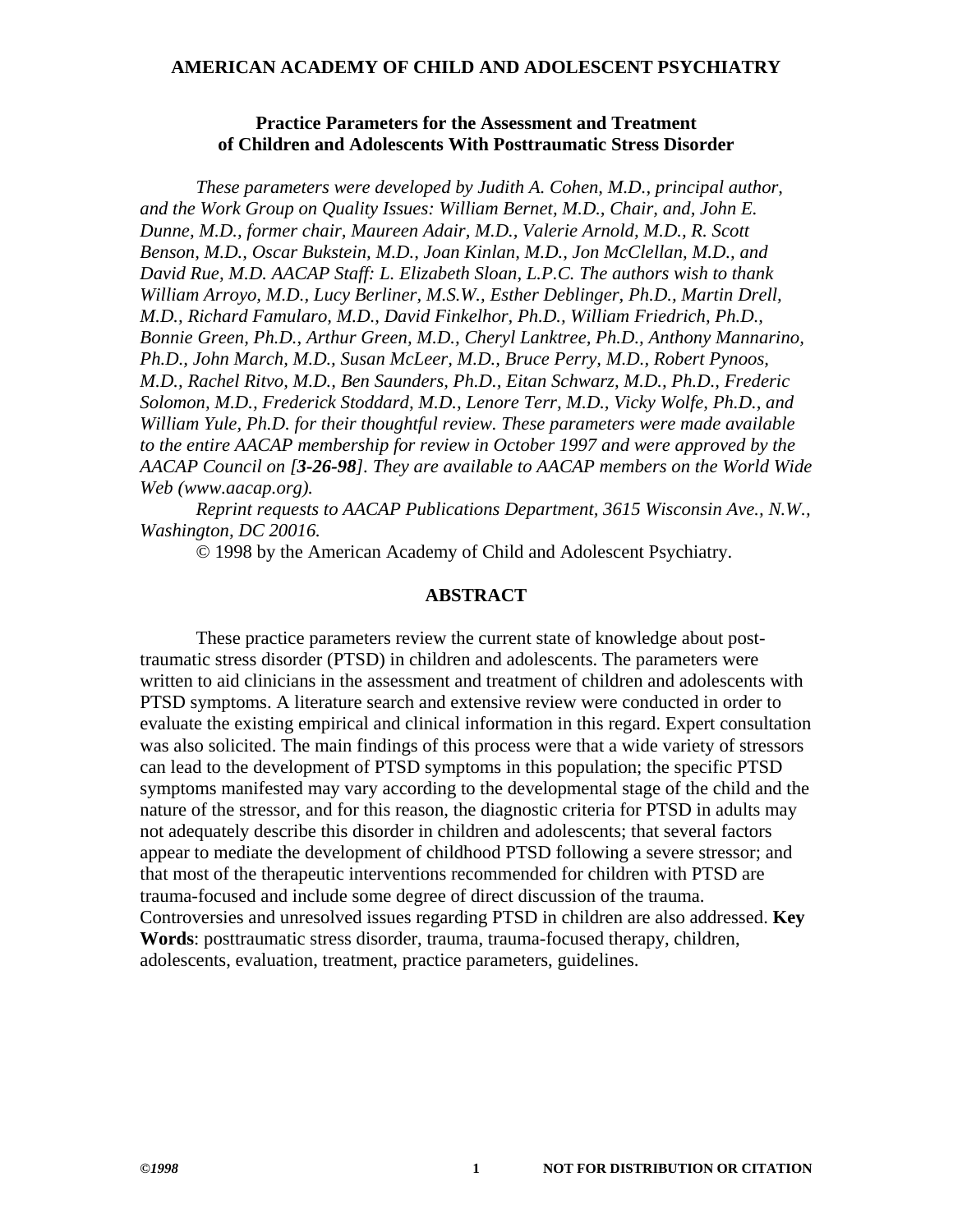**AMERICAN ACADEMY OF CHILD AND ADOLESCENT PSYCHIATRY**

# Practice Parameters for the Assessment and Treatment of Children and Adolescents With Posttraumatic Stress Disorder

*These parameters were developed by Judith A. Cohen, M.D., principal author, and the Work Group on Quality Issues: William Bernet, M.D., Chair, and, John E. Dunne, M.D., former chair, Maureen Adair, M.D., Valerie Arnold, M.D., R. Scott Benson, M.D., Oscar Bukstein, M.D., Joan Kinlan, M.D., Jon McClellan, M.D., and David Rue, M.D. AACAP Staff: L. Elizabeth Sloan, L.P.C. The authors wish to thank William Arroyo, M.D., Lucy Berliner, M.S.W., Esther Deblinger, Ph.D., Martin Drell, M.D., Richard Famularo, M.D., David Finkelhor, Ph.D., William Friedrich, Ph.D., Bonnie Green, Ph.D., Arthur Green, M.D., Cheryl Lanktree, Ph.D., Anthony Mannarino, Ph.D., John March, M.D., Susan McLeer, M.D., Bruce Perry, M.D., Robert Pynoos, M.D., Rachel Ritvo, M.D., Ben Saunders, Ph.D., Eitan Schwarz, M.D., Ph.D., Frederic Solomon, M.D., Frederick Stoddard, M.D., Lenore Terr, M.D., Vicky Wolfe, Ph.D., and William Yule, Ph.D. for their thoughtful review. These parameters were made available to the entire AACAP membership for review in October 1997 and were approved by the AACAP Council on [**3-26-98**]. They are available to AACAP members on the World Wide Web (www.aacap.org).*

*Reprint requests to AACAP Publications Department, 3615 Wisconsin Ave., N.W., Washington, DC 20016.*

© 1998 by the American Academy of Child and Adolescent Psychiatry.

## ABSTRACT

These practice parameters review the current state of knowledge about post-traumatic stress disorder (PTSD) in children and adolescents. The parameters were written to aid clinicians in the assessment and treatment of children and adolescents with PTSD symptoms. A literature search and extensive review were conducted in order to evaluate the existing empirical and clinical information in this regard. Expert consultation was also solicited. The main findings of this process were that a wide variety of stressors can lead to the development of PTSD symptoms in this population; the specific PTSD symptoms manifested may vary according to the developmental stage of the child and the nature of the stressor, and for this reason, the diagnostic criteria for PTSD in adults may not adequately describe this disorder in children and adolescents; that several factors appear to mediate the development of childhood PTSD following a severe stressor; and that most of the therapeutic interventions recommended for children with PTSD are trauma-focused and include some degree of direct discussion of the trauma. Controversies and unresolved issues regarding PTSD in children are also addressed. **Key Words**: posttraumatic stress disorder, trauma, trauma-focused therapy, children, adolescents, evaluation, treatment, practice parameters, guidelines.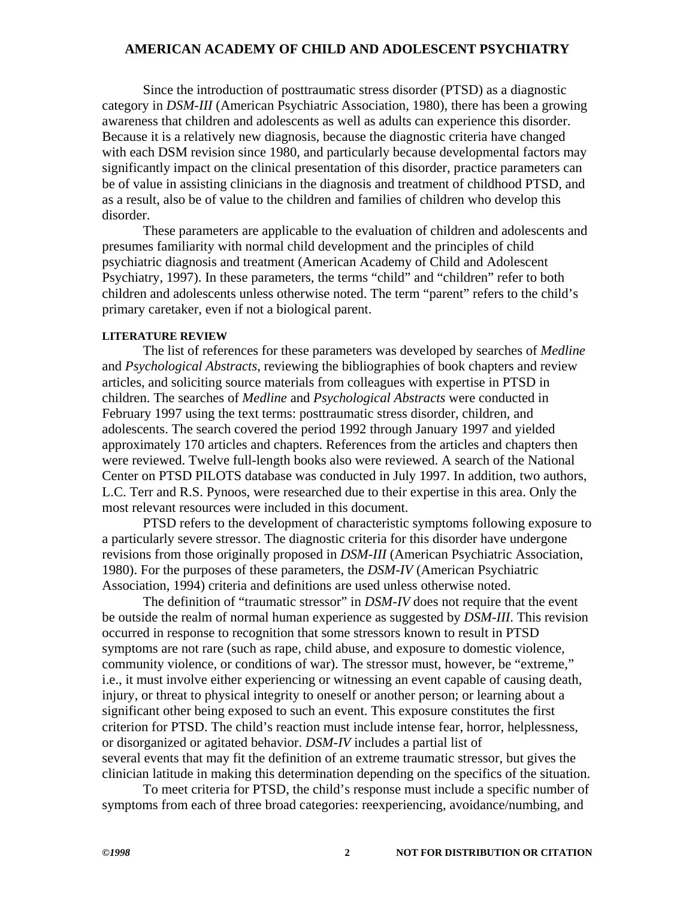Since the introduction of posttraumatic stress disorder (PTSD) as a diagnostic category in *DSM-III* (American Psychiatric Association, 1980), there has been a growing awareness that children and adolescents as well as adults can experience this disorder. Because it is a relatively new diagnosis, because the diagnostic criteria have changed with each DSM revision since 1980, and particularly because developmental factors may significantly impact on the clinical presentation of this disorder, practice parameters can be of value in assisting clinicians in the diagnosis and treatment of childhood PTSD, and as a result, also be of value to the children and families of children who develop this disorder.

These parameters are applicable to the evaluation of children and adolescents and presumes familiarity with normal child development and the principles of child psychiatric diagnosis and treatment (American Academy of Child and Adolescent Psychiatry, 1997). In these parameters, the terms "child" and "children" refer to both children and adolescents unless otherwise noted. The term "parent" refers to the child's primary caretaker, even if not a biological parent.

#### LITERATURE REVIEW

The list of references for these parameters was developed by searches of *Medline* and *Psychological Abstracts*, reviewing the bibliographies of book chapters and review articles, and soliciting source materials from colleagues with expertise in PTSD in children. The searches of *Medline* and *Psychological Abstracts* were conducted in February 1997 using the text terms: posttraumatic stress disorder, children, and adolescents. The search covered the period 1992 through January 1997 and yielded approximately 170 articles and chapters. References from the articles and chapters then were reviewed. Twelve full-length books also were reviewed. A search of the National Center on PTSD PILOTS database was conducted in July 1997. In addition, two authors, L.C. Terr and R.S. Pynoos, were researched due to their expertise in this area. Only the most relevant resources were included in this document.

PTSD refers to the development of characteristic symptoms following exposure to a particularly severe stressor. The diagnostic criteria for this disorder have undergone revisions from those originally proposed in *DSM-III* (American Psychiatric Association, 1980). For the purposes of these parameters, the *DSM-IV* (American Psychiatric Association, 1994) criteria and definitions are used unless otherwise noted.

The definition of "traumatic stressor" in *DSM-IV* does not require that the event be outside the realm of normal human experience as suggested by *DSM-III*. This revision occurred in response to recognition that some stressors known to result in PTSD symptoms are not rare (such as rape, child abuse, and exposure to domestic violence, community violence, or conditions of war). The stressor must, however, be "extreme," i.e., it must involve either experiencing or witnessing an event capable of causing death, injury, or threat to physical integrity to oneself or another person; or learning about a significant other being exposed to such an event. This exposure constitutes the first criterion for PTSD. The child's reaction must include intense fear, horror, helplessness, or disorganized or agitated behavior. *DSM-IV* includes a partial list of several events that may fit the definition of an extreme traumatic stressor, but gives the clinician latitude in making this determination depending on the specifics of the situation.

To meet criteria for PTSD, the child's response must include a specific number of symptoms from each of three broad categories: reexperiencing, avoidance/numbing, and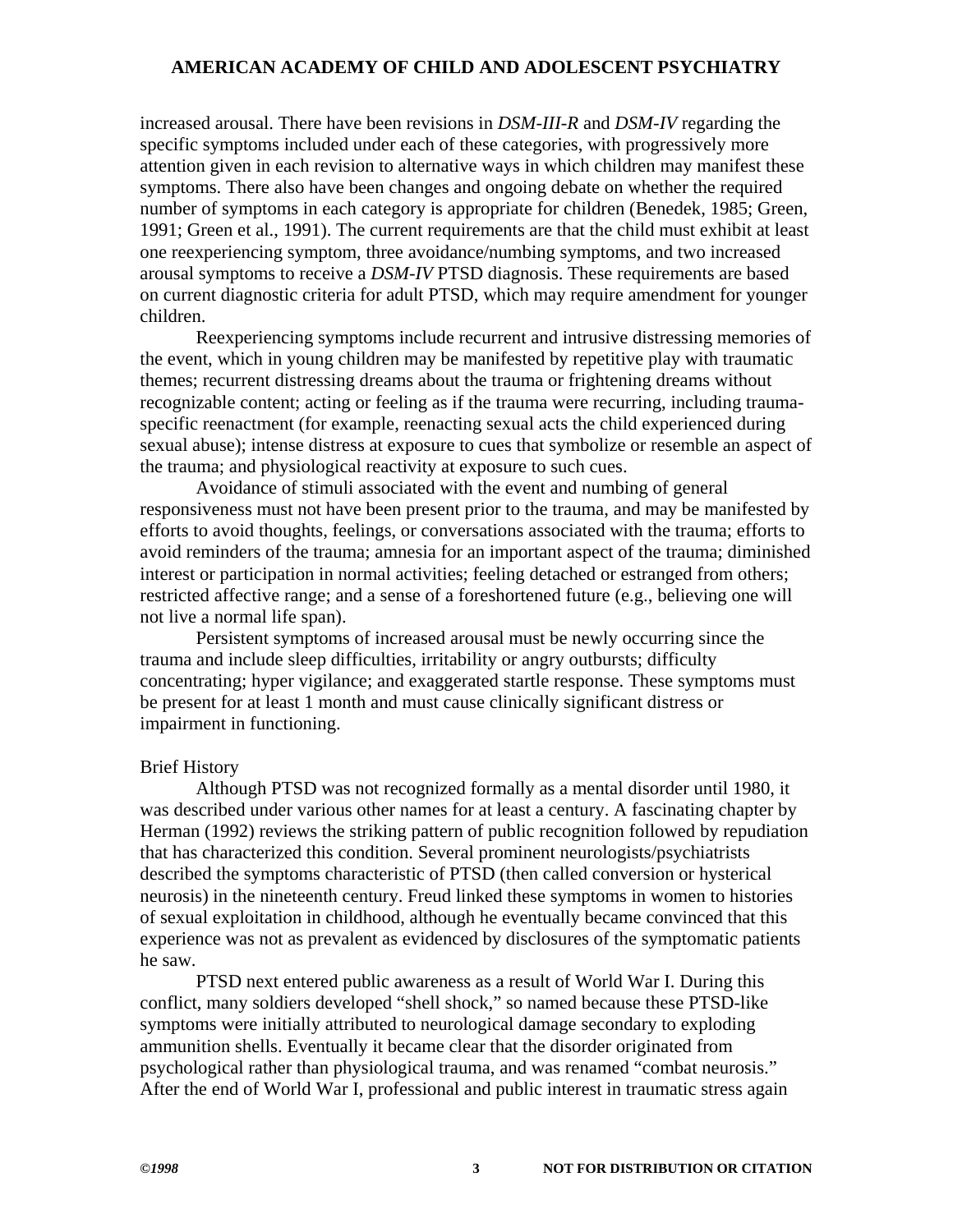increased arousal. There have been revisions in *DSM-III-R* and *DSM-IV* regarding the specific symptoms included under each of these categories, with progressively more attention given in each revision to alternative ways in which children may manifest these symptoms. There also have been changes and ongoing debate on whether the required number of symptoms in each category is appropriate for children (Benedek, 1985; Green, 1991; Green et al., 1991). The current requirements are that the child must exhibit at least one reexperiencing symptom, three avoidance/numbing symptoms, and two increased arousal symptoms to receive a *DSM-IV* PTSD diagnosis. These requirements are based on current diagnostic criteria for adult PTSD, which may require amendment for younger children.

Reexperiencing symptoms include recurrent and intrusive distressing memories of the event, which in young children may be manifested by repetitive play with traumatic themes; recurrent distressing dreams about the trauma or frightening dreams without recognizable content; acting or feeling as if the trauma were recurring, including trauma-specific reenactment (for example, reenacting sexual acts the child experienced during sexual abuse); intense distress at exposure to cues that symbolize or resemble an aspect of the trauma; and physiological reactivity at exposure to such cues.

Avoidance of stimuli associated with the event and numbing of general responsiveness must not have been present prior to the trauma, and may be manifested by efforts to avoid thoughts, feelings, or conversations associated with the trauma; efforts to avoid reminders of the trauma; amnesia for an important aspect of the trauma; diminished interest or participation in normal activities; feeling detached or estranged from others; restricted affective range; and a sense of a foreshortened future (e.g., believing one will not live a normal life span).

Persistent symptoms of increased arousal must be newly occurring since the trauma and include sleep difficulties, irritability or angry outbursts; difficulty concentrating; hyper vigilance; and exaggerated startle response. These symptoms must be present for at least 1 month and must cause clinically significant distress or impairment in functioning.

## Brief History

Although PTSD was not recognized formally as a mental disorder until 1980, it was described under various other names for at least a century. A fascinating chapter by Herman (1992) reviews the striking pattern of public recognition followed by repudiation that has characterized this condition. Several prominent neurologists/psychiatrists described the symptoms characteristic of PTSD (then called conversion or hysterical neurosis) in the nineteenth century. Freud linked these symptoms in women to histories of sexual exploitation in childhood, although he eventually became convinced that this experience was not as prevalent as evidenced by disclosures of the symptomatic patients he saw.

PTSD next entered public awareness as a result of World War I. During this conflict, many soldiers developed "shell shock," so named because these PTSD-like symptoms were initially attributed to neurological damage secondary to exploding ammunition shells. Eventually it became clear that the disorder originated from psychological rather than physiological trauma, and was renamed "combat neurosis." After the end of World War I, professional and public interest in traumatic stress again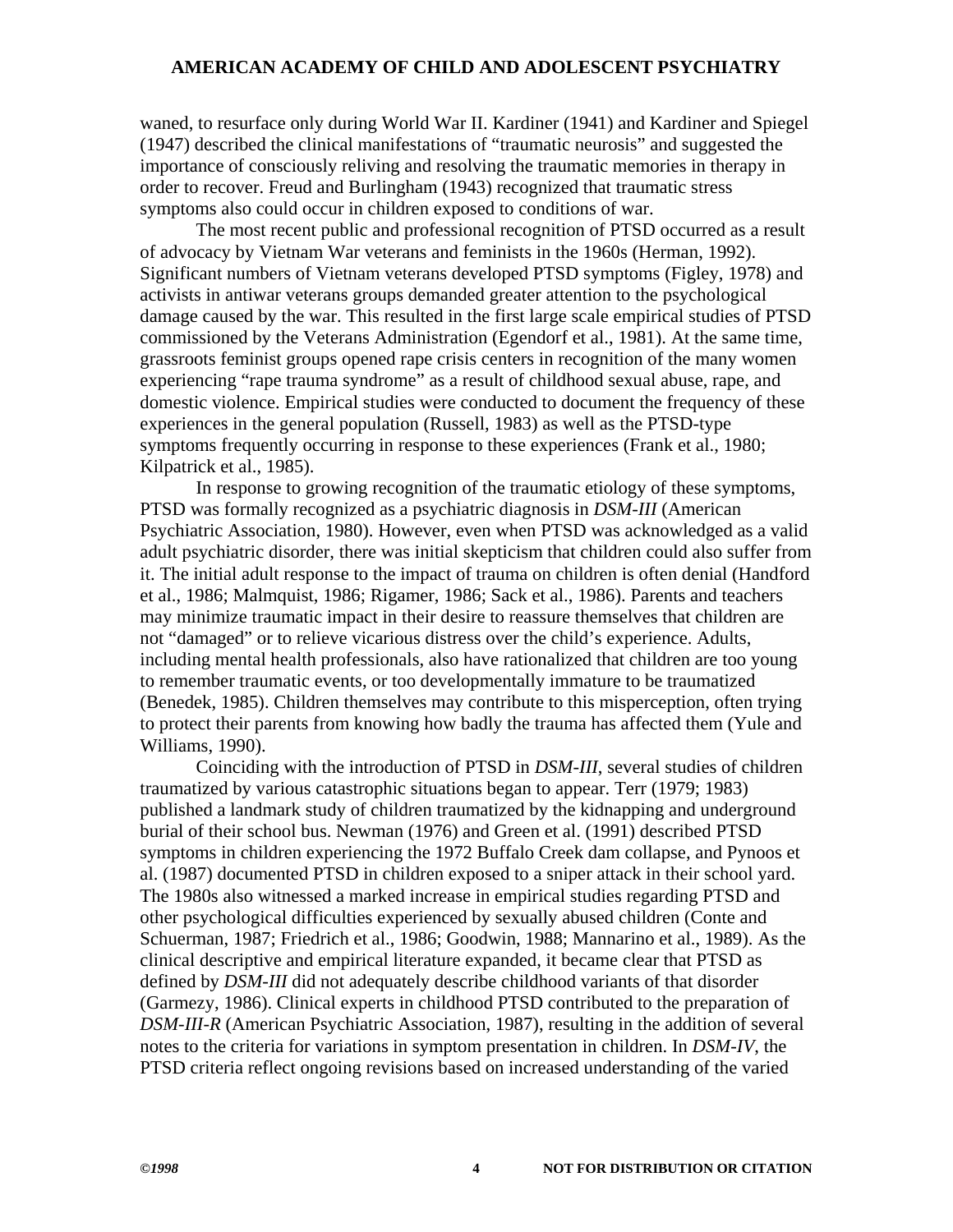waned, to resurface only during World War II. Kardiner (1941) and Kardiner and Spiegel (1947) described the clinical manifestations of "traumatic neurosis" and suggested the importance of consciously reliving and resolving the traumatic memories in therapy in order to recover. Freud and Burlingham (1943) recognized that traumatic stress symptoms also could occur in children exposed to conditions of war.

The most recent public and professional recognition of PTSD occurred as a result of advocacy by Vietnam War veterans and feminists in the 1960s (Herman, 1992). Significant numbers of Vietnam veterans developed PTSD symptoms (Figley, 1978) and activists in antiwar veterans groups demanded greater attention to the psychological damage caused by the war. This resulted in the first large scale empirical studies of PTSD commissioned by the Veterans Administration (Egendorf et al., 1981). At the same time, grassroots feminist groups opened rape crisis centers in recognition of the many women experiencing "rape trauma syndrome" as a result of childhood sexual abuse, rape, and domestic violence. Empirical studies were conducted to document the frequency of these experiences in the general population (Russell, 1983) as well as the PTSD-type symptoms frequently occurring in response to these experiences (Frank et al., 1980; Kilpatrick et al., 1985).

In response to growing recognition of the traumatic etiology of these symptoms, PTSD was formally recognized as a psychiatric diagnosis in *DSM-III* (American Psychiatric Association, 1980). However, even when PTSD was acknowledged as a valid adult psychiatric disorder, there was initial skepticism that children could also suffer from it. The initial adult response to the impact of trauma on children is often denial (Handford et al., 1986; Malmquist, 1986; Rigamer, 1986; Sack et al., 1986). Parents and teachers may minimize traumatic impact in their desire to reassure themselves that children are not "damaged" or to relieve vicarious distress over the child's experience. Adults, including mental health professionals, also have rationalized that children are too young to remember traumatic events, or too developmentally immature to be traumatized (Benedek, 1985). Children themselves may contribute to this misperception, often trying to protect their parents from knowing how badly the trauma has affected them (Yule and Williams, 1990).

Coinciding with the introduction of PTSD in *DSM-III*, several studies of children traumatized by various catastrophic situations began to appear. Terr (1979; 1983) published a landmark study of children traumatized by the kidnapping and underground burial of their school bus. Newman (1976) and Green et al. (1991) described PTSD symptoms in children experiencing the 1972 Buffalo Creek dam collapse, and Pynoos et al. (1987) documented PTSD in children exposed to a sniper attack in their school yard. The 1980s also witnessed a marked increase in empirical studies regarding PTSD and other psychological difficulties experienced by sexually abused children (Conte and Schuerman, 1987; Friedrich et al., 1986; Goodwin, 1988; Mannarino et al., 1989). As the clinical descriptive and empirical literature expanded, it became clear that PTSD as defined by *DSM-III* did not adequately describe childhood variants of that disorder (Garmezy, 1986). Clinical experts in childhood PTSD contributed to the preparation of *DSM-III-R* (American Psychiatric Association, 1987), resulting in the addition of several notes to the criteria for variations in symptom presentation in children. In *DSM-IV*, the PTSD criteria reflect ongoing revisions based on increased understanding of the varied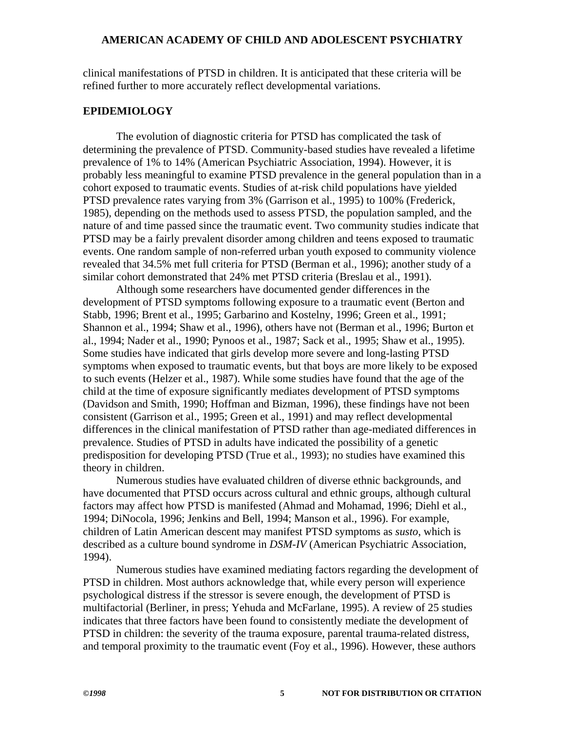clinical manifestations of PTSD in children. It is anticipated that these criteria will be refined further to more accurately reflect developmental variations.

## EPIDEMIOLOGY

The evolution of diagnostic criteria for PTSD has complicated the task of determining the prevalence of PTSD. Community-based studies have revealed a lifetime prevalence of 1% to 14% (American Psychiatric Association, 1994). However, it is probably less meaningful to examine PTSD prevalence in the general population than in a cohort exposed to traumatic events. Studies of at-risk child populations have yielded PTSD prevalence rates varying from 3% (Garrison et al., 1995) to 100% (Frederick, 1985), depending on the methods used to assess PTSD, the population sampled, and the nature of and time passed since the traumatic event. Two community studies indicate that PTSD may be a fairly prevalent disorder among children and teens exposed to traumatic events. One random sample of non-referred urban youth exposed to community violence revealed that 34.5% met full criteria for PTSD (Berman et al., 1996); another study of a similar cohort demonstrated that 24% met PTSD criteria (Breslau et al., 1991).

Although some researchers have documented gender differences in the development of PTSD symptoms following exposure to a traumatic event (Berton and Stabb, 1996; Brent et al., 1995; Garbarino and Kostelny, 1996; Green et al., 1991; Shannon et al., 1994; Shaw et al., 1996), others have not (Berman et al., 1996; Burton et al., 1994; Nader et al., 1990; Pynoos et al., 1987; Sack et al., 1995; Shaw et al., 1995). Some studies have indicated that girls develop more severe and long-lasting PTSD symptoms when exposed to traumatic events, but that boys are more likely to be exposed to such events (Helzer et al., 1987). While some studies have found that the age of the child at the time of exposure significantly mediates development of PTSD symptoms (Davidson and Smith, 1990; Hoffman and Bizman, 1996), these findings have not been consistent (Garrison et al., 1995; Green et al., 1991) and may reflect developmental differences in the clinical manifestation of PTSD rather than age-mediated differences in prevalence. Studies of PTSD in adults have indicated the possibility of a genetic predisposition for developing PTSD (True et al., 1993); no studies have examined this theory in children.

Numerous studies have evaluated children of diverse ethnic backgrounds, and have documented that PTSD occurs across cultural and ethnic groups, although cultural factors may affect how PTSD is manifested (Ahmad and Mohamad, 1996; Diehl et al., 1994; DiNocola, 1996; Jenkins and Bell, 1994; Manson et al., 1996). For example, children of Latin American descent may manifest PTSD symptoms as *susto*, which is described as a culture bound syndrome in *DSM-IV* (American Psychiatric Association, 1994).

Numerous studies have examined mediating factors regarding the development of PTSD in children. Most authors acknowledge that, while every person will experience psychological distress if the stressor is severe enough, the development of PTSD is multifactorial (Berliner, in press; Yehuda and McFarlane, 1995). A review of 25 studies indicates that three factors have been found to consistently mediate the development of PTSD in children: the severity of the trauma exposure, parental trauma-related distress, and temporal proximity to the traumatic event (Foy et al., 1996). However, these authors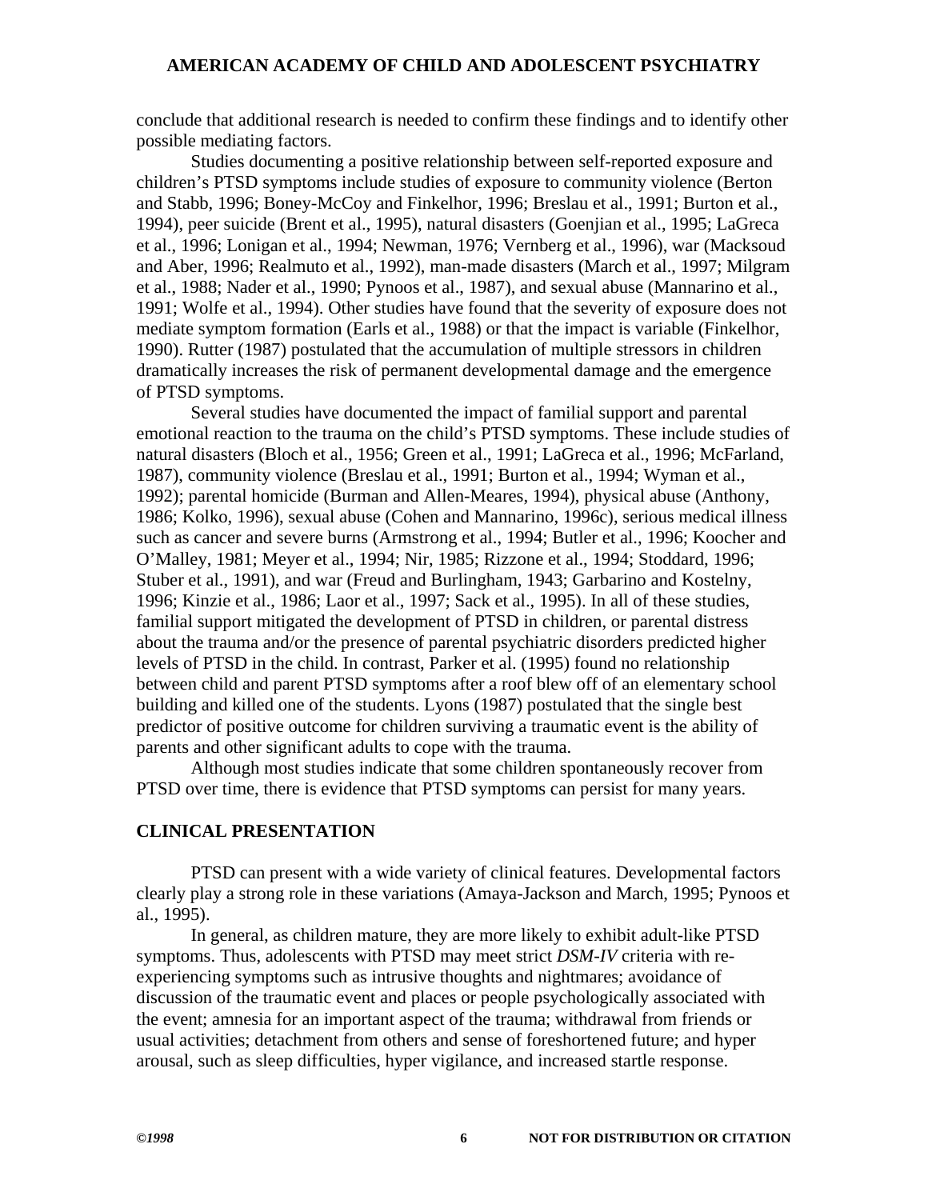conclude that additional research is needed to confirm these findings and to identify other possible mediating factors.

Studies documenting a positive relationship between self-reported exposure and children's PTSD symptoms include studies of exposure to community violence (Berton and Stabb, 1996; Boney-McCoy and Finkelhor, 1996; Breslau et al., 1991; Burton et al., 1994), peer suicide (Brent et al., 1995), natural disasters (Goenjian et al., 1995; LaGreca et al., 1996; Lonigan et al., 1994; Newman, 1976; Vernberg et al., 1996), war (Macksoud and Aber, 1996; Realmuto et al., 1992), man-made disasters (March et al., 1997; Milgram et al., 1988; Nader et al., 1990; Pynoos et al., 1987), and sexual abuse (Mannarino et al., 1991; Wolfe et al., 1994). Other studies have found that the severity of exposure does not mediate symptom formation (Earls et al., 1988) or that the impact is variable (Finkelhor, 1990). Rutter (1987) postulated that the accumulation of multiple stressors in children dramatically increases the risk of permanent developmental damage and the emergence of PTSD symptoms.

Several studies have documented the impact of familial support and parental emotional reaction to the trauma on the child's PTSD symptoms. These include studies of natural disasters (Bloch et al., 1956; Green et al., 1991; LaGreca et al., 1996; McFarland, 1987), community violence (Breslau et al., 1991; Burton et al., 1994; Wyman et al., 1992); parental homicide (Burman and Allen-Meares, 1994), physical abuse (Anthony, 1986; Kolko, 1996), sexual abuse (Cohen and Mannarino, 1996c), serious medical illness such as cancer and severe burns (Armstrong et al., 1994; Butler et al., 1996; Koocher and O'Malley, 1981; Meyer et al., 1994; Nir, 1985; Rizzone et al., 1994; Stoddard, 1996; Stuber et al., 1991), and war (Freud and Burlingham, 1943; Garbarino and Kostelny, 1996; Kinzie et al., 1986; Laor et al., 1997; Sack et al., 1995). In all of these studies, familial support mitigated the development of PTSD in children, or parental distress about the trauma and/or the presence of parental psychiatric disorders predicted higher levels of PTSD in the child. In contrast, Parker et al. (1995) found no relationship between child and parent PTSD symptoms after a roof blew off of an elementary school building and killed one of the students. Lyons (1987) postulated that the single best predictor of positive outcome for children surviving a traumatic event is the ability of parents and other significant adults to cope with the trauma.

Although most studies indicate that some children spontaneously recover from PTSD over time, there is evidence that PTSD symptoms can persist for many years.

## CLINICAL PRESENTATION

PTSD can present with a wide variety of clinical features. Developmental factors clearly play a strong role in these variations (Amaya-Jackson and March, 1995; Pynoos et al., 1995).

In general, as children mature, they are more likely to exhibit adult-like PTSD symptoms. Thus, adolescents with PTSD may meet strict *DSM-IV* criteria with re-experiencing symptoms such as intrusive thoughts and nightmares; avoidance of discussion of the traumatic event and places or people psychologically associated with the event; amnesia for an important aspect of the trauma; withdrawal from friends or usual activities; detachment from others and sense of foreshortened future; and hyper arousal, such as sleep difficulties, hyper vigilance, and increased startle response.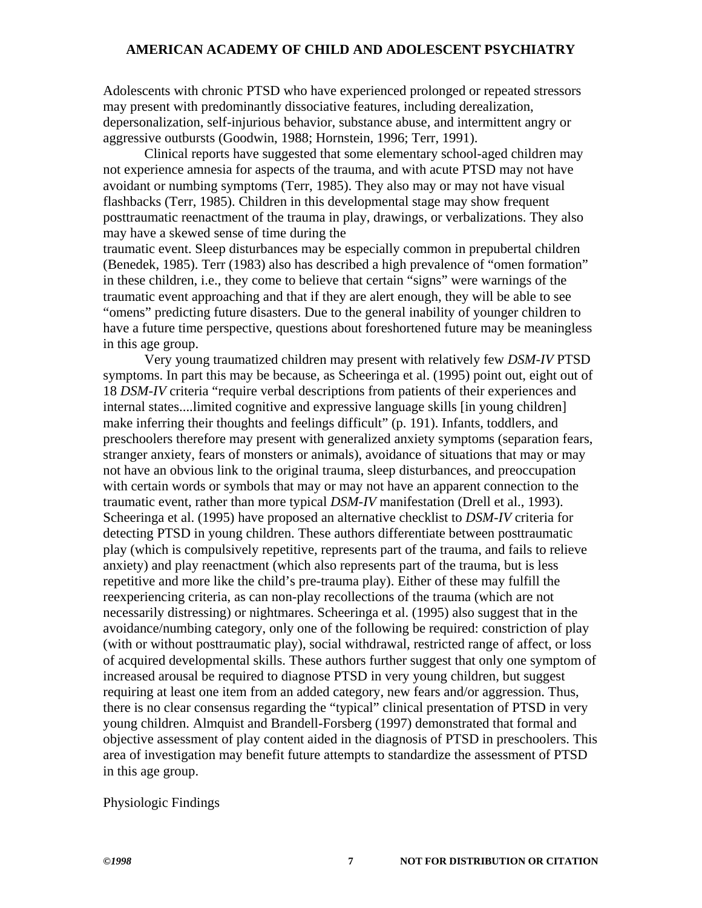Adolescents with chronic PTSD who have experienced prolonged or repeated stressors may present with predominantly dissociative features, including derealization, depersonalization, self-injurious behavior, substance abuse, and intermittent angry or aggressive outbursts (Goodwin, 1988; Hornstein, 1996; Terr, 1991).

Clinical reports have suggested that some elementary school-aged children may not experience amnesia for aspects of the trauma, and with acute PTSD may not have avoidant or numbing symptoms (Terr, 1985). They also may or may not have visual flashbacks (Terr, 1985). Children in this developmental stage may show frequent posttraumatic reenactment of the trauma in play, drawings, or verbalizations. They also may have a skewed sense of time during the traumatic event. Sleep disturbances may be especially common in prepubertal children (Benedek, 1985). Terr (1983) also has described a high prevalence of "omen formation" in these children, i.e., they come to believe that certain "signs" were warnings of the traumatic event approaching and that if they are alert enough, they will be able to see "omens" predicting future disasters. Due to the general inability of younger children to have a future time perspective, questions about foreshortened future may be meaningless in this age group.

Very young traumatized children may present with relatively few *DSM-IV* PTSD symptoms. In part this may be because, as Scheeringa et al. (1995) point out, eight out of 18 *DSM-IV* criteria "require verbal descriptions from patients of their experiences and internal states....limited cognitive and expressive language skills [in young children] make inferring their thoughts and feelings difficult" (p. 191). Infants, toddlers, and preschoolers therefore may present with generalized anxiety symptoms (separation fears, stranger anxiety, fears of monsters or animals), avoidance of situations that may or may not have an obvious link to the original trauma, sleep disturbances, and preoccupation with certain words or symbols that may or may not have an apparent connection to the traumatic event, rather than more typical *DSM-IV* manifestation (Drell et al., 1993). Scheeringa et al. (1995) have proposed an alternative checklist to *DSM-IV* criteria for detecting PTSD in young children. These authors differentiate between posttraumatic play (which is compulsively repetitive, represents part of the trauma, and fails to relieve anxiety) and play reenactment (which also represents part of the trauma, but is less repetitive and more like the child's pre-trauma play). Either of these may fulfill the reexperiencing criteria, as can non-play recollections of the trauma (which are not necessarily distressing) or nightmares. Scheeringa et al. (1995) also suggest that in the avoidance/numbing category, only one of the following be required: constriction of play (with or without posttraumatic play), social withdrawal, restricted range of affect, or loss of acquired developmental skills. These authors further suggest that only one symptom of increased arousal be required to diagnose PTSD in very young children, but suggest requiring at least one item from an added category, new fears and/or aggression. Thus, there is no clear consensus regarding the "typical" clinical presentation of PTSD in very young children. Almquist and Brandell-Forsberg (1997) demonstrated that formal and objective assessment of play content aided in the diagnosis of PTSD in preschoolers. This area of investigation may benefit future attempts to standardize the assessment of PTSD in this age group.

Physiologic Findings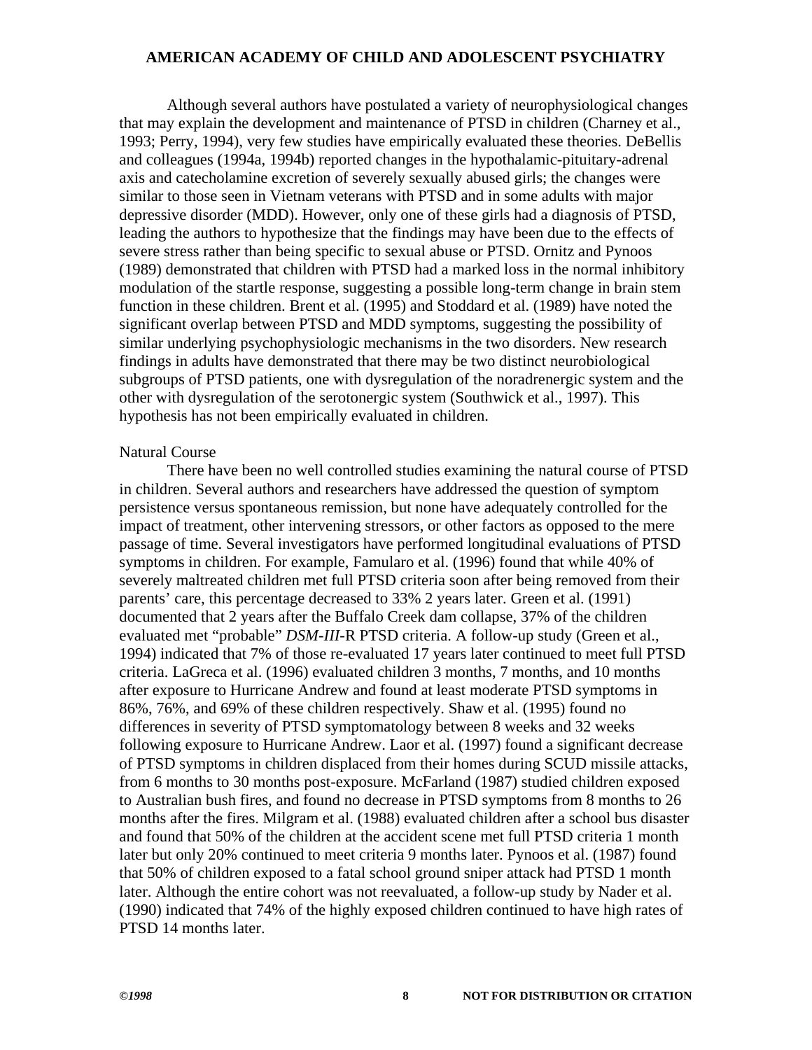Although several authors have postulated a variety of neurophysiological changes that may explain the development and maintenance of PTSD in children (Charney et al., 1993; Perry, 1994), very few studies have empirically evaluated these theories. DeBellis and colleagues (1994a, 1994b) reported changes in the hypothalamic-pituitary-adrenal axis and catecholamine excretion of severely sexually abused girls; the changes were similar to those seen in Vietnam veterans with PTSD and in some adults with major depressive disorder (MDD). However, only one of these girls had a diagnosis of PTSD, leading the authors to hypothesize that the findings may have been due to the effects of severe stress rather than being specific to sexual abuse or PTSD. Ornitz and Pynoos (1989) demonstrated that children with PTSD had a marked loss in the normal inhibitory modulation of the startle response, suggesting a possible long-term change in brain stem function in these children. Brent et al. (1995) and Stoddard et al. (1989) have noted the significant overlap between PTSD and MDD symptoms, suggesting the possibility of similar underlying psychophysiologic mechanisms in the two disorders. New research findings in adults have demonstrated that there may be two distinct neurobiological subgroups of PTSD patients, one with dysregulation of the noradrenergic system and the other with dysregulation of the serotonergic system (Southwick et al., 1997). This hypothesis has not been empirically evaluated in children.

Natural Course

There have been no well controlled studies examining the natural course of PTSD in children. Several authors and researchers have addressed the question of symptom persistence versus spontaneous remission, but none have adequately controlled for the impact of treatment, other intervening stressors, or other factors as opposed to the mere passage of time. Several investigators have performed longitudinal evaluations of PTSD symptoms in children. For example, Famularo et al. (1996) found that while 40% of severely maltreated children met full PTSD criteria soon after being removed from their parents' care, this percentage decreased to 33% 2 years later. Green et al. (1991) documented that 2 years after the Buffalo Creek dam collapse, 37% of the children evaluated met "probable" *DSM-III*-R PTSD criteria. A follow-up study (Green et al., 1994) indicated that 7% of those re-evaluated 17 years later continued to meet full PTSD criteria. LaGreca et al. (1996) evaluated children 3 months, 7 months, and 10 months after exposure to Hurricane Andrew and found at least moderate PTSD symptoms in 86%, 76%, and 69% of these children respectively. Shaw et al. (1995) found no differences in severity of PTSD symptomatology between 8 weeks and 32 weeks following exposure to Hurricane Andrew. Laor et al. (1997) found a significant decrease of PTSD symptoms in children displaced from their homes during SCUD missile attacks, from 6 months to 30 months post-exposure. McFarland (1987) studied children exposed to Australian bush fires, and found no decrease in PTSD symptoms from 8 months to 26 months after the fires. Milgram et al. (1988) evaluated children after a school bus disaster and found that 50% of the children at the accident scene met full PTSD criteria 1 month later but only 20% continued to meet criteria 9 months later. Pynoos et al. (1987) found that 50% of children exposed to a fatal school ground sniper attack had PTSD 1 month later. Although the entire cohort was not reevaluated, a follow-up study by Nader et al. (1990) indicated that 74% of the highly exposed children continued to have high rates of PTSD 14 months later.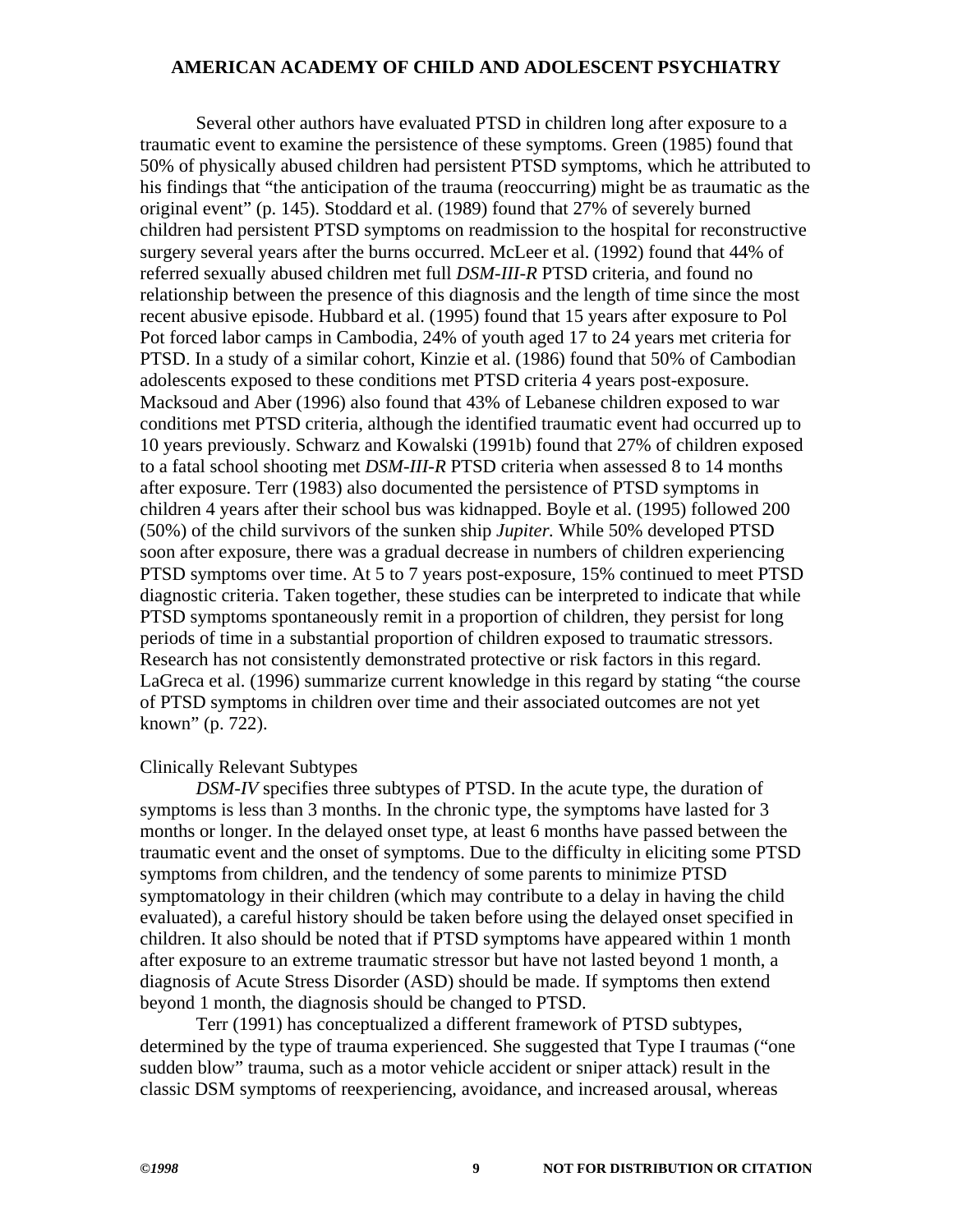Several other authors have evaluated PTSD in children long after exposure to a traumatic event to examine the persistence of these symptoms. Green (1985) found that 50% of physically abused children had persistent PTSD symptoms, which he attributed to his findings that "the anticipation of the trauma (reoccurring) might be as traumatic as the original event" (p. 145). Stoddard et al. (1989) found that 27% of severely burned children had persistent PTSD symptoms on readmission to the hospital for reconstructive surgery several years after the burns occurred. McLeer et al. (1992) found that 44% of referred sexually abused children met full *DSM-III-R* PTSD criteria, and found no relationship between the presence of this diagnosis and the length of time since the most recent abusive episode. Hubbard et al. (1995) found that 15 years after exposure to Pol Pot forced labor camps in Cambodia, 24% of youth aged 17 to 24 years met criteria for PTSD. In a study of a similar cohort, Kinzie et al. (1986) found that 50% of Cambodian adolescents exposed to these conditions met PTSD criteria 4 years post-exposure. Macksoud and Aber (1996) also found that 43% of Lebanese children exposed to war conditions met PTSD criteria, although the identified traumatic event had occurred up to 10 years previously. Schwarz and Kowalski (1991b) found that 27% of children exposed to a fatal school shooting met *DSM-III-R* PTSD criteria when assessed 8 to 14 months after exposure. Terr (1983) also documented the persistence of PTSD symptoms in children 4 years after their school bus was kidnapped. Boyle et al. (1995) followed 200 (50%) of the child survivors of the sunken ship *Jupiter*. While 50% developed PTSD soon after exposure, there was a gradual decrease in numbers of children experiencing PTSD symptoms over time. At 5 to 7 years post-exposure, 15% continued to meet PTSD diagnostic criteria. Taken together, these studies can be interpreted to indicate that while PTSD symptoms spontaneously remit in a proportion of children, they persist for long periods of time in a substantial proportion of children exposed to traumatic stressors. Research has not consistently demonstrated protective or risk factors in this regard. LaGreca et al. (1996) summarize current knowledge in this regard by stating "the course of PTSD symptoms in children over time and their associated outcomes are not yet known" (p. 722).

Clinically Relevant Subtypes

*DSM-IV* specifies three subtypes of PTSD. In the acute type, the duration of symptoms is less than 3 months. In the chronic type, the symptoms have lasted for 3 months or longer. In the delayed onset type, at least 6 months have passed between the traumatic event and the onset of symptoms. Due to the difficulty in eliciting some PTSD symptoms from children, and the tendency of some parents to minimize PTSD symptomatology in their children (which may contribute to a delay in having the child evaluated), a careful history should be taken before using the delayed onset specified in children. It also should be noted that if PTSD symptoms have appeared within 1 month after exposure to an extreme traumatic stressor but have not lasted beyond 1 month, a diagnosis of Acute Stress Disorder (ASD) should be made. If symptoms then extend beyond 1 month, the diagnosis should be changed to PTSD.

Terr (1991) has conceptualized a different framework of PTSD subtypes, determined by the type of trauma experienced. She suggested that Type I traumas ("one sudden blow" trauma, such as a motor vehicle accident or sniper attack) result in the classic DSM symptoms of reexperiencing, avoidance, and increased arousal, whereas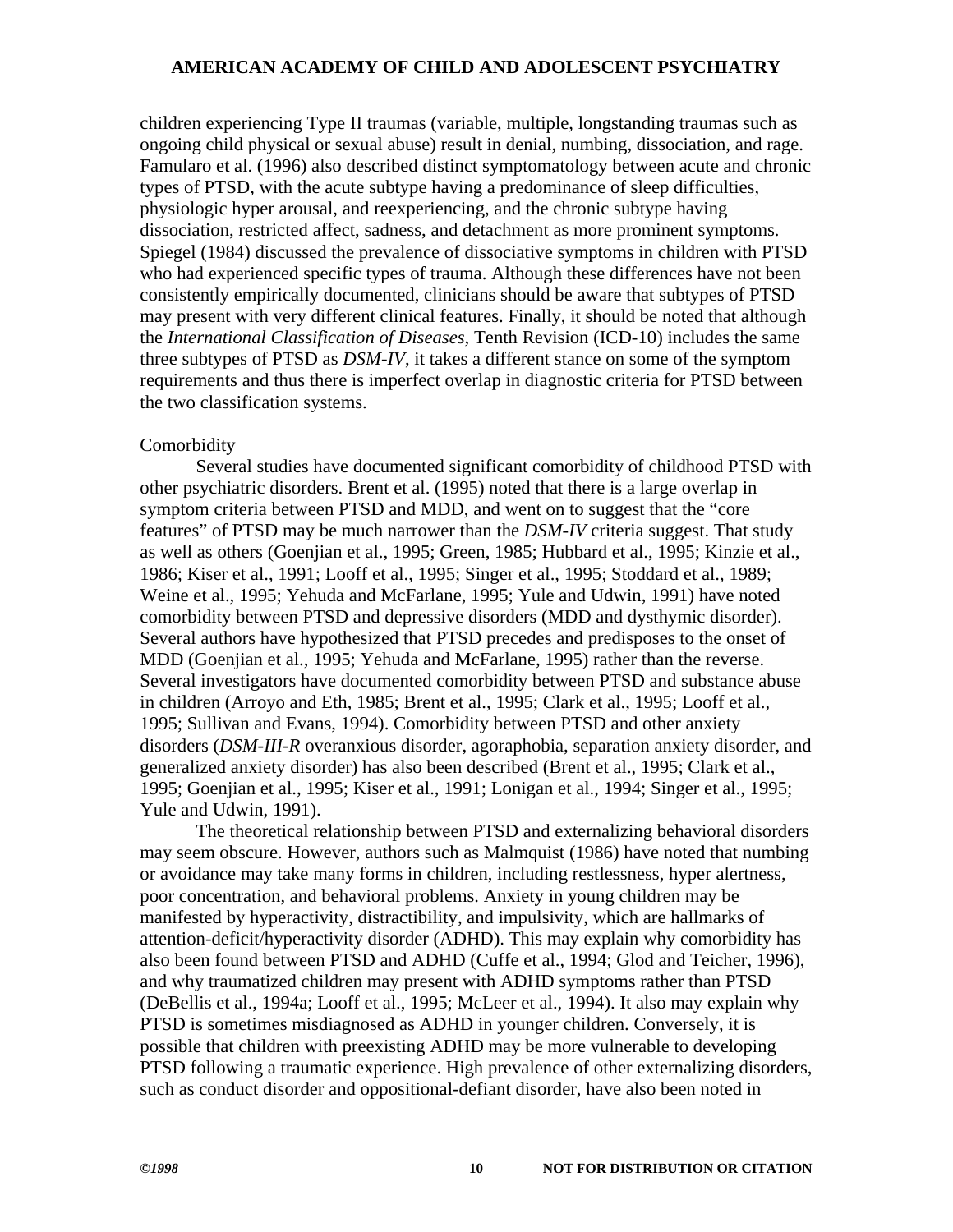children experiencing Type II traumas (variable, multiple, longstanding traumas such as ongoing child physical or sexual abuse) result in denial, numbing, dissociation, and rage. Famularo et al. (1996) also described distinct symptomatology between acute and chronic types of PTSD, with the acute subtype having a predominance of sleep difficulties, physiologic hyper arousal, and reexperiencing, and the chronic subtype having dissociation, restricted affect, sadness, and detachment as more prominent symptoms. Spiegel (1984) discussed the prevalence of dissociative symptoms in children with PTSD who had experienced specific types of trauma. Although these differences have not been consistently empirically documented, clinicians should be aware that subtypes of PTSD may present with very different clinical features. Finally, it should be noted that although the *International Classification of Diseases*, Tenth Revision (ICD-10) includes the same three subtypes of PTSD as *DSM-IV*, it takes a different stance on some of the symptom requirements and thus there is imperfect overlap in diagnostic criteria for PTSD between the two classification systems.

Comorbidity

Several studies have documented significant comorbidity of childhood PTSD with other psychiatric disorders. Brent et al. (1995) noted that there is a large overlap in symptom criteria between PTSD and MDD, and went on to suggest that the "core features" of PTSD may be much narrower than the *DSM-IV* criteria suggest. That study as well as others (Goenjian et al., 1995; Green, 1985; Hubbard et al., 1995; Kinzie et al., 1986; Kiser et al., 1991; Looff et al., 1995; Singer et al., 1995; Stoddard et al., 1989; Weine et al., 1995; Yehuda and McFarlane, 1995; Yule and Udwin, 1991) have noted comorbidity between PTSD and depressive disorders (MDD and dysthymic disorder). Several authors have hypothesized that PTSD precedes and predisposes to the onset of MDD (Goenjian et al., 1995; Yehuda and McFarlane, 1995) rather than the reverse. Several investigators have documented comorbidity between PTSD and substance abuse in children (Arroyo and Eth, 1985; Brent et al., 1995; Clark et al., 1995; Looff et al., 1995; Sullivan and Evans, 1994). Comorbidity between PTSD and other anxiety disorders (*DSM-III-R* overanxious disorder, agoraphobia, separation anxiety disorder, and generalized anxiety disorder) has also been described (Brent et al., 1995; Clark et al., 1995; Goenjian et al., 1995; Kiser et al., 1991; Lonigan et al., 1994; Singer et al., 1995; Yule and Udwin, 1991).

The theoretical relationship between PTSD and externalizing behavioral disorders may seem obscure. However, authors such as Malmquist (1986) have noted that numbing or avoidance may take many forms in children, including restlessness, hyper alertness, poor concentration, and behavioral problems. Anxiety in young children may be manifested by hyperactivity, distractibility, and impulsivity, which are hallmarks of attention-deficit/hyperactivity disorder (ADHD). This may explain why comorbidity has also been found between PTSD and ADHD (Cuffe et al., 1994; Glod and Teicher, 1996), and why traumatized children may present with ADHD symptoms rather than PTSD (DeBellis et al., 1994a; Looff et al., 1995; McLeer et al., 1994). It also may explain why PTSD is sometimes misdiagnosed as ADHD in younger children. Conversely, it is possible that children with preexisting ADHD may be more vulnerable to developing PTSD following a traumatic experience. High prevalence of other externalizing disorders, such as conduct disorder and oppositional-defiant disorder, have also been noted in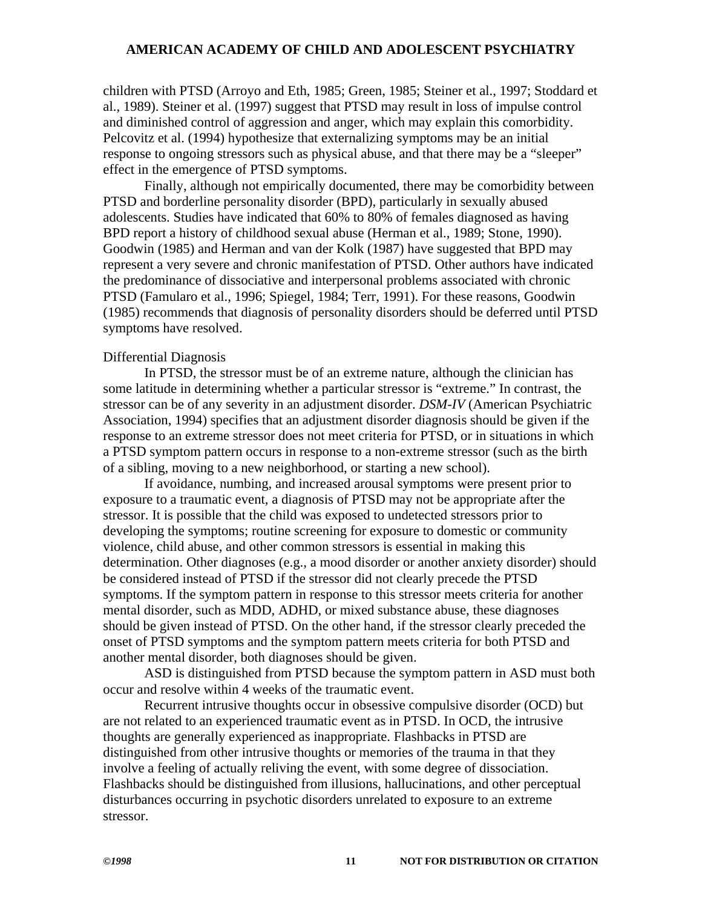children with PTSD (Arroyo and Eth, 1985; Green, 1985; Steiner et al., 1997; Stoddard et al., 1989). Steiner et al. (1997) suggest that PTSD may result in loss of impulse control and diminished control of aggression and anger, which may explain this comorbidity. Pelcovitz et al. (1994) hypothesize that externalizing symptoms may be an initial response to ongoing stressors such as physical abuse, and that there may be a "sleeper" effect in the emergence of PTSD symptoms.

Finally, although not empirically documented, there may be comorbidity between PTSD and borderline personality disorder (BPD), particularly in sexually abused adolescents. Studies have indicated that 60% to 80% of females diagnosed as having BPD report a history of childhood sexual abuse (Herman et al., 1989; Stone, 1990). Goodwin (1985) and Herman and van der Kolk (1987) have suggested that BPD may represent a very severe and chronic manifestation of PTSD. Other authors have indicated the predominance of dissociative and interpersonal problems associated with chronic PTSD (Famularo et al., 1996; Spiegel, 1984; Terr, 1991). For these reasons, Goodwin (1985) recommends that diagnosis of personality disorders should be deferred until PTSD symptoms have resolved.

### Differential Diagnosis

In PTSD, the stressor must be of an extreme nature, although the clinician has some latitude in determining whether a particular stressor is "extreme." In contrast, the stressor can be of any severity in an adjustment disorder. *DSM-IV* (American Psychiatric Association, 1994) specifies that an adjustment disorder diagnosis should be given if the response to an extreme stressor does not meet criteria for PTSD, or in situations in which a PTSD symptom pattern occurs in response to a non-extreme stressor (such as the birth of a sibling, moving to a new neighborhood, or starting a new school).

If avoidance, numbing, and increased arousal symptoms were present prior to exposure to a traumatic event, a diagnosis of PTSD may not be appropriate after the stressor. It is possible that the child was exposed to undetected stressors prior to developing the symptoms; routine screening for exposure to domestic or community violence, child abuse, and other common stressors is essential in making this determination. Other diagnoses (e.g., a mood disorder or another anxiety disorder) should be considered instead of PTSD if the stressor did not clearly precede the PTSD symptoms. If the symptom pattern in response to this stressor meets criteria for another mental disorder, such as MDD, ADHD, or mixed substance abuse, these diagnoses should be given instead of PTSD. On the other hand, if the stressor clearly preceded the onset of PTSD symptoms and the symptom pattern meets criteria for both PTSD and another mental disorder, both diagnoses should be given.

ASD is distinguished from PTSD because the symptom pattern in ASD must both occur and resolve within 4 weeks of the traumatic event.

Recurrent intrusive thoughts occur in obsessive compulsive disorder (OCD) but are not related to an experienced traumatic event as in PTSD. In OCD, the intrusive thoughts are generally experienced as inappropriate. Flashbacks in PTSD are distinguished from other intrusive thoughts or memories of the trauma in that they involve a feeling of actually reliving the event, with some degree of dissociation. Flashbacks should be distinguished from illusions, hallucinations, and other perceptual disturbances occurring in psychotic disorders unrelated to exposure to an extreme stressor.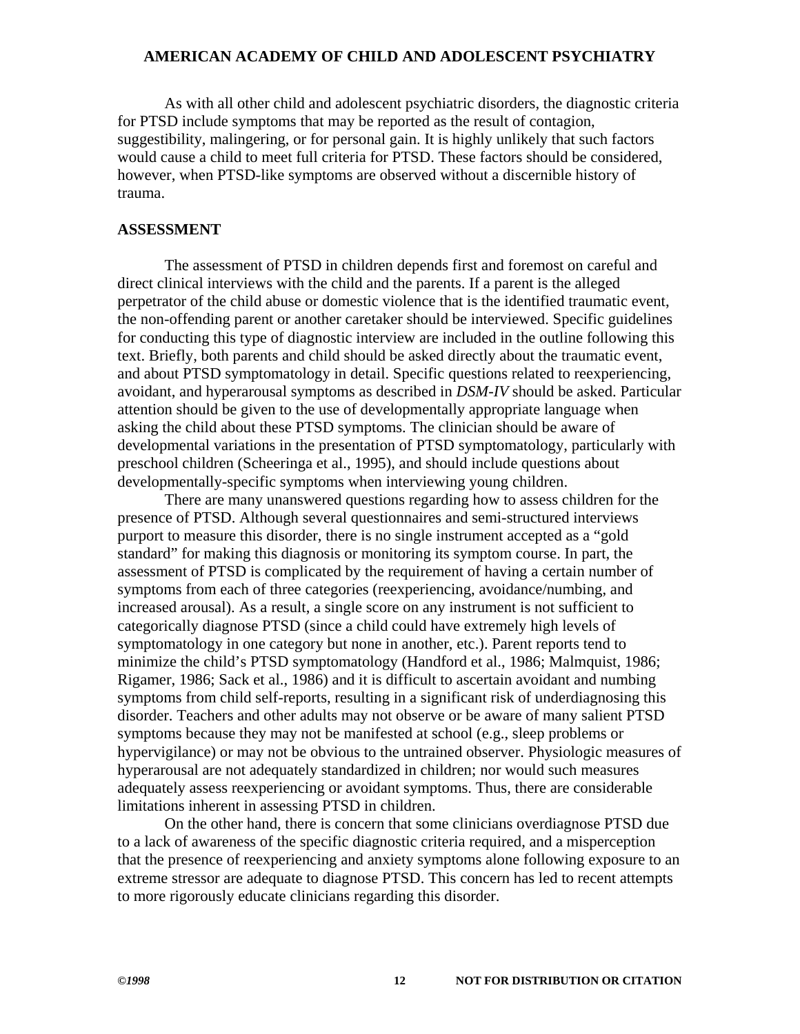As with all other child and adolescent psychiatric disorders, the diagnostic criteria for PTSD include symptoms that may be reported as the result of contagion, suggestibility, malingering, or for personal gain. It is highly unlikely that such factors would cause a child to meet full criteria for PTSD. These factors should be considered, however, when PTSD-like symptoms are observed without a discernible history of trauma.

## ASSESSMENT

The assessment of PTSD in children depends first and foremost on careful and direct clinical interviews with the child and the parents. If a parent is the alleged perpetrator of the child abuse or domestic violence that is the identified traumatic event, the non-offending parent or another caretaker should be interviewed. Specific guidelines for conducting this type of diagnostic interview are included in the outline following this text. Briefly, both parents and child should be asked directly about the traumatic event, and about PTSD symptomatology in detail. Specific questions related to reexperiencing, avoidant, and hyperarousal symptoms as described in *DSM-IV* should be asked. Particular attention should be given to the use of developmentally appropriate language when asking the child about these PTSD symptoms. The clinician should be aware of developmental variations in the presentation of PTSD symptomatology, particularly with preschool children (Scheeringa et al., 1995), and should include questions about developmentally-specific symptoms when interviewing young children.

There are many unanswered questions regarding how to assess children for the presence of PTSD. Although several questionnaires and semi-structured interviews purport to measure this disorder, there is no single instrument accepted as a "gold standard" for making this diagnosis or monitoring its symptom course. In part, the assessment of PTSD is complicated by the requirement of having a certain number of symptoms from each of three categories (reexperiencing, avoidance/numbing, and increased arousal). As a result, a single score on any instrument is not sufficient to categorically diagnose PTSD (since a child could have extremely high levels of symptomatology in one category but none in another, etc.). Parent reports tend to minimize the child's PTSD symptomatology (Handford et al., 1986; Malmquist, 1986; Rigamer, 1986; Sack et al., 1986) and it is difficult to ascertain avoidant and numbing symptoms from child self-reports, resulting in a significant risk of underdiagnosing this disorder. Teachers and other adults may not observe or be aware of many salient PTSD symptoms because they may not be manifested at school (e.g., sleep problems or hypervigilance) or may not be obvious to the untrained observer. Physiologic measures of hyperarousal are not adequately standardized in children; nor would such measures adequately assess reexperiencing or avoidant symptoms. Thus, there are considerable limitations inherent in assessing PTSD in children.

On the other hand, there is concern that some clinicians overdiagnose PTSD due to a lack of awareness of the specific diagnostic criteria required, and a misperception that the presence of reexperiencing and anxiety symptoms alone following exposure to an extreme stressor are adequate to diagnose PTSD. This concern has led to recent attempts to more rigorously educate clinicians regarding this disorder.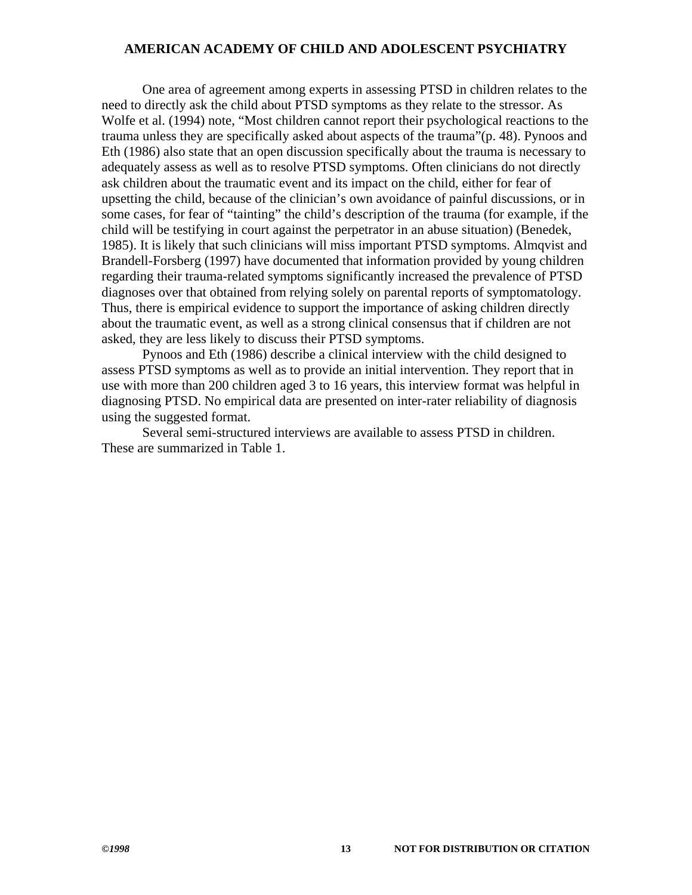One area of agreement among experts in assessing PTSD in children relates to the need to directly ask the child about PTSD symptoms as they relate to the stressor. As Wolfe et al. (1994) note, “Most children cannot report their psychological reactions to the trauma unless they are specifically asked about aspects of the trauma”(p. 48). Pynoos and Eth (1986) also state that an open discussion specifically about the trauma is necessary to adequately assess as well as to resolve PTSD symptoms. Often clinicians do not directly ask children about the traumatic event and its impact on the child, either for fear of upsetting the child, because of the clinician’s own avoidance of painful discussions, or in some cases, for fear of “tainting” the child’s description of the trauma (for example, if the child will be testifying in court against the perpetrator in an abuse situation) (Benedek, 1985). It is likely that such clinicians will miss important PTSD symptoms. Almqvist and Brandell-Forsberg (1997) have documented that information provided by young children regarding their trauma-related symptoms significantly increased the prevalence of PTSD diagnoses over that obtained from relying solely on parental reports of symptomatology. Thus, there is empirical evidence to support the importance of asking children directly about the traumatic event, as well as a strong clinical consensus that if children are not asked, they are less likely to discuss their PTSD symptoms.

Pynoos and Eth (1986) describe a clinical interview with the child designed to assess PTSD symptoms as well as to provide an initial intervention. They report that in use with more than 200 children aged 3 to 16 years, this interview format was helpful in diagnosing PTSD. No empirical data are presented on inter-rater reliability of diagnosis using the suggested format.

Several semi-structured interviews are available to assess PTSD in children. These are summarized in Table 1.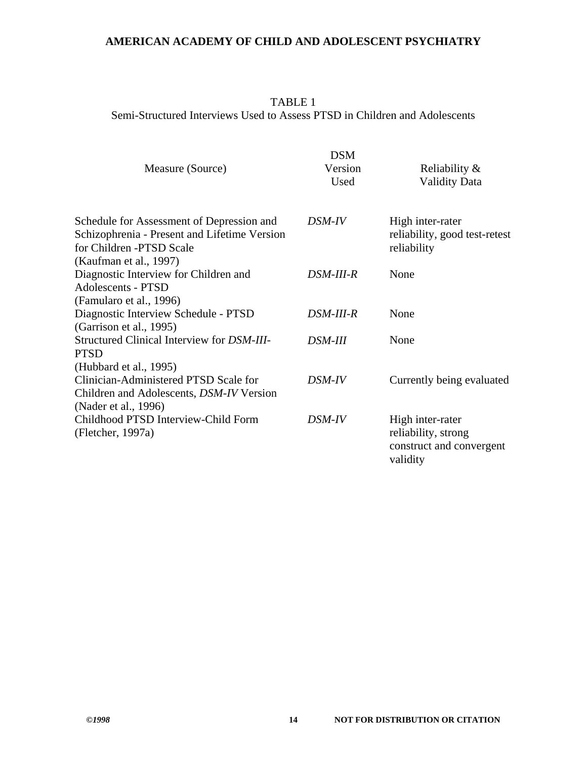TABLE 1
Semi-Structured Interviews Used to Assess PTSD in Children and Adolescents

| Measure (Source) | DSM Version Used | Reliability & Validity Data |
|---|---|---|
| Schedule for Assessment of Depression and Schizophrenia - Present and Lifetime Version for Children -PTSD Scale (Kaufman et al., 1997) | *DSM-IV* | High inter-rater reliability, good test-retest reliability |
| Diagnostic Interview for Children and Adolescents - PTSD (Famularo et al., 1996) | *DSM-III-R* | None |
| Diagnostic Interview Schedule - PTSD (Garrison et al., 1995) | *DSM-III-R* | None |
| Structured Clinical Interview for *DSM-III*-PTSD (Hubbard et al., 1995) | *DSM-III* | None |
| Clinician-Administered PTSD Scale for Children and Adolescents, *DSM-IV* Version (Nader et al., 1996) | *DSM-IV* | Currently being evaluated |
| Childhood PTSD Interview-Child Form (Fletcher, 1997a) | *DSM-IV* | High inter-rater reliability, strong construct and convergent validity |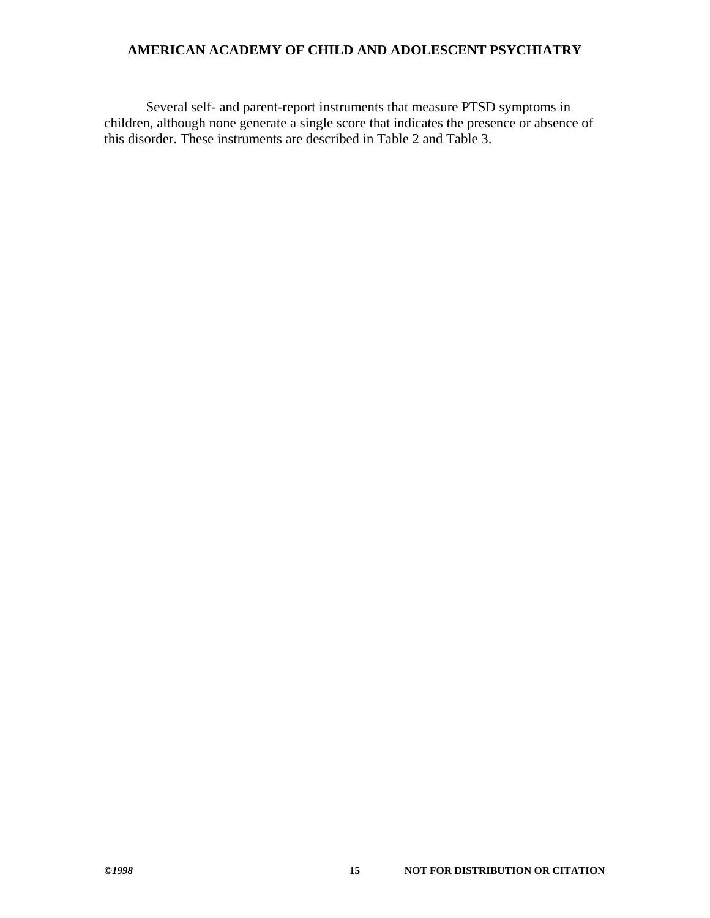Several self- and parent-report instruments that measure PTSD symptoms in children, although none generate a single score that indicates the presence or absence of this disorder. These instruments are described in Table 2 and Table 3.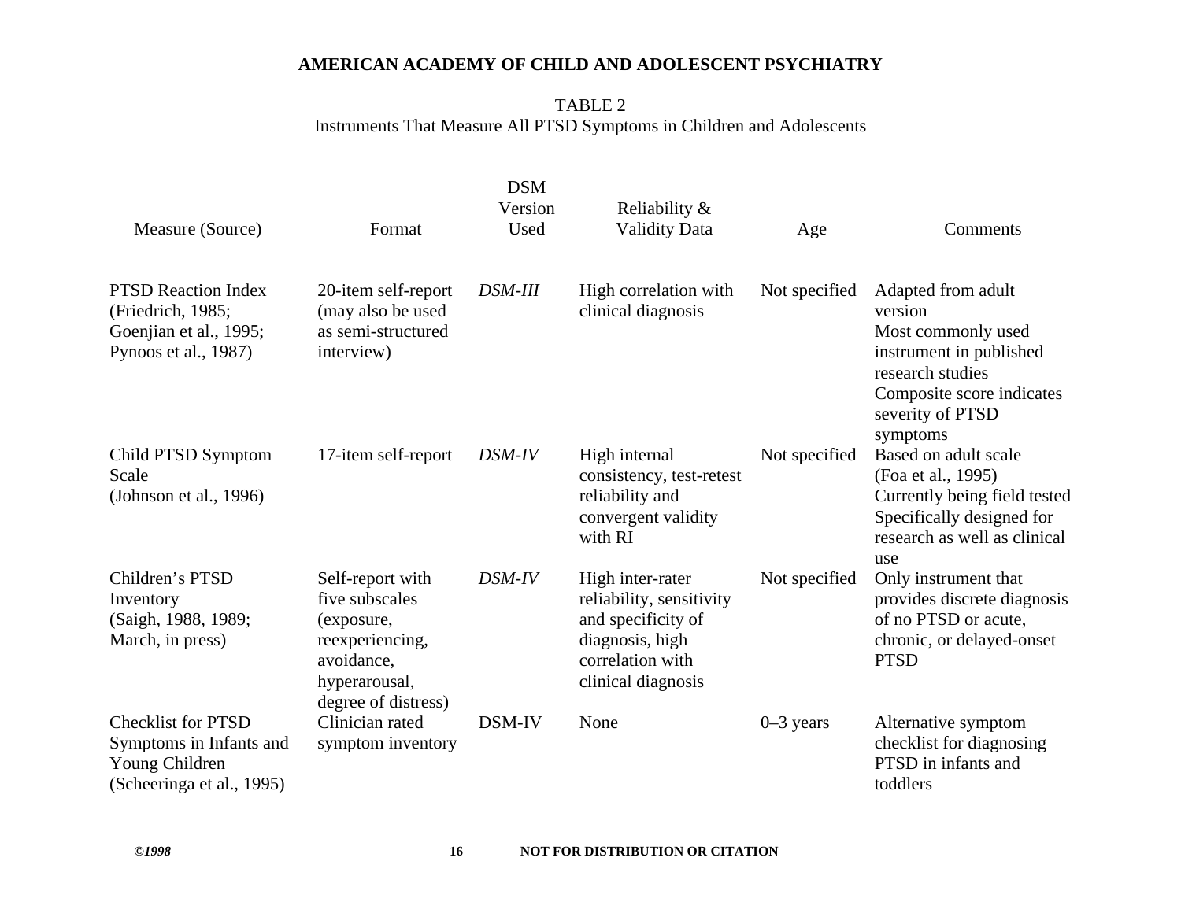TABLE 2
Instruments That Measure All PTSD Symptoms in Children and Adolescents

| Measure (Source) | Format | DSM Version Used | Reliability & Validity Data | Age | Comments |
|---|---|---|---|---|---|
| PTSD Reaction Index (Friedrich, 1985; Goenjian et al., 1995; Pynoos et al., 1987) | 20-item self-report (may also be used as semi-structured interview) | *DSM-III* | High correlation with clinical diagnosis | Not specified | Adapted from adult version<br>Most commonly used instrument in published research studies<br>Composite score indicates severity of PTSD symptoms |
| Child PTSD Symptom Scale (Johnson et al., 1996) | 17-item self-report | *DSM-IV* | High internal consistency, test-retest reliability and convergent validity with RI | Not specified | Based on adult scale (Foa et al., 1995)<br>Currently being field tested<br>Specifically designed for research as well as clinical use |
| Children's PTSD Inventory (Saigh, 1988, 1989; March, in press) | Self-report with five subscales (exposure, reexperiencing, avoidance, hyperarousal, degree of distress) | *DSM-IV* | High inter-rater reliability, sensitivity and specificity of diagnosis, high correlation with clinical diagnosis | Not specified | Only instrument that provides discrete diagnosis of no PTSD or acute, chronic, or delayed-onset PTSD |
| Checklist for PTSD Symptoms in Infants and Young Children (Scheeringa et al., 1995) | Clinician rated symptom inventory | DSM-IV | None | 0–3 years | Alternative symptom checklist for diagnosing PTSD in infants and toddlers |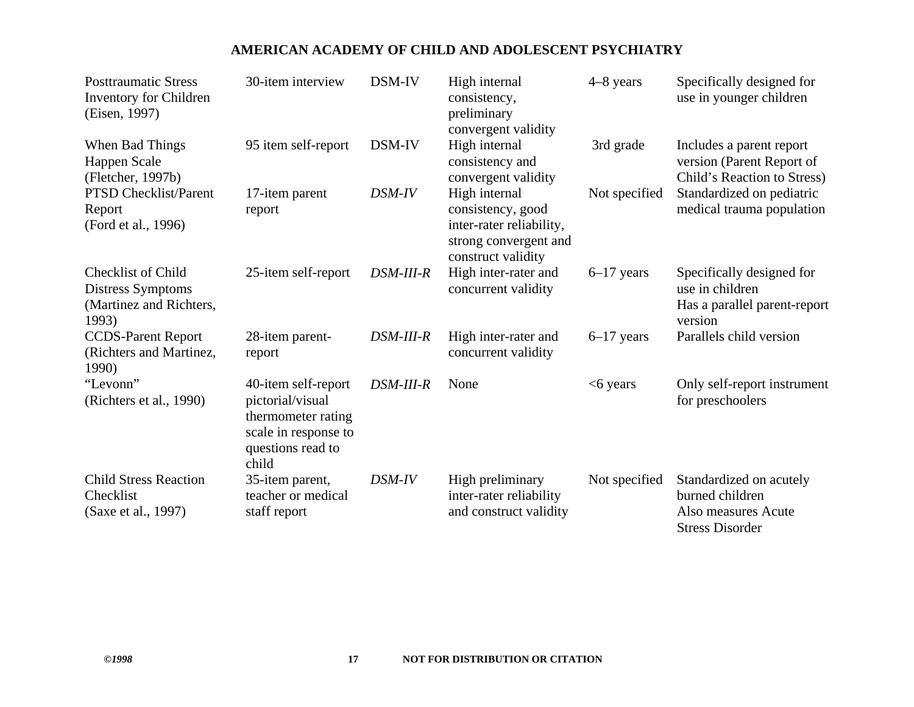| | | | | | |
|---|---|---|---|---|---|
| Posttraumatic Stress Inventory for Children (Eisen, 1997) | 30-item interview | DSM-IV | High internal consistency, preliminary convergent validity | 4–8 years | Specifically designed for use in younger children |
| When Bad Things Happen Scale (Fletcher, 1997b) | 95 item self-report | DSM-IV | High internal consistency and convergent validity | 3rd grade | Includes a parent report version (Parent Report of Child's Reaction to Stress) |
| PTSD Checklist/Parent Report (Ford et al., 1996) | 17-item parent report | *DSM-IV* | High internal consistency, good inter-rater reliability, strong convergent and construct validity | Not specified | Standardized on pediatric medical trauma population |
| Checklist of Child Distress Symptoms (Martinez and Richters, 1993) | 25-item self-report | *DSM-III-R* | High inter-rater and concurrent validity | 6–17 years | Specifically designed for use in children<br>Has a parallel parent-report version |
| CCDS-Parent Report (Richters and Martinez, 1990) | 28-item parent-report | *DSM-III-R* | High inter-rater and concurrent validity | 6–17 years | Parallels child version |
| "Levonn" (Richters et al., 1990) | 40-item self-report pictorial/visual thermometer rating scale in response to questions read to child | *DSM-III-R* | None | <6 years | Only self-report instrument for preschoolers |
| Child Stress Reaction Checklist (Saxe et al., 1997) | 35-item parent, teacher or medical staff report | *DSM-IV* | High preliminary inter-rater reliability and construct validity | Not specified | Standardized on acutely burned children<br>Also measures Acute Stress Disorder |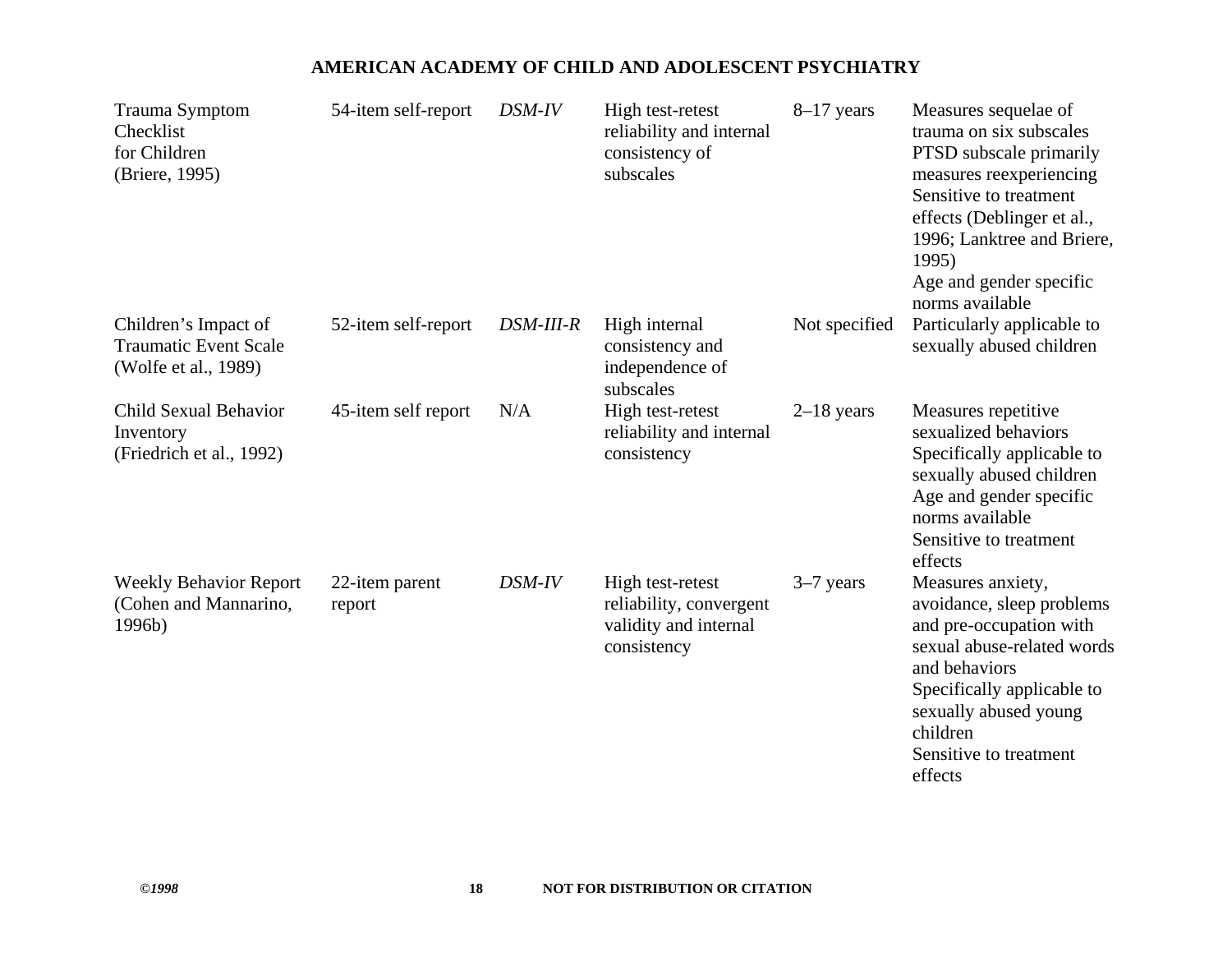| | | | | | |
|---|---|---|---|---|---|
| Trauma Symptom Checklist for Children (Briere, 1995) | 54-item self-report | *DSM-IV* | High test-retest reliability and internal consistency of subscales | 8–17 years | Measures sequelae of trauma on six subscales<br>PTSD subscale primarily measures reexperiencing<br>Sensitive to treatment effects (Deblinger et al., 1996; Lanktree and Briere, 1995)<br>Age and gender specific norms available |
| Children's Impact of Traumatic Event Scale (Wolfe et al., 1989) | 52-item self-report | *DSM-III-R* | High internal consistency and independence of subscales | Not specified | Particularly applicable to sexually abused children |
| Child Sexual Behavior Inventory (Friedrich et al., 1992) | 45-item self report | N/A | High test-retest reliability and internal consistency | 2–18 years | Measures repetitive sexualized behaviors<br>Specifically applicable to sexually abused children<br>Age and gender specific norms available<br>Sensitive to treatment effects |
| Weekly Behavior Report (Cohen and Mannarino, 1996b) | 22-item parent report | *DSM-IV* | High test-retest reliability, convergent validity and internal consistency | 3–7 years | Measures anxiety, avoidance, sleep problems and pre-occupation with sexual abuse-related words and behaviors<br>Specifically applicable to sexually abused young children<br>Sensitive to treatment effects |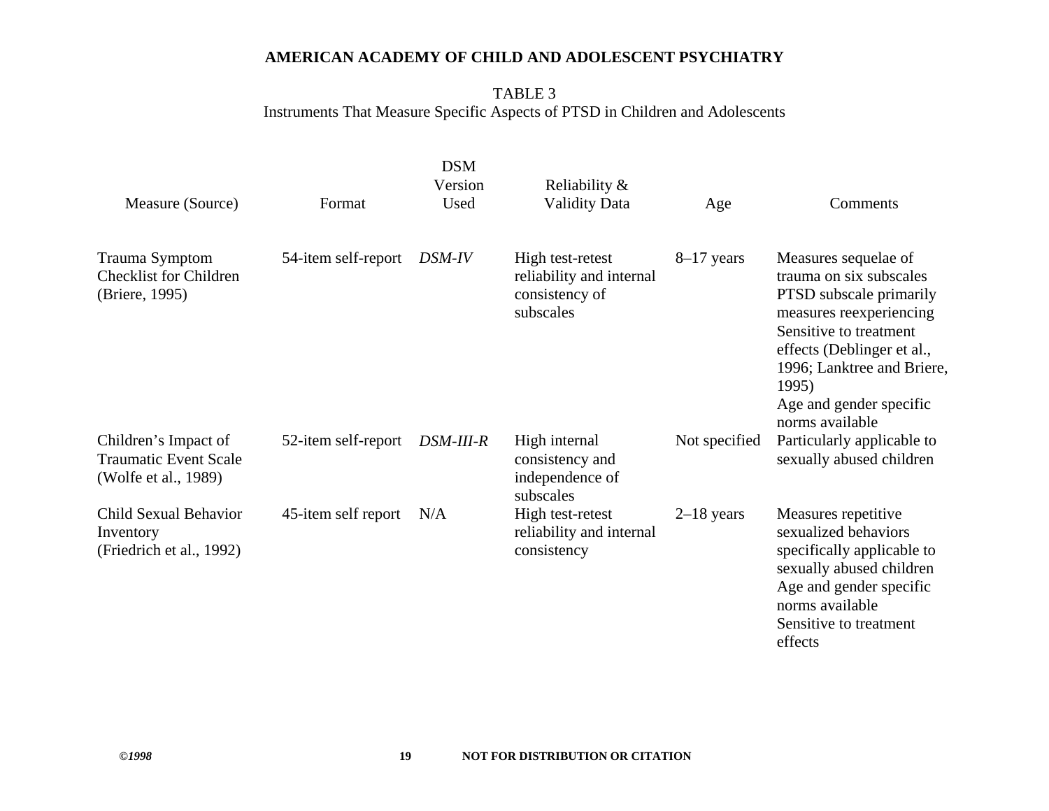**TABLE 3**
Instruments That Measure Specific Aspects of PTSD in Children and Adolescents

| Measure (Source) | Format | DSM Version Used | Reliability & Validity Data | Age | Comments |
|---|---|---|---|---|---|
| Trauma Symptom Checklist for Children (Briere, 1995) | 54-item self-report | *DSM-IV* | High test-retest reliability and internal consistency of subscales | 8–17 years | Measures sequelae of trauma on six subscales<br>PTSD subscale primarily measures reexperiencing<br>Sensitive to treatment effects (Deblinger et al., 1996; Lanktree and Briere, 1995)<br>Age and gender specific norms available |
| Children's Impact of Traumatic Event Scale (Wolfe et al., 1989) | 52-item self-report | *DSM-III-R* | High internal consistency and independence of subscales | Not specified | Particularly applicable to sexually abused children |
| Child Sexual Behavior Inventory (Friedrich et al., 1992) | 45-item self report | N/A | High test-retest reliability and internal consistency | 2–18 years | Measures repetitive sexualized behaviors specifically applicable to sexually abused children<br>Age and gender specific norms available<br>Sensitive to treatment effects |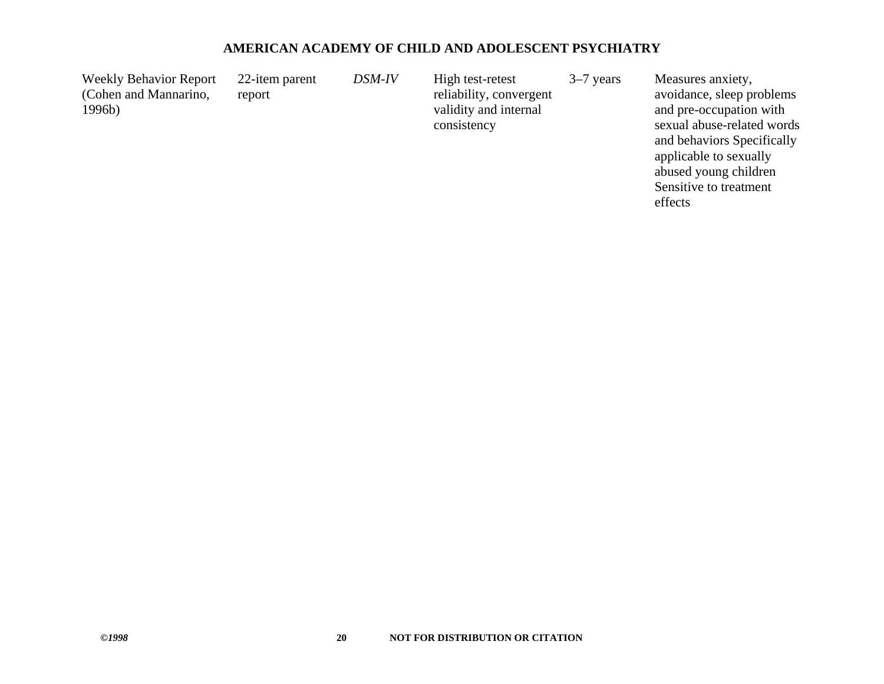| | | | | | |
|---|---|---|---|---|---|
| Weekly Behavior Report (Cohen and Mannarino, 1996b) | 22-item parent report | *DSM-IV* | High test-retest reliability, convergent validity and internal consistency | 3–7 years | Measures anxiety, avoidance, sleep problems and pre-occupation with sexual abuse-related words and behaviors Specifically applicable to sexually abused young children Sensitive to treatment effects |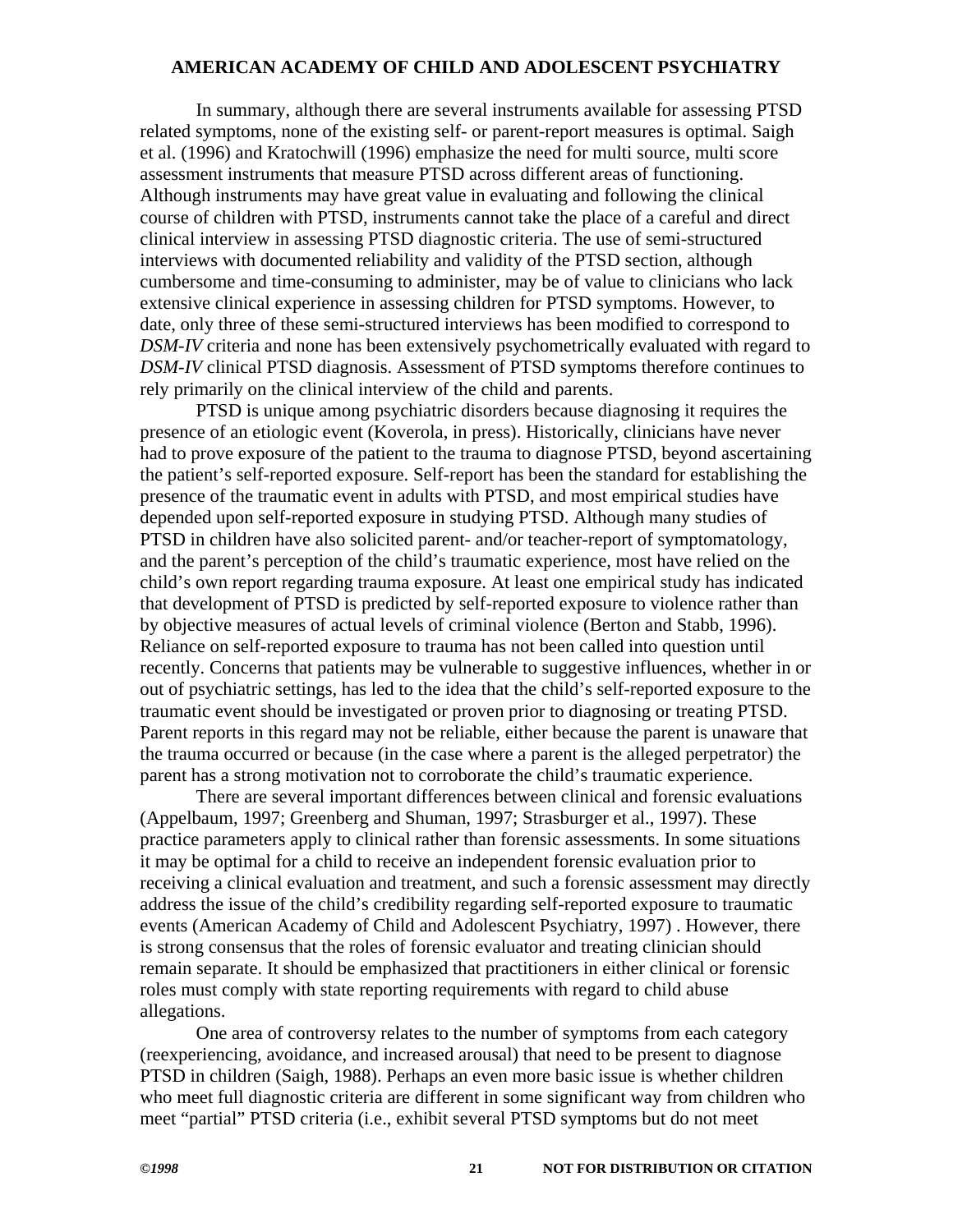In summary, although there are several instruments available for assessing PTSD related symptoms, none of the existing self- or parent-report measures is optimal. Saigh et al. (1996) and Kratochwill (1996) emphasize the need for multi source, multi score assessment instruments that measure PTSD across different areas of functioning. Although instruments may have great value in evaluating and following the clinical course of children with PTSD, instruments cannot take the place of a careful and direct clinical interview in assessing PTSD diagnostic criteria. The use of semi-structured interviews with documented reliability and validity of the PTSD section, although cumbersome and time-consuming to administer, may be of value to clinicians who lack extensive clinical experience in assessing children for PTSD symptoms. However, to date, only three of these semi-structured interviews has been modified to correspond to *DSM-IV* criteria and none has been extensively psychometrically evaluated with regard to *DSM-IV* clinical PTSD diagnosis. Assessment of PTSD symptoms therefore continues to rely primarily on the clinical interview of the child and parents.

PTSD is unique among psychiatric disorders because diagnosing it requires the presence of an etiologic event (Koverola, in press). Historically, clinicians have never had to prove exposure of the patient to the trauma to diagnose PTSD, beyond ascertaining the patient's self-reported exposure. Self-report has been the standard for establishing the presence of the traumatic event in adults with PTSD, and most empirical studies have depended upon self-reported exposure in studying PTSD. Although many studies of PTSD in children have also solicited parent- and/or teacher-report of symptomatology, and the parent's perception of the child's traumatic experience, most have relied on the child's own report regarding trauma exposure. At least one empirical study has indicated that development of PTSD is predicted by self-reported exposure to violence rather than by objective measures of actual levels of criminal violence (Berton and Stabb, 1996). Reliance on self-reported exposure to trauma has not been called into question until recently. Concerns that patients may be vulnerable to suggestive influences, whether in or out of psychiatric settings, has led to the idea that the child's self-reported exposure to the traumatic event should be investigated or proven prior to diagnosing or treating PTSD. Parent reports in this regard may not be reliable, either because the parent is unaware that the trauma occurred or because (in the case where a parent is the alleged perpetrator) the parent has a strong motivation not to corroborate the child's traumatic experience.

There are several important differences between clinical and forensic evaluations (Appelbaum, 1997; Greenberg and Shuman, 1997; Strasburger et al., 1997). These practice parameters apply to clinical rather than forensic assessments. In some situations it may be optimal for a child to receive an independent forensic evaluation prior to receiving a clinical evaluation and treatment, and such a forensic assessment may directly address the issue of the child's credibility regarding self-reported exposure to traumatic events (American Academy of Child and Adolescent Psychiatry, 1997) . However, there is strong consensus that the roles of forensic evaluator and treating clinician should remain separate. It should be emphasized that practitioners in either clinical or forensic roles must comply with state reporting requirements with regard to child abuse allegations.

One area of controversy relates to the number of symptoms from each category (reexperiencing, avoidance, and increased arousal) that need to be present to diagnose PTSD in children (Saigh, 1988). Perhaps an even more basic issue is whether children who meet full diagnostic criteria are different in some significant way from children who meet "partial" PTSD criteria (i.e., exhibit several PTSD symptoms but do not meet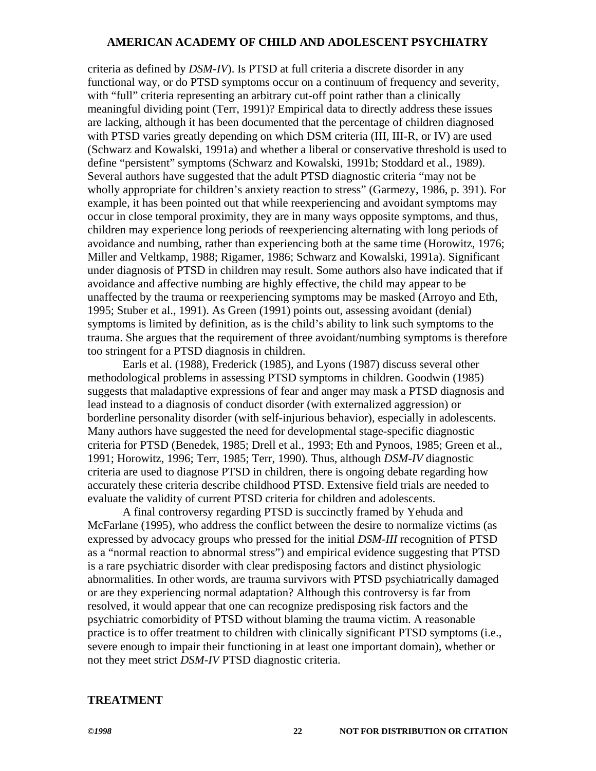criteria as defined by *DSM-IV*). Is PTSD at full criteria a discrete disorder in any functional way, or do PTSD symptoms occur on a continuum of frequency and severity, with "full" criteria representing an arbitrary cut-off point rather than a clinically meaningful dividing point (Terr, 1991)? Empirical data to directly address these issues are lacking, although it has been documented that the percentage of children diagnosed with PTSD varies greatly depending on which DSM criteria (III, III-R, or IV) are used (Schwarz and Kowalski, 1991a) and whether a liberal or conservative threshold is used to define "persistent" symptoms (Schwarz and Kowalski, 1991b; Stoddard et al., 1989). Several authors have suggested that the adult PTSD diagnostic criteria "may not be wholly appropriate for children's anxiety reaction to stress" (Garmezy, 1986, p. 391). For example, it has been pointed out that while reexperiencing and avoidant symptoms may occur in close temporal proximity, they are in many ways opposite symptoms, and thus, children may experience long periods of reexperiencing alternating with long periods of avoidance and numbing, rather than experiencing both at the same time (Horowitz, 1976; Miller and Veltkamp, 1988; Rigamer, 1986; Schwarz and Kowalski, 1991a). Significant under diagnosis of PTSD in children may result. Some authors also have indicated that if avoidance and affective numbing are highly effective, the child may appear to be unaffected by the trauma or reexperiencing symptoms may be masked (Arroyo and Eth, 1995; Stuber et al., 1991). As Green (1991) points out, assessing avoidant (denial) symptoms is limited by definition, as is the child's ability to link such symptoms to the trauma. She argues that the requirement of three avoidant/numbing symptoms is therefore too stringent for a PTSD diagnosis in children.

Earls et al. (1988), Frederick (1985), and Lyons (1987) discuss several other methodological problems in assessing PTSD symptoms in children. Goodwin (1985) suggests that maladaptive expressions of fear and anger may mask a PTSD diagnosis and lead instead to a diagnosis of conduct disorder (with externalized aggression) or borderline personality disorder (with self-injurious behavior), especially in adolescents. Many authors have suggested the need for developmental stage-specific diagnostic criteria for PTSD (Benedek, 1985; Drell et al., 1993; Eth and Pynoos, 1985; Green et al., 1991; Horowitz, 1996; Terr, 1985; Terr, 1990). Thus, although *DSM-IV* diagnostic criteria are used to diagnose PTSD in children, there is ongoing debate regarding how accurately these criteria describe childhood PTSD. Extensive field trials are needed to evaluate the validity of current PTSD criteria for children and adolescents.

A final controversy regarding PTSD is succinctly framed by Yehuda and McFarlane (1995), who address the conflict between the desire to normalize victims (as expressed by advocacy groups who pressed for the initial *DSM-III* recognition of PTSD as a "normal reaction to abnormal stress") and empirical evidence suggesting that PTSD is a rare psychiatric disorder with clear predisposing factors and distinct physiologic abnormalities. In other words, are trauma survivors with PTSD psychiatrically damaged or are they experiencing normal adaptation? Although this controversy is far from resolved, it would appear that one can recognize predisposing risk factors and the psychiatric comorbidity of PTSD without blaming the trauma victim. A reasonable practice is to offer treatment to children with clinically significant PTSD symptoms (i.e., severe enough to impair their functioning in at least one important domain), whether or not they meet strict *DSM-IV* PTSD diagnostic criteria.

## TREATMENT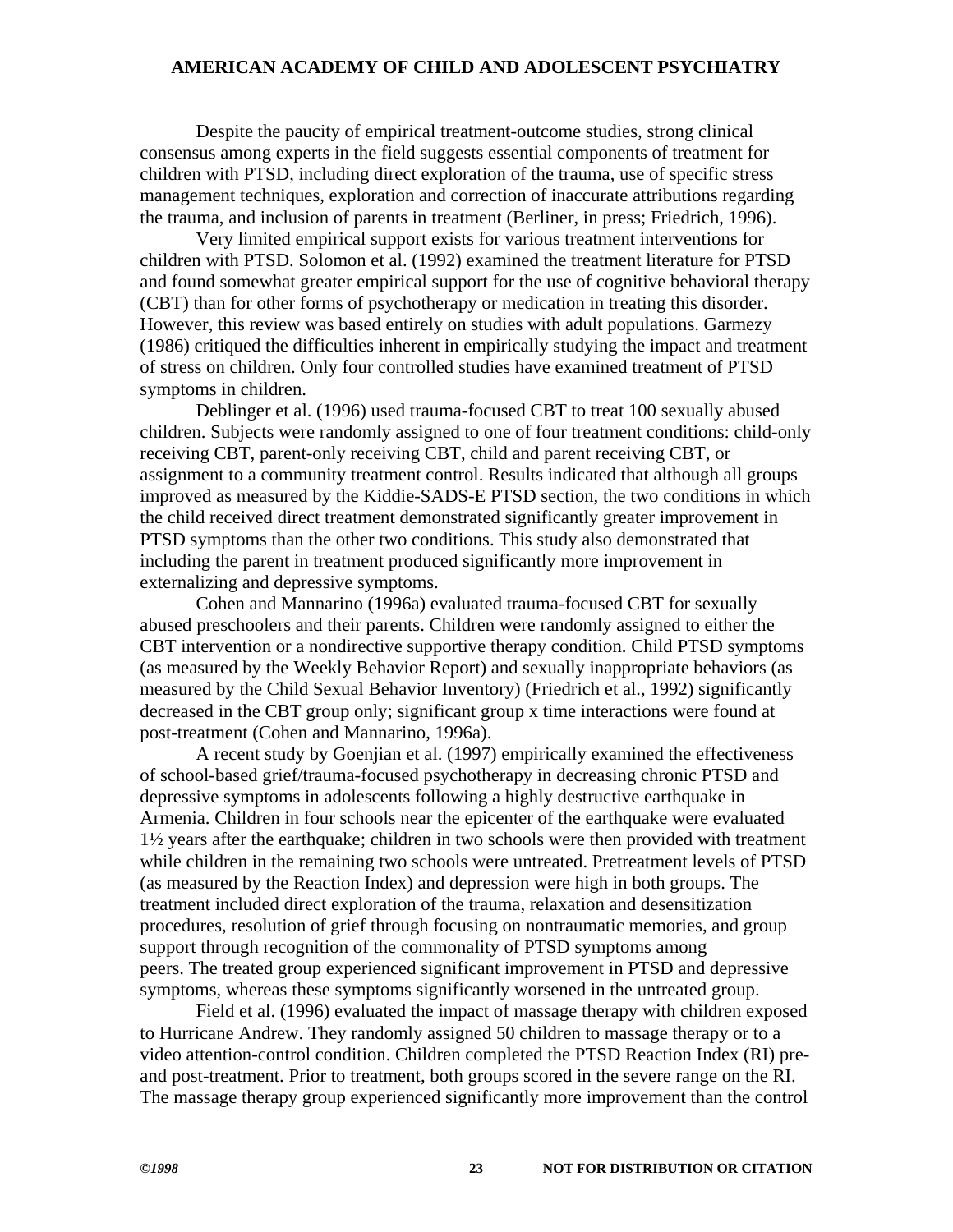Despite the paucity of empirical treatment-outcome studies, strong clinical consensus among experts in the field suggests essential components of treatment for children with PTSD, including direct exploration of the trauma, use of specific stress management techniques, exploration and correction of inaccurate attributions regarding the trauma, and inclusion of parents in treatment (Berliner, in press; Friedrich, 1996).

Very limited empirical support exists for various treatment interventions for children with PTSD. Solomon et al. (1992) examined the treatment literature for PTSD and found somewhat greater empirical support for the use of cognitive behavioral therapy (CBT) than for other forms of psychotherapy or medication in treating this disorder. However, this review was based entirely on studies with adult populations. Garmezy (1986) critiqued the difficulties inherent in empirically studying the impact and treatment of stress on children. Only four controlled studies have examined treatment of PTSD symptoms in children.

Deblinger et al. (1996) used trauma-focused CBT to treat 100 sexually abused children. Subjects were randomly assigned to one of four treatment conditions: child-only receiving CBT, parent-only receiving CBT, child and parent receiving CBT, or assignment to a community treatment control. Results indicated that although all groups improved as measured by the Kiddie-SADS-E PTSD section, the two conditions in which the child received direct treatment demonstrated significantly greater improvement in PTSD symptoms than the other two conditions. This study also demonstrated that including the parent in treatment produced significantly more improvement in externalizing and depressive symptoms.

Cohen and Mannarino (1996a) evaluated trauma-focused CBT for sexually abused preschoolers and their parents. Children were randomly assigned to either the CBT intervention or a nondirective supportive therapy condition. Child PTSD symptoms (as measured by the Weekly Behavior Report) and sexually inappropriate behaviors (as measured by the Child Sexual Behavior Inventory) (Friedrich et al., 1992) significantly decreased in the CBT group only; significant group x time interactions were found at post-treatment (Cohen and Mannarino, 1996a).

A recent study by Goenjian et al. (1997) empirically examined the effectiveness of school-based grief/trauma-focused psychotherapy in decreasing chronic PTSD and depressive symptoms in adolescents following a highly destructive earthquake in Armenia. Children in four schools near the epicenter of the earthquake were evaluated 1½ years after the earthquake; children in two schools were then provided with treatment while children in the remaining two schools were untreated. Pretreatment levels of PTSD (as measured by the Reaction Index) and depression were high in both groups. The treatment included direct exploration of the trauma, relaxation and desensitization procedures, resolution of grief through focusing on nontraumatic memories, and group support through recognition of the commonality of PTSD symptoms among peers. The treated group experienced significant improvement in PTSD and depressive symptoms, whereas these symptoms significantly worsened in the untreated group.

Field et al. (1996) evaluated the impact of massage therapy with children exposed to Hurricane Andrew. They randomly assigned 50 children to massage therapy or to a video attention-control condition. Children completed the PTSD Reaction Index (RI) pre- and post-treatment. Prior to treatment, both groups scored in the severe range on the RI. The massage therapy group experienced significantly more improvement than the control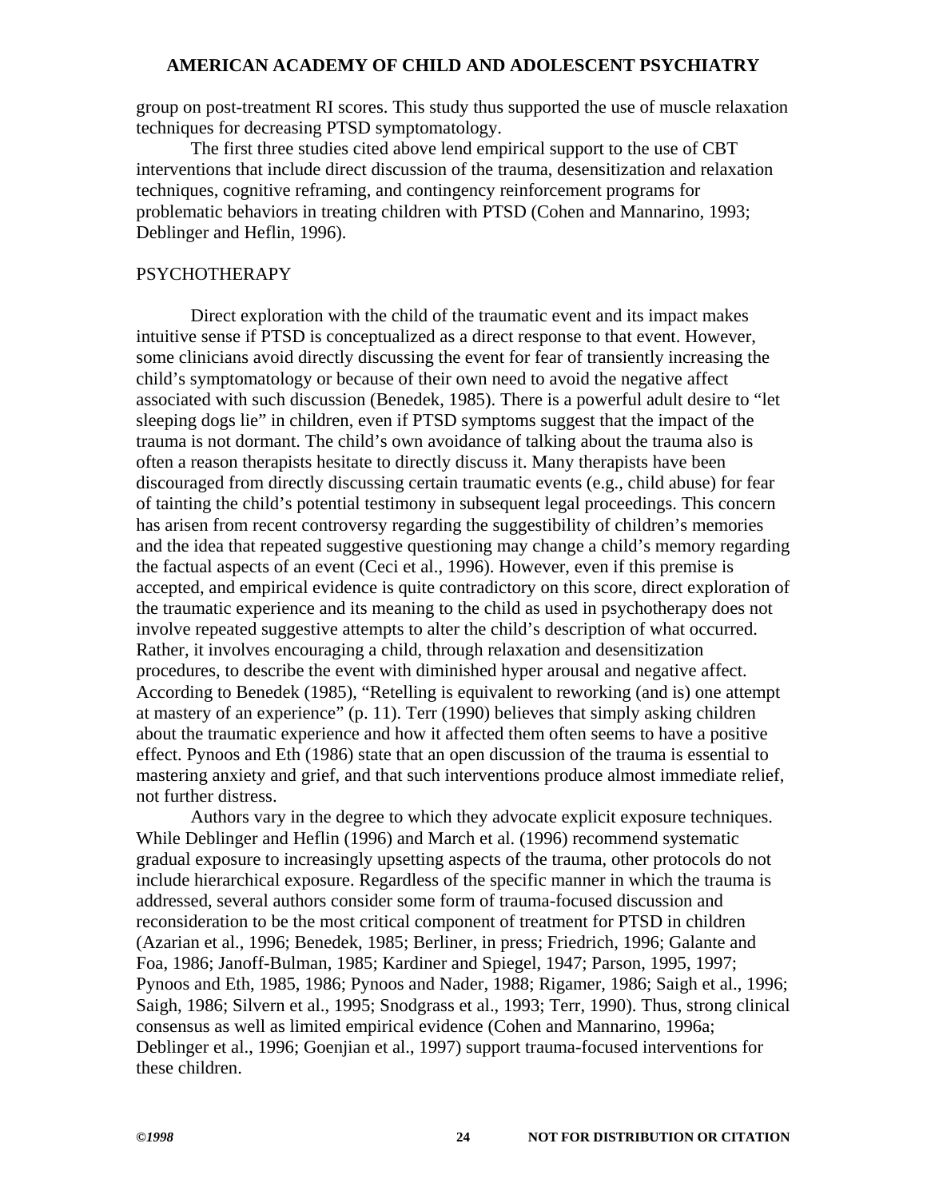group on post-treatment RI scores. This study thus supported the use of muscle relaxation techniques for decreasing PTSD symptomatology.

The first three studies cited above lend empirical support to the use of CBT interventions that include direct discussion of the trauma, desensitization and relaxation techniques, cognitive reframing, and contingency reinforcement programs for problematic behaviors in treating children with PTSD (Cohen and Mannarino, 1993; Deblinger and Heflin, 1996).

## PSYCHOTHERAPY

Direct exploration with the child of the traumatic event and its impact makes intuitive sense if PTSD is conceptualized as a direct response to that event. However, some clinicians avoid directly discussing the event for fear of transiently increasing the child's symptomatology or because of their own need to avoid the negative affect associated with such discussion (Benedek, 1985). There is a powerful adult desire to "let sleeping dogs lie" in children, even if PTSD symptoms suggest that the impact of the trauma is not dormant. The child's own avoidance of talking about the trauma also is often a reason therapists hesitate to directly discuss it. Many therapists have been discouraged from directly discussing certain traumatic events (e.g., child abuse) for fear of tainting the child's potential testimony in subsequent legal proceedings. This concern has arisen from recent controversy regarding the suggestibility of children's memories and the idea that repeated suggestive questioning may change a child's memory regarding the factual aspects of an event (Ceci et al., 1996). However, even if this premise is accepted, and empirical evidence is quite contradictory on this score, direct exploration of the traumatic experience and its meaning to the child as used in psychotherapy does not involve repeated suggestive attempts to alter the child's description of what occurred. Rather, it involves encouraging a child, through relaxation and desensitization procedures, to describe the event with diminished hyper arousal and negative affect. According to Benedek (1985), "Retelling is equivalent to reworking (and is) one attempt at mastery of an experience" (p. 11). Terr (1990) believes that simply asking children about the traumatic experience and how it affected them often seems to have a positive effect. Pynoos and Eth (1986) state that an open discussion of the trauma is essential to mastering anxiety and grief, and that such interventions produce almost immediate relief, not further distress.

Authors vary in the degree to which they advocate explicit exposure techniques. While Deblinger and Heflin (1996) and March et al. (1996) recommend systematic gradual exposure to increasingly upsetting aspects of the trauma, other protocols do not include hierarchical exposure. Regardless of the specific manner in which the trauma is addressed, several authors consider some form of trauma-focused discussion and reconsideration to be the most critical component of treatment for PTSD in children (Azarian et al., 1996; Benedek, 1985; Berliner, in press; Friedrich, 1996; Galante and Foa, 1986; Janoff-Bulman, 1985; Kardiner and Spiegel, 1947; Parson, 1995, 1997; Pynoos and Eth, 1985, 1986; Pynoos and Nader, 1988; Rigamer, 1986; Saigh et al., 1996; Saigh, 1986; Silvern et al., 1995; Snodgrass et al., 1993; Terr, 1990). Thus, strong clinical consensus as well as limited empirical evidence (Cohen and Mannarino, 1996a; Deblinger et al., 1996; Goenjian et al., 1997) support trauma-focused interventions for these children.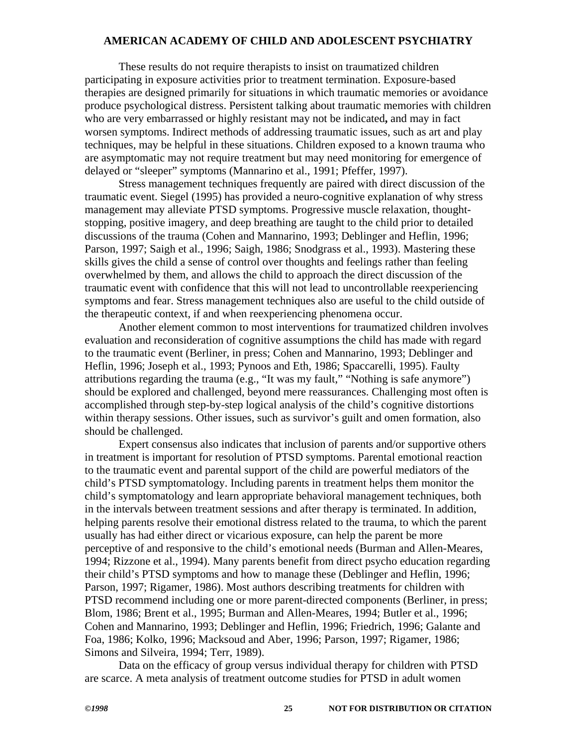These results do not require therapists to insist on traumatized children participating in exposure activities prior to treatment termination. Exposure-based therapies are designed primarily for situations in which traumatic memories or avoidance produce psychological distress. Persistent talking about traumatic memories with children who are very embarrassed or highly resistant may not be indicated**,** and may in fact worsen symptoms. Indirect methods of addressing traumatic issues, such as art and play techniques, may be helpful in these situations. Children exposed to a known trauma who are asymptomatic may not require treatment but may need monitoring for emergence of delayed or "sleeper" symptoms (Mannarino et al., 1991; Pfeffer, 1997).

Stress management techniques frequently are paired with direct discussion of the traumatic event. Siegel (1995) has provided a neuro-cognitive explanation of why stress management may alleviate PTSD symptoms. Progressive muscle relaxation, thought-stopping, positive imagery, and deep breathing are taught to the child prior to detailed discussions of the trauma (Cohen and Mannarino, 1993; Deblinger and Heflin, 1996; Parson, 1997; Saigh et al., 1996; Saigh, 1986; Snodgrass et al., 1993). Mastering these skills gives the child a sense of control over thoughts and feelings rather than feeling overwhelmed by them, and allows the child to approach the direct discussion of the traumatic event with confidence that this will not lead to uncontrollable reexperiencing symptoms and fear. Stress management techniques also are useful to the child outside of the therapeutic context, if and when reexperiencing phenomena occur.

Another element common to most interventions for traumatized children involves evaluation and reconsideration of cognitive assumptions the child has made with regard to the traumatic event (Berliner, in press; Cohen and Mannarino, 1993; Deblinger and Heflin, 1996; Joseph et al., 1993; Pynoos and Eth, 1986; Spaccarelli, 1995). Faulty attributions regarding the trauma (e.g., "It was my fault," "Nothing is safe anymore") should be explored and challenged, beyond mere reassurances. Challenging most often is accomplished through step-by-step logical analysis of the child's cognitive distortions within therapy sessions. Other issues, such as survivor's guilt and omen formation, also should be challenged.

Expert consensus also indicates that inclusion of parents and/or supportive others in treatment is important for resolution of PTSD symptoms. Parental emotional reaction to the traumatic event and parental support of the child are powerful mediators of the child's PTSD symptomatology. Including parents in treatment helps them monitor the child's symptomatology and learn appropriate behavioral management techniques, both in the intervals between treatment sessions and after therapy is terminated. In addition, helping parents resolve their emotional distress related to the trauma, to which the parent usually has had either direct or vicarious exposure, can help the parent be more perceptive of and responsive to the child's emotional needs (Burman and Allen-Meares, 1994; Rizzone et al., 1994). Many parents benefit from direct psycho education regarding their child's PTSD symptoms and how to manage these (Deblinger and Heflin, 1996; Parson, 1997; Rigamer, 1986). Most authors describing treatments for children with PTSD recommend including one or more parent-directed components (Berliner, in press; Blom, 1986; Brent et al., 1995; Burman and Allen-Meares, 1994; Butler et al., 1996; Cohen and Mannarino, 1993; Deblinger and Heflin, 1996; Friedrich, 1996; Galante and Foa, 1986; Kolko, 1996; Macksoud and Aber, 1996; Parson, 1997; Rigamer, 1986; Simons and Silveira, 1994; Terr, 1989).

Data on the efficacy of group versus individual therapy for children with PTSD are scarce. A meta analysis of treatment outcome studies for PTSD in adult women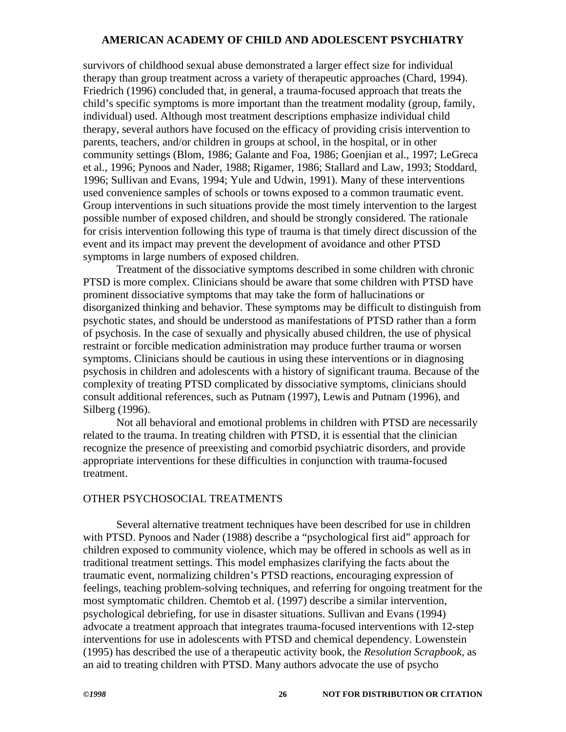survivors of childhood sexual abuse demonstrated a larger effect size for individual therapy than group treatment across a variety of therapeutic approaches (Chard, 1994). Friedrich (1996) concluded that, in general, a trauma-focused approach that treats the child's specific symptoms is more important than the treatment modality (group, family, individual) used. Although most treatment descriptions emphasize individual child therapy, several authors have focused on the efficacy of providing crisis intervention to parents, teachers, and/or children in groups at school, in the hospital, or in other community settings (Blom, 1986; Galante and Foa, 1986; Goenjian et al., 1997; LeGreca et al., 1996; Pynoos and Nader, 1988; Rigamer, 1986; Stallard and Law, 1993; Stoddard, 1996; Sullivan and Evans, 1994; Yule and Udwin, 1991). Many of these interventions used convenience samples of schools or towns exposed to a common traumatic event. Group interventions in such situations provide the most timely intervention to the largest possible number of exposed children, and should be strongly considered. The rationale for crisis intervention following this type of trauma is that timely direct discussion of the event and its impact may prevent the development of avoidance and other PTSD symptoms in large numbers of exposed children.

Treatment of the dissociative symptoms described in some children with chronic PTSD is more complex. Clinicians should be aware that some children with PTSD have prominent dissociative symptoms that may take the form of hallucinations or disorganized thinking and behavior. These symptoms may be difficult to distinguish from psychotic states, and should be understood as manifestations of PTSD rather than a form of psychosis. In the case of sexually and physically abused children, the use of physical restraint or forcible medication administration may produce further trauma or worsen symptoms. Clinicians should be cautious in using these interventions or in diagnosing psychosis in children and adolescents with a history of significant trauma. Because of the complexity of treating PTSD complicated by dissociative symptoms, clinicians should consult additional references, such as Putnam (1997), Lewis and Putnam (1996), and Silberg (1996).

Not all behavioral and emotional problems in children with PTSD are necessarily related to the trauma. In treating children with PTSD, it is essential that the clinician recognize the presence of preexisting and comorbid psychiatric disorders, and provide appropriate interventions for these difficulties in conjunction with trauma-focused treatment.

## OTHER PSYCHOSOCIAL TREATMENTS

Several alternative treatment techniques have been described for use in children with PTSD. Pynoos and Nader (1988) describe a "psychological first aid" approach for children exposed to community violence, which may be offered in schools as well as in traditional treatment settings. This model emphasizes clarifying the facts about the traumatic event, normalizing children's PTSD reactions, encouraging expression of feelings, teaching problem-solving techniques, and referring for ongoing treatment for the most symptomatic children. Chemtob et al. (1997) describe a similar intervention, psychological debriefing, for use in disaster situations. Sullivan and Evans (1994) advocate a treatment approach that integrates trauma-focused interventions with 12-step interventions for use in adolescents with PTSD and chemical dependency. Lowenstein (1995) has described the use of a therapeutic activity book, the *Resolution Scrapbook,* as an aid to treating children with PTSD. Many authors advocate the use of psycho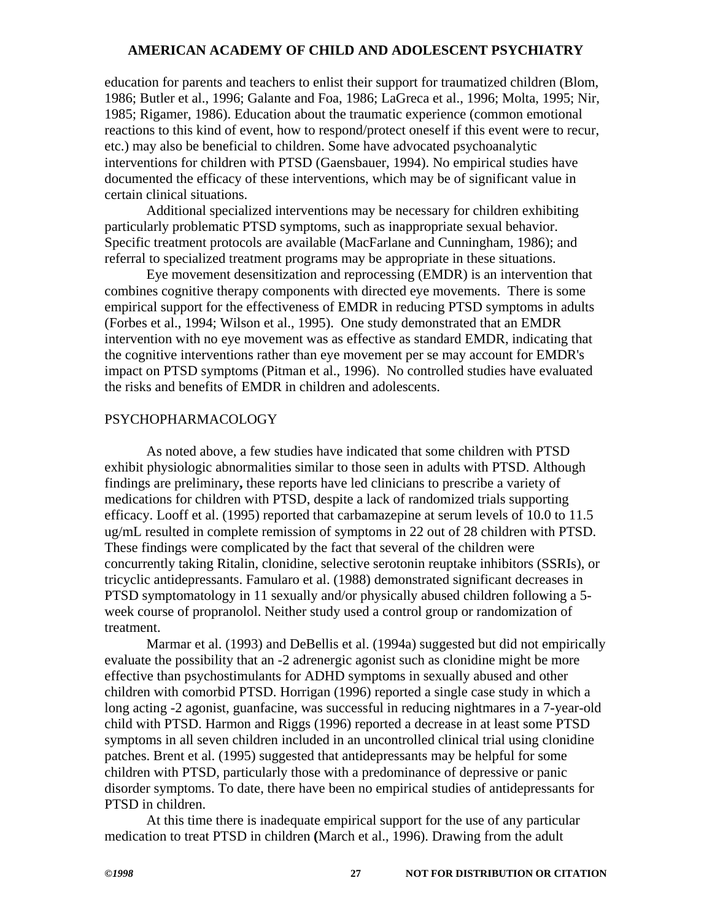education for parents and teachers to enlist their support for traumatized children (Blom, 1986; Butler et al., 1996; Galante and Foa, 1986; LaGreca et al., 1996; Molta, 1995; Nir, 1985; Rigamer, 1986). Education about the traumatic experience (common emotional reactions to this kind of event, how to respond/protect oneself if this event were to recur, etc.) may also be beneficial to children. Some have advocated psychoanalytic interventions for children with PTSD (Gaensbauer, 1994). No empirical studies have documented the efficacy of these interventions, which may be of significant value in certain clinical situations.

Additional specialized interventions may be necessary for children exhibiting particularly problematic PTSD symptoms, such as inappropriate sexual behavior. Specific treatment protocols are available (MacFarlane and Cunningham, 1986); and referral to specialized treatment programs may be appropriate in these situations.

Eye movement desensitization and reprocessing (EMDR) is an intervention that combines cognitive therapy components with directed eye movements. There is some empirical support for the effectiveness of EMDR in reducing PTSD symptoms in adults (Forbes et al., 1994; Wilson et al., 1995). One study demonstrated that an EMDR intervention with no eye movement was as effective as standard EMDR, indicating that the cognitive interventions rather than eye movement per se may account for EMDR's impact on PTSD symptoms (Pitman et al., 1996). No controlled studies have evaluated the risks and benefits of EMDR in children and adolescents.

## PSYCHOPHARMACOLOGY

As noted above, a few studies have indicated that some children with PTSD exhibit physiologic abnormalities similar to those seen in adults with PTSD. Although findings are preliminary**,** these reports have led clinicians to prescribe a variety of medications for children with PTSD, despite a lack of randomized trials supporting efficacy. Looff et al. (1995) reported that carbamazepine at serum levels of 10.0 to 11.5 ug/mL resulted in complete remission of symptoms in 22 out of 28 children with PTSD. These findings were complicated by the fact that several of the children were concurrently taking Ritalin, clonidine, selective serotonin reuptake inhibitors (SSRIs), or tricyclic antidepressants. Famularo et al. (1988) demonstrated significant decreases in PTSD symptomatology in 11 sexually and/or physically abused children following a 5-week course of propranolol. Neither study used a control group or randomization of treatment.

Marmar et al. (1993) and DeBellis et al. (1994a) suggested but did not empirically evaluate the possibility that an -2 adrenergic agonist such as clonidine might be more effective than psychostimulants for ADHD symptoms in sexually abused and other children with comorbid PTSD. Horrigan (1996) reported a single case study in which a long acting -2 agonist, guanfacine, was successful in reducing nightmares in a 7-year-old child with PTSD. Harmon and Riggs (1996) reported a decrease in at least some PTSD symptoms in all seven children included in an uncontrolled clinical trial using clonidine patches. Brent et al. (1995) suggested that antidepressants may be helpful for some children with PTSD, particularly those with a predominance of depressive or panic disorder symptoms. To date, there have been no empirical studies of antidepressants for PTSD in children.

At this time there is inadequate empirical support for the use of any particular medication to treat PTSD in children (March et al., 1996). Drawing from the adult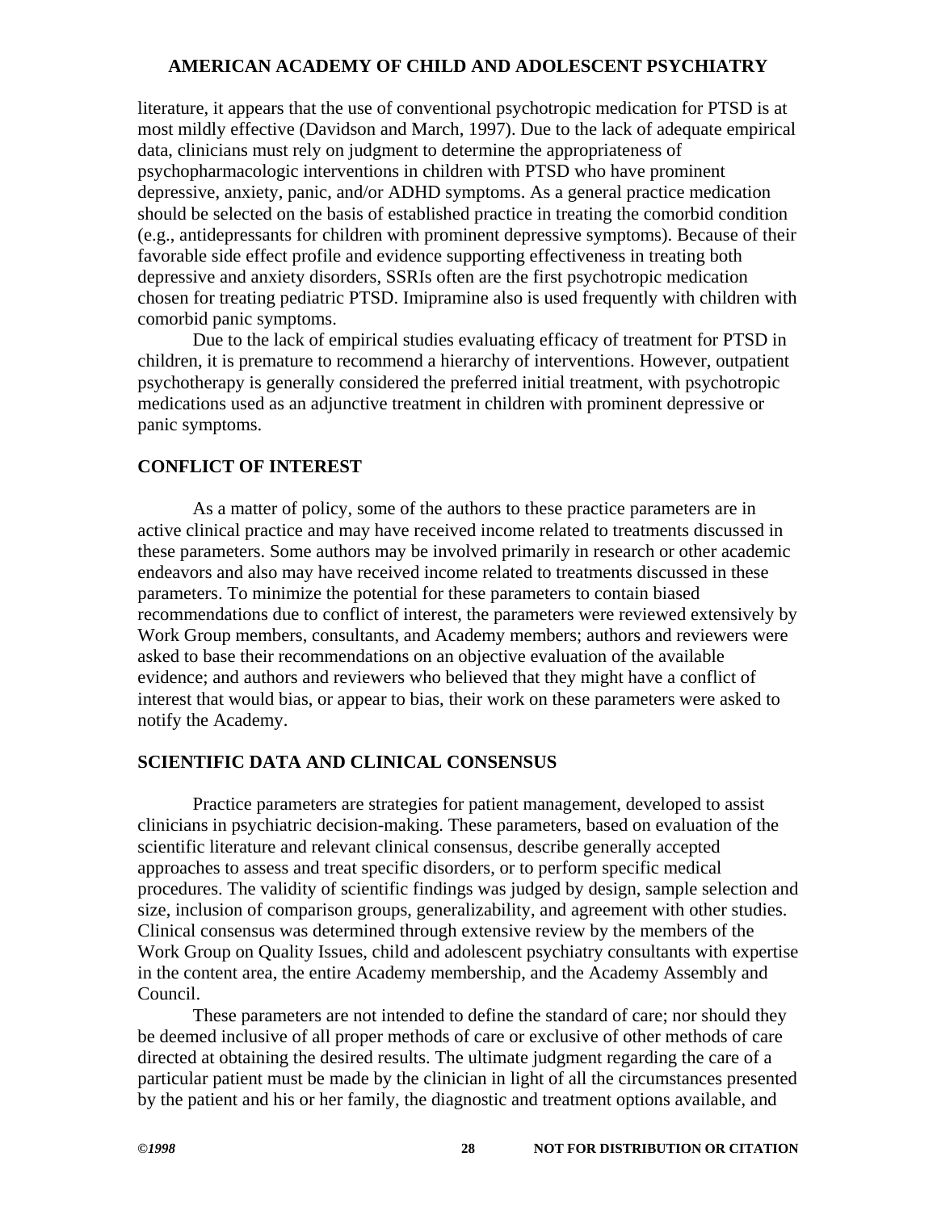literature, it appears that the use of conventional psychotropic medication for PTSD is at most mildly effective (Davidson and March, 1997). Due to the lack of adequate empirical data, clinicians must rely on judgment to determine the appropriateness of psychopharmacologic interventions in children with PTSD who have prominent depressive, anxiety, panic, and/or ADHD symptoms. As a general practice medication should be selected on the basis of established practice in treating the comorbid condition (e.g., antidepressants for children with prominent depressive symptoms). Because of their favorable side effect profile and evidence supporting effectiveness in treating both depressive and anxiety disorders, SSRIs often are the first psychotropic medication chosen for treating pediatric PTSD. Imipramine also is used frequently with children with comorbid panic symptoms.

Due to the lack of empirical studies evaluating efficacy of treatment for PTSD in children, it is premature to recommend a hierarchy of interventions. However, outpatient psychotherapy is generally considered the preferred initial treatment, with psychotropic medications used as an adjunctive treatment in children with prominent depressive or panic symptoms.

## CONFLICT OF INTEREST

As a matter of policy, some of the authors to these practice parameters are in active clinical practice and may have received income related to treatments discussed in these parameters. Some authors may be involved primarily in research or other academic endeavors and also may have received income related to treatments discussed in these parameters. To minimize the potential for these parameters to contain biased recommendations due to conflict of interest, the parameters were reviewed extensively by Work Group members, consultants, and Academy members; authors and reviewers were asked to base their recommendations on an objective evaluation of the available evidence; and authors and reviewers who believed that they might have a conflict of interest that would bias, or appear to bias, their work on these parameters were asked to notify the Academy.

## SCIENTIFIC DATA AND CLINICAL CONSENSUS

Practice parameters are strategies for patient management, developed to assist clinicians in psychiatric decision-making. These parameters, based on evaluation of the scientific literature and relevant clinical consensus, describe generally accepted approaches to assess and treat specific disorders, or to perform specific medical procedures. The validity of scientific findings was judged by design, sample selection and size, inclusion of comparison groups, generalizability, and agreement with other studies. Clinical consensus was determined through extensive review by the members of the Work Group on Quality Issues, child and adolescent psychiatry consultants with expertise in the content area, the entire Academy membership, and the Academy Assembly and Council.

These parameters are not intended to define the standard of care; nor should they be deemed inclusive of all proper methods of care or exclusive of other methods of care directed at obtaining the desired results. The ultimate judgment regarding the care of a particular patient must be made by the clinician in light of all the circumstances presented by the patient and his or her family, the diagnostic and treatment options available, and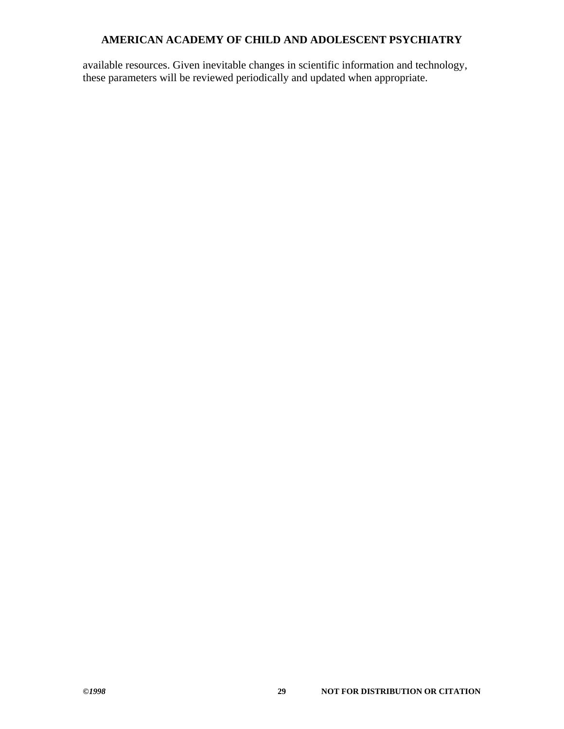available resources. Given inevitable changes in scientific information and technology, these parameters will be reviewed periodically and updated when appropriate.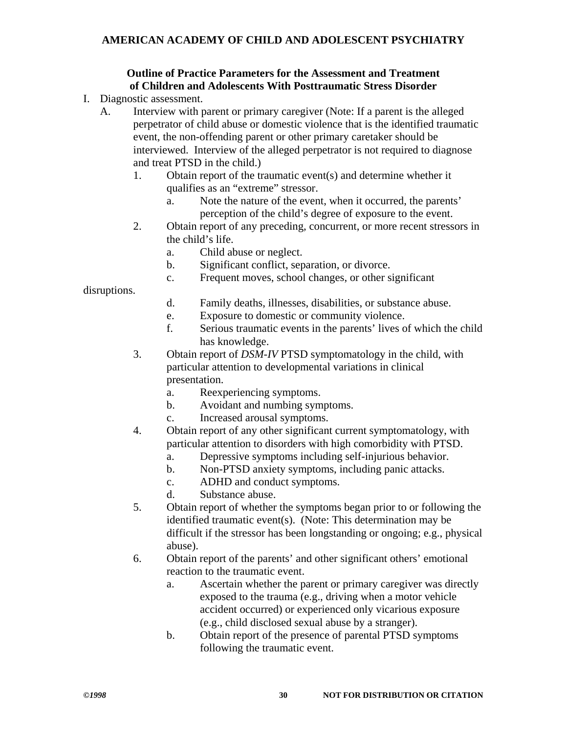**AMERICAN ACADEMY OF CHILD AND ADOLESCENT PSYCHIATRY**

**Outline of Practice Parameters for the Assessment and Treatment of Children and Adolescents With Posttraumatic Stress Disorder**

I. Diagnostic assessment.

  A. Interview with parent or primary caregiver (Note: If a parent is the alleged perpetrator of child abuse or domestic violence that is the identified traumatic event, the non-offending parent or other primary caretaker should be interviewed. Interview of the alleged perpetrator is not required to diagnose and treat PTSD in the child.)

    1. Obtain report of the traumatic event(s) and determine whether it qualifies as an "extreme" stressor.
      a. Note the nature of the event, when it occurred, the parents' perception of the child's degree of exposure to the event.
    2. Obtain report of any preceding, concurrent, or more recent stressors in the child's life.
      a. Child abuse or neglect.
      b. Significant conflict, separation, or divorce.
      c. Frequent moves, school changes, or other significant disruptions.
      d. Family deaths, illnesses, disabilities, or substance abuse.
      e. Exposure to domestic or community violence.
      f. Serious traumatic events in the parents' lives of which the child has knowledge.
    3. Obtain report of *DSM-IV* PTSD symptomatology in the child, with particular attention to developmental variations in clinical presentation.
      a. Reexperiencing symptoms.
      b. Avoidant and numbing symptoms.
      c. Increased arousal symptoms.
    4. Obtain report of any other significant current symptomatology, with particular attention to disorders with high comorbidity with PTSD.
      a. Depressive symptoms including self-injurious behavior.
      b. Non-PTSD anxiety symptoms, including panic attacks.
      c. ADHD and conduct symptoms.
      d. Substance abuse.
    5. Obtain report of whether the symptoms began prior to or following the identified traumatic event(s). (Note: This determination may be difficult if the stressor has been longstanding or ongoing; e.g., physical abuse).
    6. Obtain report of the parents' and other significant others' emotional reaction to the traumatic event.
      a. Ascertain whether the parent or primary caregiver was directly exposed to the trauma (e.g., driving when a motor vehicle accident occurred) or experienced only vicarious exposure (e.g., child disclosed sexual abuse by a stranger).
      b. Obtain report of the presence of parental PTSD symptoms following the traumatic event.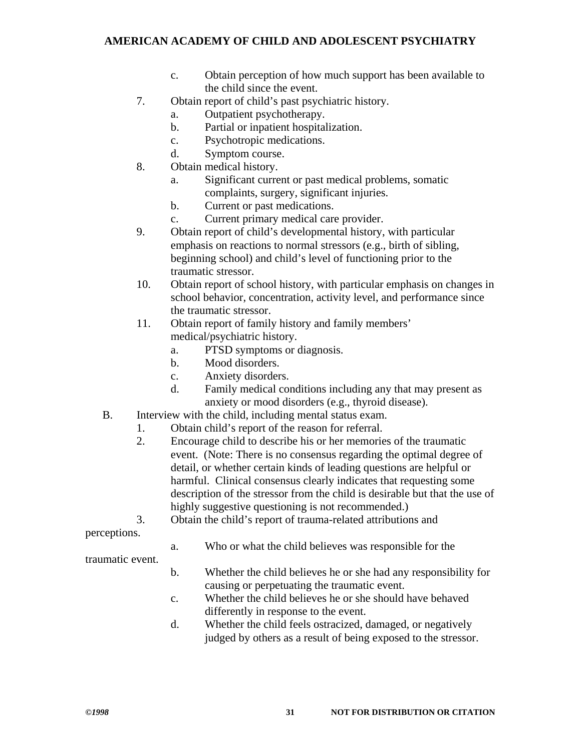c. Obtain perception of how much support has been available to the child since the event.

7. Obtain report of child's past psychiatric history.
   a. Outpatient psychotherapy.
   b. Partial or inpatient hospitalization.
   c. Psychotropic medications.
   d. Symptom course.

8. Obtain medical history.
   a. Significant current or past medical problems, somatic complaints, surgery, significant injuries.
   b. Current or past medications.
   c. Current primary medical care provider.

9. Obtain report of child's developmental history, with particular emphasis on reactions to normal stressors (e.g., birth of sibling, beginning school) and child's level of functioning prior to the traumatic stressor.

10. Obtain report of school history, with particular emphasis on changes in school behavior, concentration, activity level, and performance since the traumatic stressor.

11. Obtain report of family history and family members' medical/psychiatric history.
    a. PTSD symptoms or diagnosis.
    b. Mood disorders.
    c. Anxiety disorders.
    d. Family medical conditions including any that may present as anxiety or mood disorders (e.g., thyroid disease).

B. Interview with the child, including mental status exam.

1. Obtain child's report of the reason for referral.

2. Encourage child to describe his or her memories of the traumatic event. (Note: There is no consensus regarding the optimal degree of detail, or whether certain kinds of leading questions are helpful or harmful. Clinical consensus clearly indicates that requesting some description of the stressor from the child is desirable but that the use of highly suggestive questioning is not recommended.)

3. Obtain the child's report of trauma-related attributions and perceptions.
   a. Who or what the child believes was responsible for the traumatic event.
   b. Whether the child believes he or she had any responsibility for causing or perpetuating the traumatic event.
   c. Whether the child believes he or she should have behaved differently in response to the event.
   d. Whether the child feels ostracized, damaged, or negatively judged by others as a result of being exposed to the stressor.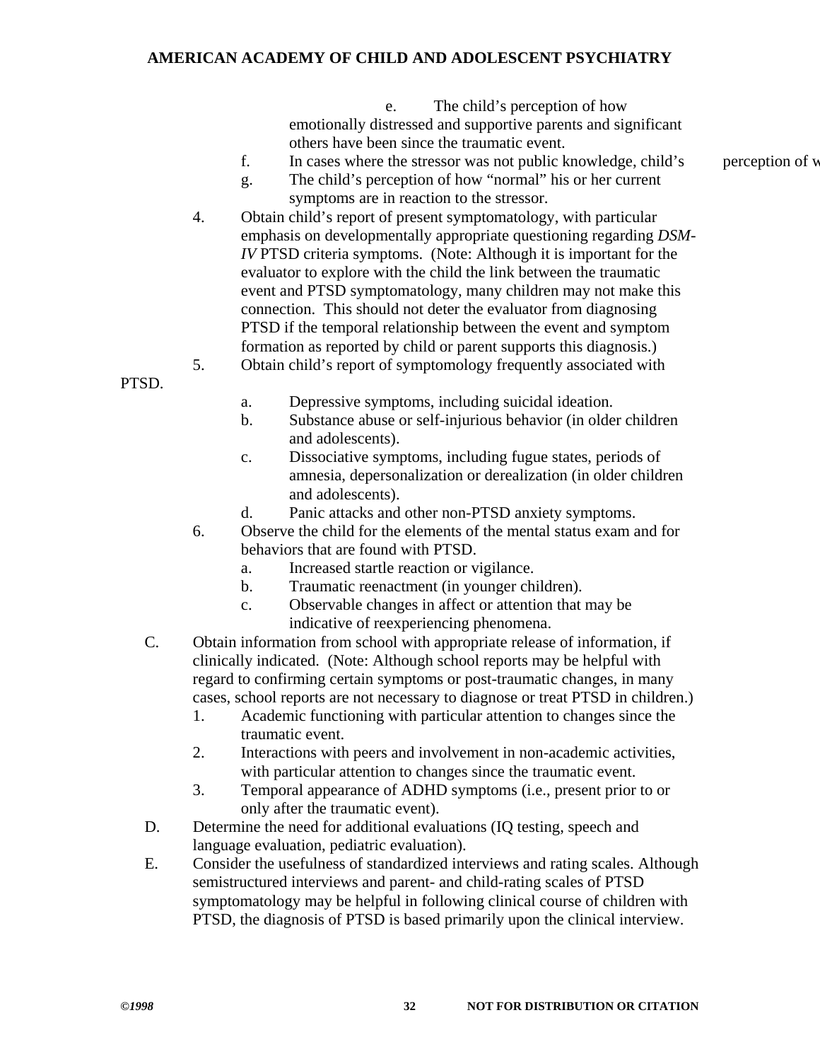e. The child's perception of how emotionally distressed and supportive parents and significant others have been since the traumatic event.

f. In cases where the stressor was not public knowledge, child's perception of w

g. The child's perception of how "normal" his or her current symptoms are in reaction to the stressor.

4. Obtain child's report of present symptomatology, with particular emphasis on developmentally appropriate questioning regarding *DSM-IV* PTSD criteria symptoms. (Note: Although it is important for the evaluator to explore with the child the link between the traumatic event and PTSD symptomatology, many children may not make this connection. This should not deter the evaluator from diagnosing PTSD if the temporal relationship between the event and symptom formation as reported by child or parent supports this diagnosis.)

5. Obtain child's report of symptomology frequently associated with PTSD.
   - a. Depressive symptoms, including suicidal ideation.
   - b. Substance abuse or self-injurious behavior (in older children and adolescents).
   - c. Dissociative symptoms, including fugue states, periods of amnesia, depersonalization or derealization (in older children and adolescents).
   - d. Panic attacks and other non-PTSD anxiety symptoms.

6. Observe the child for the elements of the mental status exam and for behaviors that are found with PTSD.
   - a. Increased startle reaction or vigilance.
   - b. Traumatic reenactment (in younger children).
   - c. Observable changes in affect or attention that may be indicative of reexperiencing phenomena.

C. Obtain information from school with appropriate release of information, if clinically indicated. (Note: Although school reports may be helpful with regard to confirming certain symptoms or post-traumatic changes, in many cases, school reports are not necessary to diagnose or treat PTSD in children.)

1. Academic functioning with particular attention to changes since the traumatic event.
2. Interactions with peers and involvement in non-academic activities, with particular attention to changes since the traumatic event.
3. Temporal appearance of ADHD symptoms (i.e., present prior to or only after the traumatic event).

D. Determine the need for additional evaluations (IQ testing, speech and language evaluation, pediatric evaluation).

E. Consider the usefulness of standardized interviews and rating scales. Although semistructured interviews and parent- and child-rating scales of PTSD symptomatology may be helpful in following clinical course of children with PTSD, the diagnosis of PTSD is based primarily upon the clinical interview.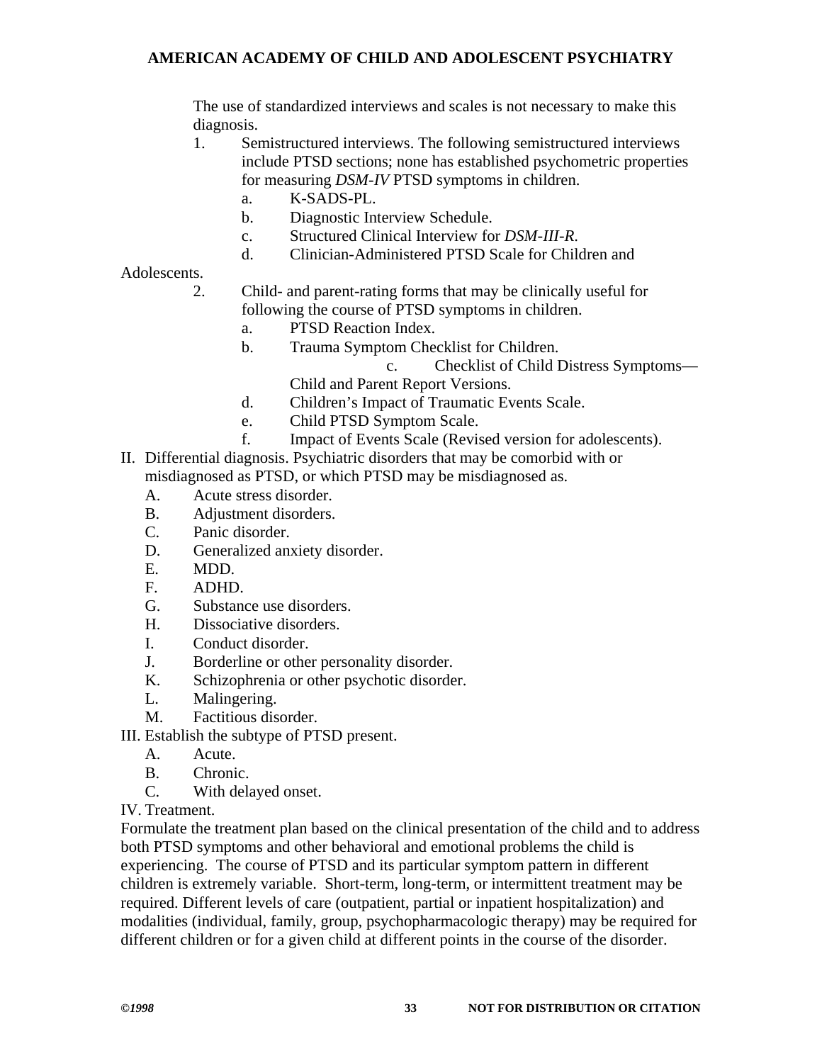The use of standardized interviews and scales is not necessary to make this diagnosis.

1. Semistructured interviews. The following semistructured interviews include PTSD sections; none has established psychometric properties for measuring *DSM-IV* PTSD symptoms in children.
   a. K-SADS-PL.
   b. Diagnostic Interview Schedule.
   c. Structured Clinical Interview for *DSM-III-R*.
   d. Clinician-Administered PTSD Scale for Children and Adolescents.
2. Child- and parent-rating forms that may be clinically useful for following the course of PTSD symptoms in children.
   a. PTSD Reaction Index.
   b. Trauma Symptom Checklist for Children.
   c. Checklist of Child Distress Symptoms—Child and Parent Report Versions.
   d. Children's Impact of Traumatic Events Scale.
   e. Child PTSD Symptom Scale.
   f. Impact of Events Scale (Revised version for adolescents).

II. Differential diagnosis. Psychiatric disorders that may be comorbid with or misdiagnosed as PTSD, or which PTSD may be misdiagnosed as.

   A. Acute stress disorder.
   B. Adjustment disorders.
   C. Panic disorder.
   D. Generalized anxiety disorder.
   E. MDD.
   F. ADHD.
   G. Substance use disorders.
   H. Dissociative disorders.
   I. Conduct disorder.
   J. Borderline or other personality disorder.
   K. Schizophrenia or other psychotic disorder.
   L. Malingering.
   M. Factitious disorder.

III. Establish the subtype of PTSD present.

   A. Acute.
   B. Chronic.
   C. With delayed onset.

IV. Treatment.

Formulate the treatment plan based on the clinical presentation of the child and to address both PTSD symptoms and other behavioral and emotional problems the child is experiencing. The course of PTSD and its particular symptom pattern in different children is extremely variable. Short-term, long-term, or intermittent treatment may be required. Different levels of care (outpatient, partial or inpatient hospitalization) and modalities (individual, family, group, psychopharmacologic therapy) may be required for different children or for a given child at different points in the course of the disorder.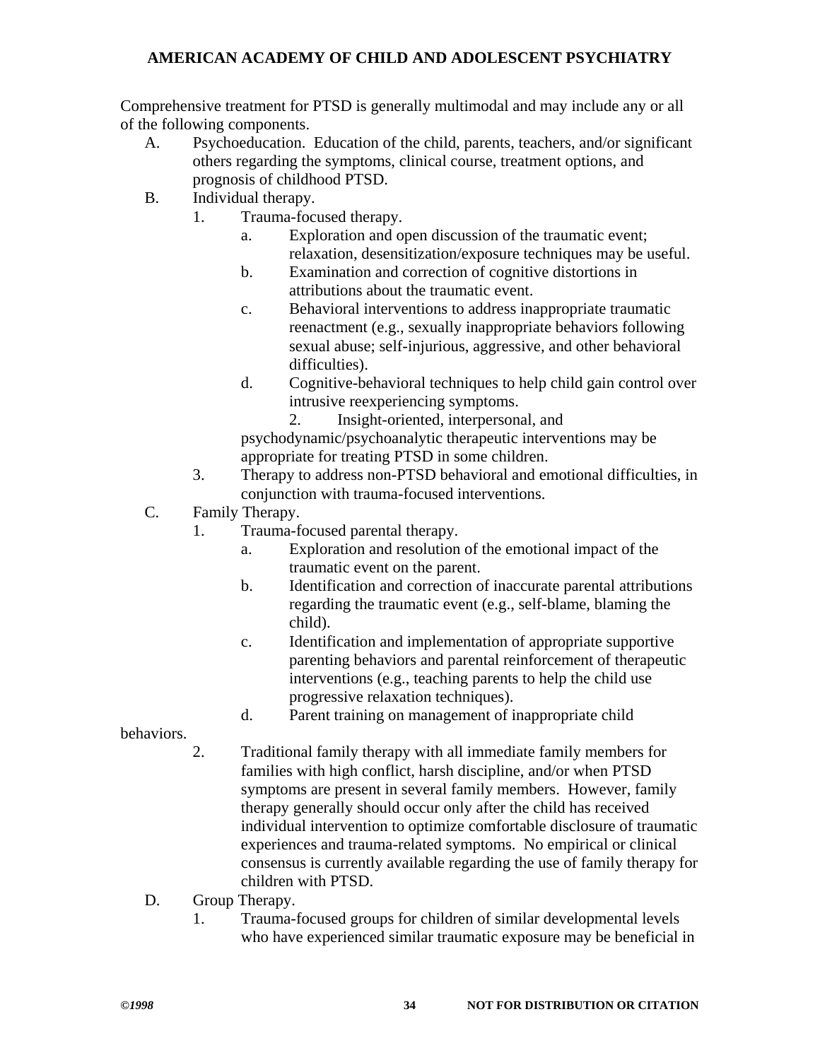Comprehensive treatment for PTSD is generally multimodal and may include any or all of the following components.

A. Psychoeducation. Education of the child, parents, teachers, and/or significant others regarding the symptoms, clinical course, treatment options, and prognosis of childhood PTSD.

B. Individual therapy.
   1. Trauma-focused therapy.
      a. Exploration and open discussion of the traumatic event; relaxation, desensitization/exposure techniques may be useful.
      b. Examination and correction of cognitive distortions in attributions about the traumatic event.
      c. Behavioral interventions to address inappropriate traumatic reenactment (e.g., sexually inappropriate behaviors following sexual abuse; self-injurious, aggressive, and other behavioral difficulties).
      d. Cognitive-behavioral techniques to help child gain control over intrusive reexperiencing symptoms.
   2. Insight-oriented, interpersonal, and psychodynamic/psychoanalytic therapeutic interventions may be appropriate for treating PTSD in some children.
   3. Therapy to address non-PTSD behavioral and emotional difficulties, in conjunction with trauma-focused interventions.

C. Family Therapy.
   1. Trauma-focused parental therapy.
      a. Exploration and resolution of the emotional impact of the traumatic event on the parent.
      b. Identification and correction of inaccurate parental attributions regarding the traumatic event (e.g., self-blame, blaming the child).
      c. Identification and implementation of appropriate supportive parenting behaviors and parental reinforcement of therapeutic interventions (e.g., teaching parents to help the child use progressive relaxation techniques).
      d. Parent training on management of inappropriate child behaviors.
   2. Traditional family therapy with all immediate family members for families with high conflict, harsh discipline, and/or when PTSD symptoms are present in several family members. However, family therapy generally should occur only after the child has received individual intervention to optimize comfortable disclosure of traumatic experiences and trauma-related symptoms. No empirical or clinical consensus is currently available regarding the use of family therapy for children with PTSD.

D. Group Therapy.
   1. Trauma-focused groups for children of similar developmental levels who have experienced similar traumatic exposure may be beneficial in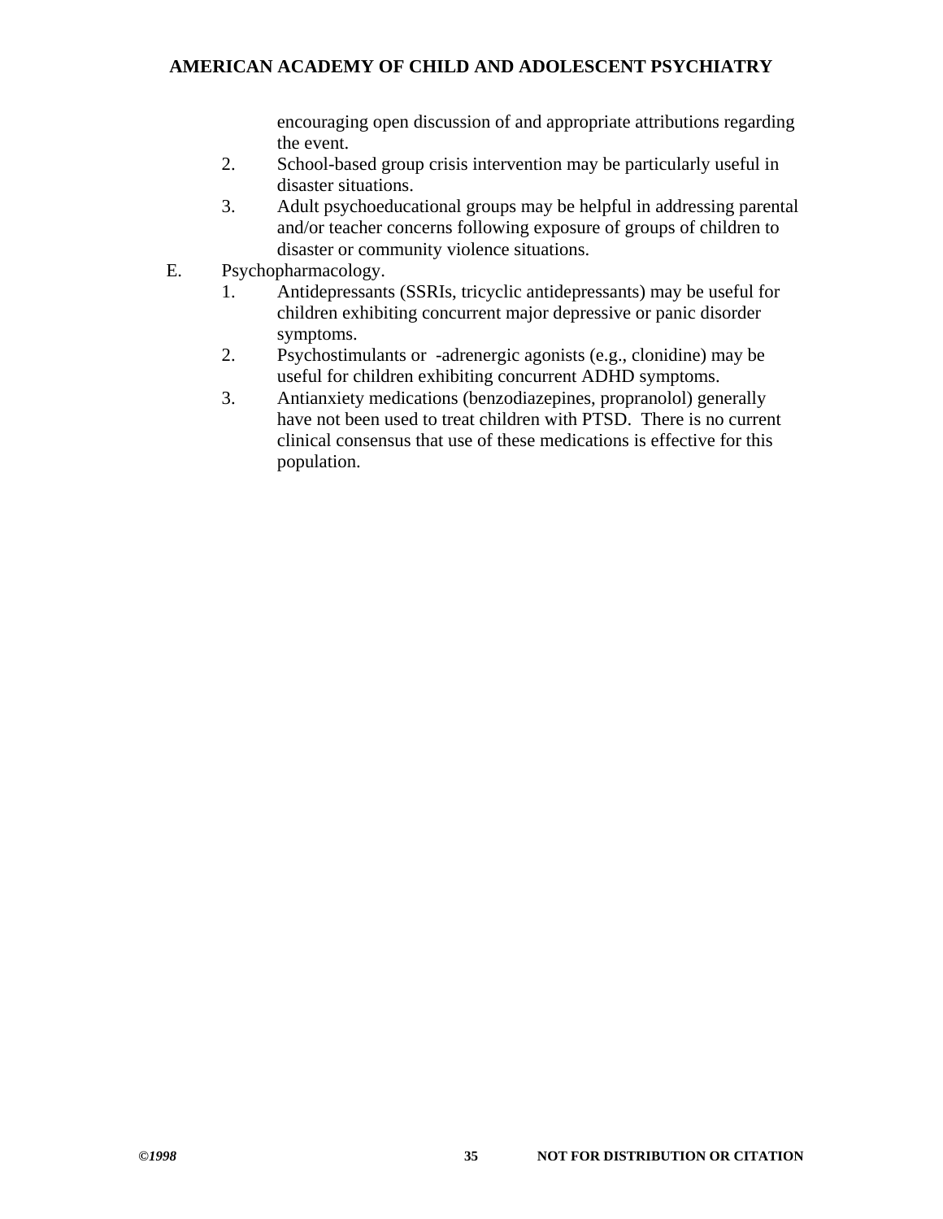encouraging open discussion of and appropriate attributions regarding the event.

2. School-based group crisis intervention may be particularly useful in disaster situations.
3. Adult psychoeducational groups may be helpful in addressing parental and/or teacher concerns following exposure of groups of children to disaster or community violence situations.

E. Psychopharmacology.

1. Antidepressants (SSRIs, tricyclic antidepressants) may be useful for children exhibiting concurrent major depressive or panic disorder symptoms.
2. Psychostimulants or  -adrenergic agonists (e.g., clonidine) may be useful for children exhibiting concurrent ADHD symptoms.
3. Antianxiety medications (benzodiazepines, propranolol) generally have not been used to treat children with PTSD. There is no current clinical consensus that use of these medications is effective for this population.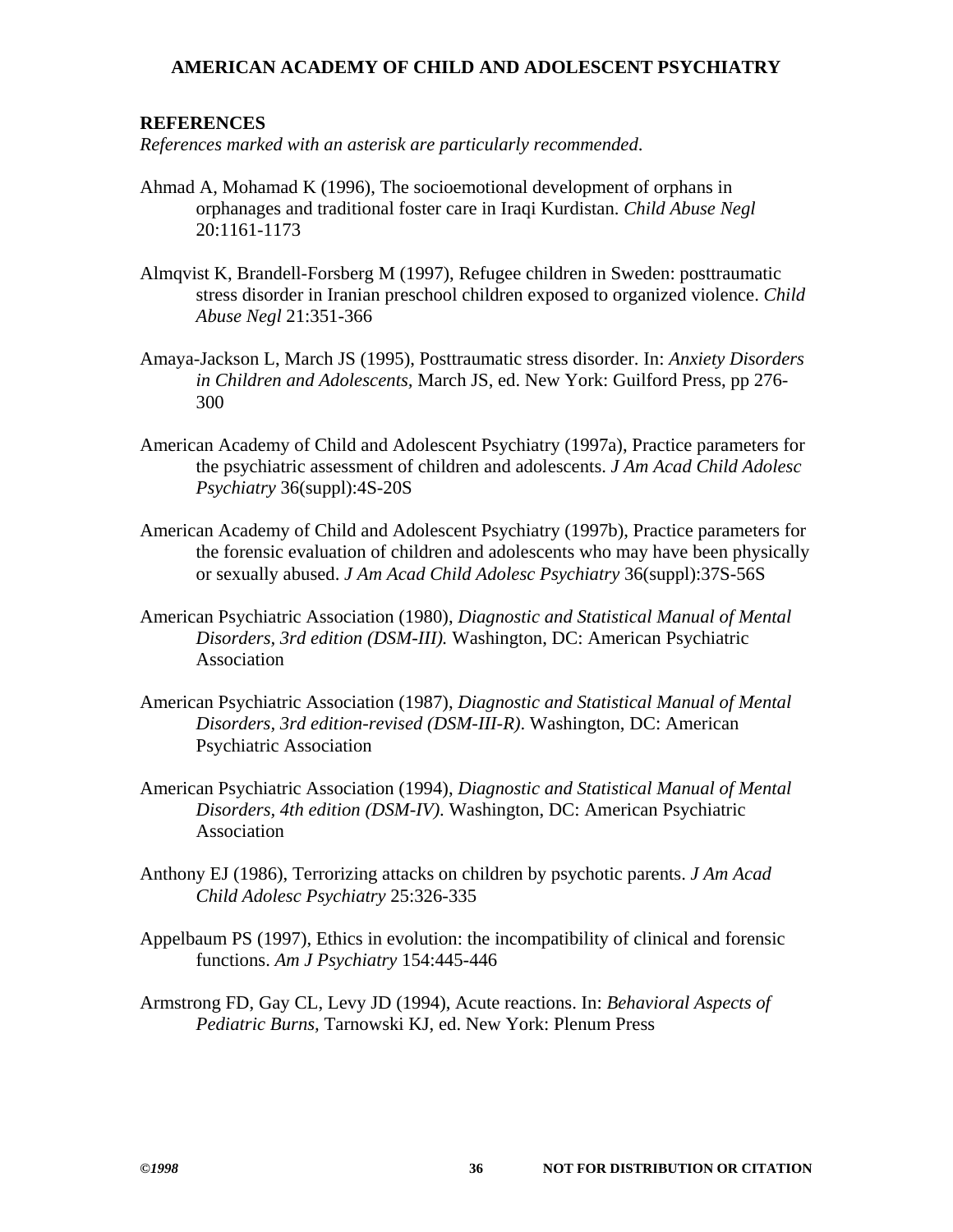## REFERENCES

*References marked with an asterisk are particularly recommended.*

Ahmad A, Mohamad K (1996), The socioemotional development of orphans in orphanages and traditional foster care in Iraqi Kurdistan. *Child Abuse Negl* 20:1161-1173

Almqvist K, Brandell-Forsberg M (1997), Refugee children in Sweden: posttraumatic stress disorder in Iranian preschool children exposed to organized violence. *Child Abuse Negl* 21:351-366

Amaya-Jackson L, March JS (1995), Posttraumatic stress disorder. In: *Anxiety Disorders in Children and Adolescents*, March JS, ed. New York: Guilford Press, pp 276-300

American Academy of Child and Adolescent Psychiatry (1997a), Practice parameters for the psychiatric assessment of children and adolescents. *J Am Acad Child Adolesc Psychiatry* 36(suppl):4S-20S

American Academy of Child and Adolescent Psychiatry (1997b), Practice parameters for the forensic evaluation of children and adolescents who may have been physically or sexually abused. *J Am Acad Child Adolesc Psychiatry* 36(suppl):37S-56S

American Psychiatric Association (1980), *Diagnostic and Statistical Manual of Mental Disorders, 3rd edition (DSM-III).* Washington, DC: American Psychiatric Association

American Psychiatric Association (1987), *Diagnostic and Statistical Manual of Mental Disorders, 3rd edition-revised (DSM-III-R)*. Washington, DC: American Psychiatric Association

American Psychiatric Association (1994), *Diagnostic and Statistical Manual of Mental Disorders, 4th edition (DSM-IV)*. Washington, DC: American Psychiatric Association

Anthony EJ (1986), Terrorizing attacks on children by psychotic parents. *J Am Acad Child Adolesc Psychiatry* 25:326-335

Appelbaum PS (1997), Ethics in evolution: the incompatibility of clinical and forensic functions. *Am J Psychiatry* 154:445-446

Armstrong FD, Gay CL, Levy JD (1994), Acute reactions. In: *Behavioral Aspects of Pediatric Burns*, Tarnowski KJ, ed. New York: Plenum Press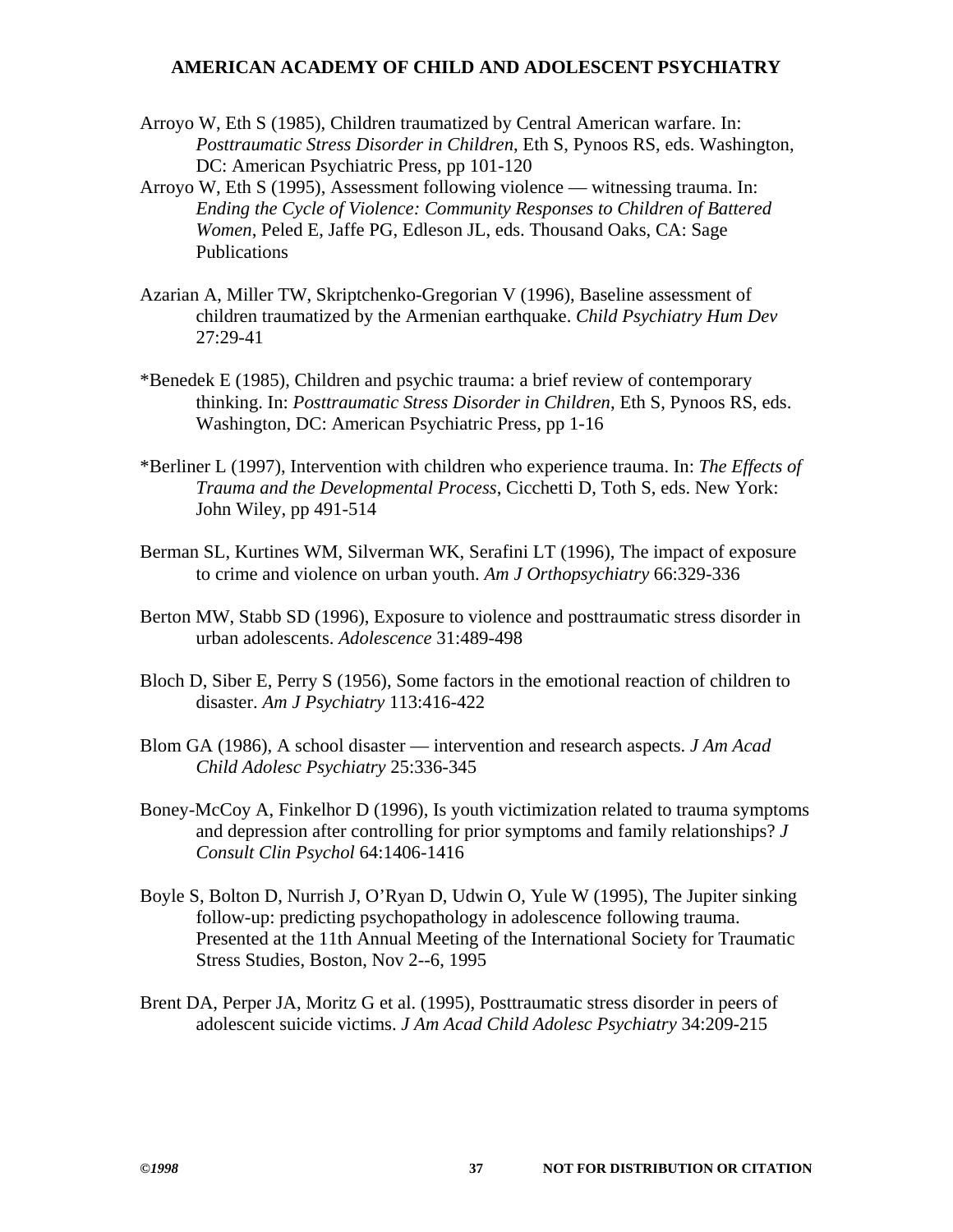Arroyo W, Eth S (1985), Children traumatized by Central American warfare. In: *Posttraumatic Stress Disorder in Children*, Eth S, Pynoos RS, eds. Washington, DC: American Psychiatric Press, pp 101-120

Arroyo W, Eth S (1995), Assessment following violence — witnessing trauma. In: *Ending the Cycle of Violence: Community Responses to Children of Battered Women*, Peled E, Jaffe PG, Edleson JL, eds. Thousand Oaks, CA: Sage Publications

Azarian A, Miller TW, Skriptchenko-Gregorian V (1996), Baseline assessment of children traumatized by the Armenian earthquake. *Child Psychiatry Hum Dev* 27:29-41

*Benedek E (1985), Children and psychic trauma: a brief review of contemporary thinking. In: *Posttraumatic Stress Disorder in Children*, Eth S, Pynoos RS, eds. Washington, DC: American Psychiatric Press, pp 1-16

*Berliner L (1997), Intervention with children who experience trauma. In: *The Effects of Trauma and the Developmental Process*, Cicchetti D, Toth S, eds. New York: John Wiley, pp 491-514

Berman SL, Kurtines WM, Silverman WK, Serafini LT (1996), The impact of exposure to crime and violence on urban youth. *Am J Orthopsychiatry* 66:329-336

Berton MW, Stabb SD (1996), Exposure to violence and posttraumatic stress disorder in urban adolescents. *Adolescence* 31:489-498

Bloch D, Siber E, Perry S (1956), Some factors in the emotional reaction of children to disaster. *Am J Psychiatry* 113:416-422

Blom GA (1986), A school disaster — intervention and research aspects. *J Am Acad Child Adolesc Psychiatry* 25:336-345

Boney-McCoy A, Finkelhor D (1996), Is youth victimization related to trauma symptoms and depression after controlling for prior symptoms and family relationships? *J Consult Clin Psychol* 64:1406-1416

Boyle S, Bolton D, Nurrish J, O'Ryan D, Udwin O, Yule W (1995), The Jupiter sinking follow-up: predicting psychopathology in adolescence following trauma. Presented at the 11th Annual Meeting of the International Society for Traumatic Stress Studies, Boston, Nov 2--6, 1995

Brent DA, Perper JA, Moritz G et al. (1995), Posttraumatic stress disorder in peers of adolescent suicide victims. *J Am Acad Child Adolesc Psychiatry* 34:209-215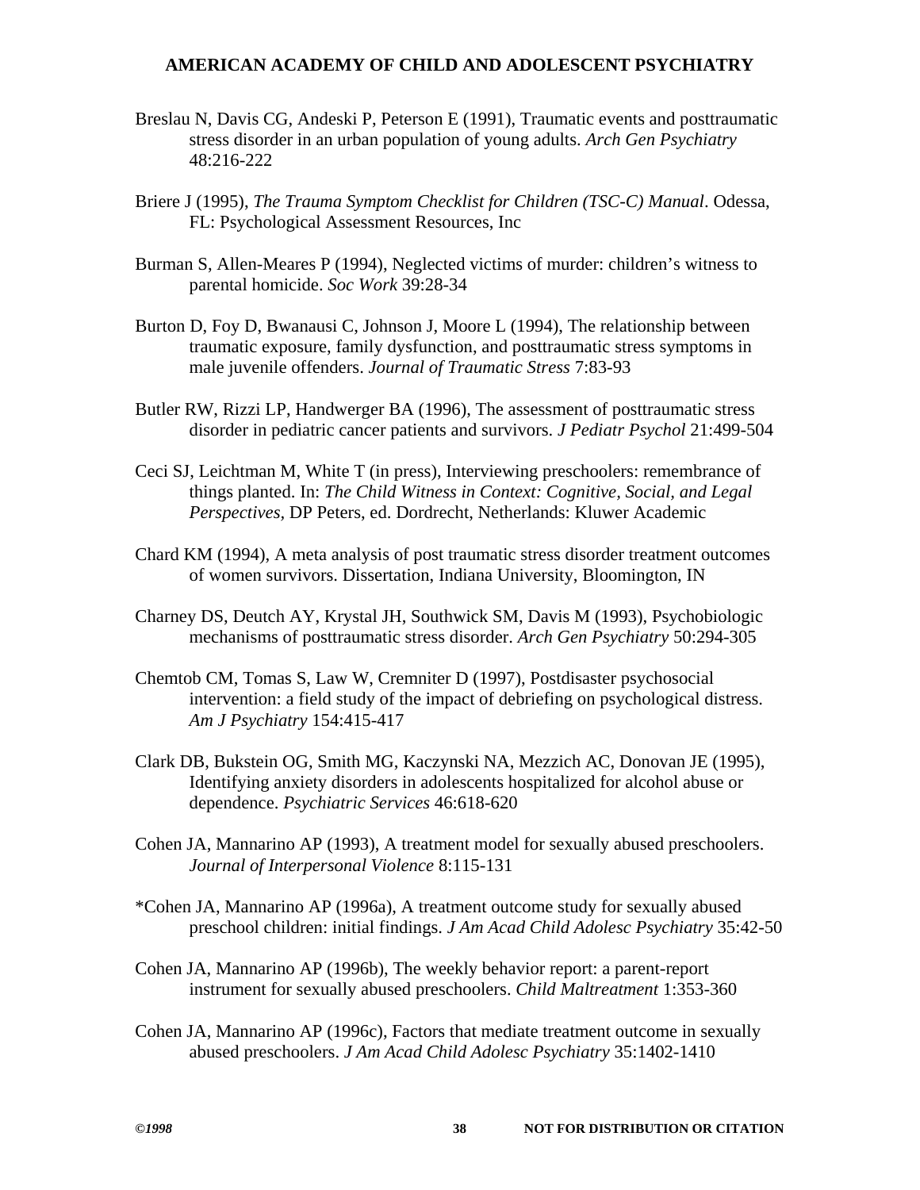Breslau N, Davis CG, Andeski P, Peterson E (1991), Traumatic events and posttraumatic stress disorder in an urban population of young adults. *Arch Gen Psychiatry* 48:216-222

Briere J (1995), *The Trauma Symptom Checklist for Children (TSC-C) Manual*. Odessa, FL: Psychological Assessment Resources, Inc

Burman S, Allen-Meares P (1994), Neglected victims of murder: children's witness to parental homicide. *Soc Work* 39:28-34

Burton D, Foy D, Bwanausi C, Johnson J, Moore L (1994), The relationship between traumatic exposure, family dysfunction, and posttraumatic stress symptoms in male juvenile offenders. *Journal of Traumatic Stress* 7:83-93

Butler RW, Rizzi LP, Handwerger BA (1996), The assessment of posttraumatic stress disorder in pediatric cancer patients and survivors. *J Pediatr Psychol* 21:499-504

Ceci SJ, Leichtman M, White T (in press), Interviewing preschoolers: remembrance of things planted. In: *The Child Witness in Context: Cognitive, Social, and Legal Perspectives*, DP Peters, ed. Dordrecht, Netherlands: Kluwer Academic

Chard KM (1994), A meta analysis of post traumatic stress disorder treatment outcomes of women survivors. Dissertation, Indiana University, Bloomington, IN

Charney DS, Deutch AY, Krystal JH, Southwick SM, Davis M (1993), Psychobiologic mechanisms of posttraumatic stress disorder. *Arch Gen Psychiatry* 50:294-305

Chemtob CM, Tomas S, Law W, Cremniter D (1997), Postdisaster psychosocial intervention: a field study of the impact of debriefing on psychological distress. *Am J Psychiatry* 154:415-417

Clark DB, Bukstein OG, Smith MG, Kaczynski NA, Mezzich AC, Donovan JE (1995), Identifying anxiety disorders in adolescents hospitalized for alcohol abuse or dependence. *Psychiatric Services* 46:618-620

Cohen JA, Mannarino AP (1993), A treatment model for sexually abused preschoolers. *Journal of Interpersonal Violence* 8:115-131

*Cohen JA, Mannarino AP (1996a), A treatment outcome study for sexually abused preschool children: initial findings. *J Am Acad Child Adolesc Psychiatry* 35:42-50

Cohen JA, Mannarino AP (1996b), The weekly behavior report: a parent-report instrument for sexually abused preschoolers. *Child Maltreatment* 1:353-360

Cohen JA, Mannarino AP (1996c), Factors that mediate treatment outcome in sexually abused preschoolers. *J Am Acad Child Adolesc Psychiatry* 35:1402-1410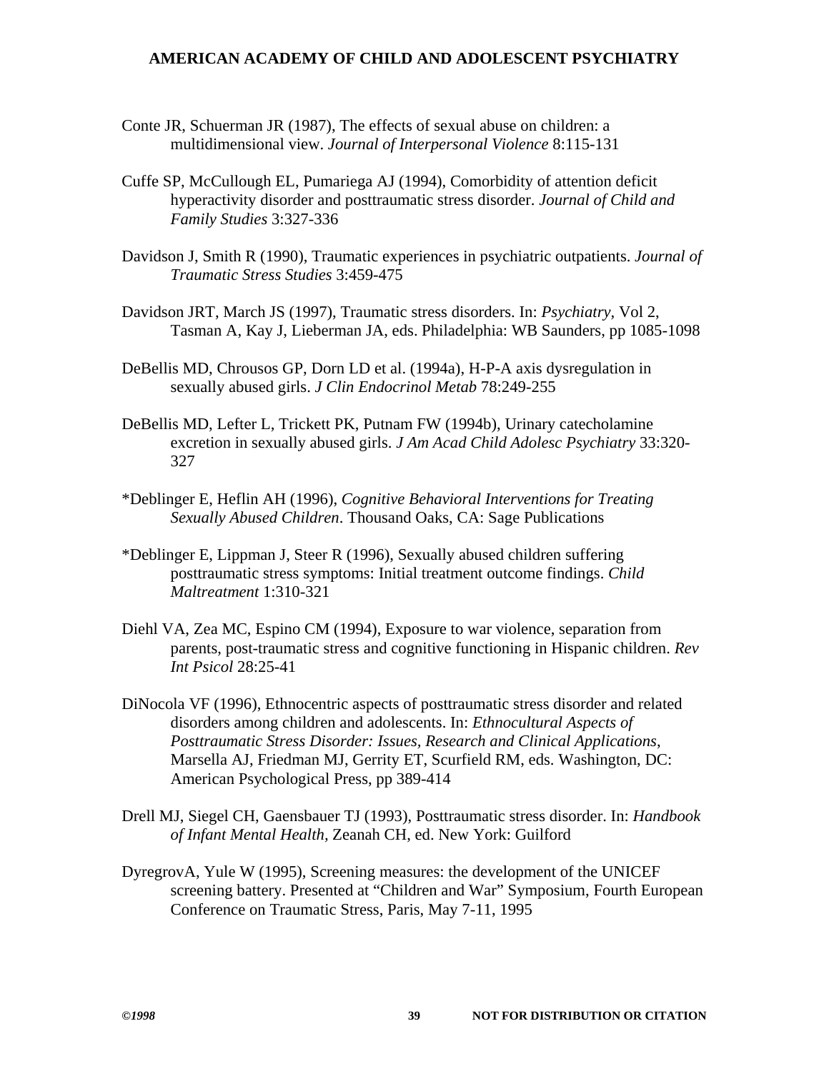Conte JR, Schuerman JR (1987), The effects of sexual abuse on children: a multidimensional view. *Journal of Interpersonal Violence* 8:115-131

Cuffe SP, McCullough EL, Pumariega AJ (1994), Comorbidity of attention deficit hyperactivity disorder and posttraumatic stress disorder. *Journal of Child and Family Studies* 3:327-336

Davidson J, Smith R (1990), Traumatic experiences in psychiatric outpatients. *Journal of Traumatic Stress Studies* 3:459-475

Davidson JRT, March JS (1997), Traumatic stress disorders. In: *Psychiatry*, Vol 2, Tasman A, Kay J, Lieberman JA, eds. Philadelphia: WB Saunders, pp 1085-1098

DeBellis MD, Chrousos GP, Dorn LD et al. (1994a), H-P-A axis dysregulation in sexually abused girls. *J Clin Endocrinol Metab* 78:249-255

DeBellis MD, Lefter L, Trickett PK, Putnam FW (1994b), Urinary catecholamine excretion in sexually abused girls. *J Am Acad Child Adolesc Psychiatry* 33:320-327

*Deblinger E, Heflin AH (1996), *Cognitive Behavioral Interventions for Treating Sexually Abused Children*. Thousand Oaks, CA: Sage Publications

*Deblinger E, Lippman J, Steer R (1996), Sexually abused children suffering posttraumatic stress symptoms: Initial treatment outcome findings. *Child Maltreatment* 1:310-321

Diehl VA, Zea MC, Espino CM (1994), Exposure to war violence, separation from parents, post-traumatic stress and cognitive functioning in Hispanic children. *Rev Int Psicol* 28:25-41

DiNocola VF (1996), Ethnocentric aspects of posttraumatic stress disorder and related disorders among children and adolescents. In: *Ethnocultural Aspects of Posttraumatic Stress Disorder: Issues, Research and Clinical Applications*, Marsella AJ, Friedman MJ, Gerrity ET, Scurfield RM, eds. Washington, DC: American Psychological Press, pp 389-414

Drell MJ, Siegel CH, Gaensbauer TJ (1993), Posttraumatic stress disorder. In: *Handbook of Infant Mental Health,* Zeanah CH, ed. New York: Guilford

DyregrovA, Yule W (1995), Screening measures: the development of the UNICEF screening battery. Presented at "Children and War" Symposium, Fourth European Conference on Traumatic Stress, Paris, May 7-11, 1995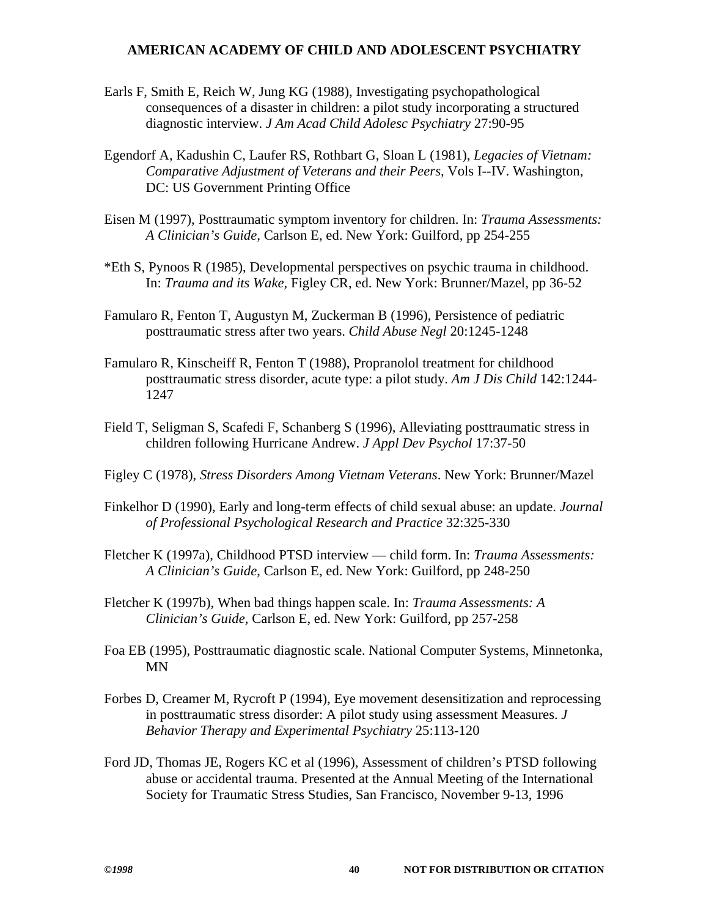Earls F, Smith E, Reich W, Jung KG (1988), Investigating psychopathological consequences of a disaster in children: a pilot study incorporating a structured diagnostic interview. *J Am Acad Child Adolesc Psychiatry* 27:90-95

Egendorf A, Kadushin C, Laufer RS, Rothbart G, Sloan L (1981), *Legacies of Vietnam: Comparative Adjustment of Veterans and their Peers,* Vols I--IV. Washington, DC: US Government Printing Office

Eisen M (1997), Posttraumatic symptom inventory for children. In: *Trauma Assessments: A Clinician's Guide,* Carlson E, ed. New York: Guilford, pp 254-255

*Eth S, Pynoos R (1985), Developmental perspectives on psychic trauma in childhood. In: *Trauma and its Wake,* Figley CR, ed. New York: Brunner/Mazel, pp 36-52

Famularo R, Fenton T, Augustyn M, Zuckerman B (1996), Persistence of pediatric posttraumatic stress after two years. *Child Abuse Negl* 20:1245-1248

Famularo R, Kinscheiff R, Fenton T (1988), Propranolol treatment for childhood posttraumatic stress disorder, acute type: a pilot study. *Am J Dis Child* 142:1244-1247

Field T, Seligman S, Scafedi F, Schanberg S (1996), Alleviating posttraumatic stress in children following Hurricane Andrew. *J Appl Dev Psychol* 17:37-50

Figley C (1978), *Stress Disorders Among Vietnam Veterans*. New York: Brunner/Mazel

Finkelhor D (1990), Early and long-term effects of child sexual abuse: an update. *Journal of Professional Psychological Research and Practice* 32:325-330

Fletcher K (1997a), Childhood PTSD interview — child form. In: *Trauma Assessments: A Clinician's Guide*, Carlson E, ed. New York: Guilford, pp 248-250

Fletcher K (1997b), When bad things happen scale. In: *Trauma Assessments: A Clinician's Guide,* Carlson E, ed. New York: Guilford, pp 257-258

Foa EB (1995), Posttraumatic diagnostic scale. National Computer Systems, Minnetonka, MN

Forbes D, Creamer M, Rycroft P (1994), Eye movement desensitization and reprocessing in posttraumatic stress disorder: A pilot study using assessment Measures. *J Behavior Therapy and Experimental Psychiatry* 25:113-120

Ford JD, Thomas JE, Rogers KC et al (1996), Assessment of children's PTSD following abuse or accidental trauma. Presented at the Annual Meeting of the International Society for Traumatic Stress Studies, San Francisco, November 9-13, 1996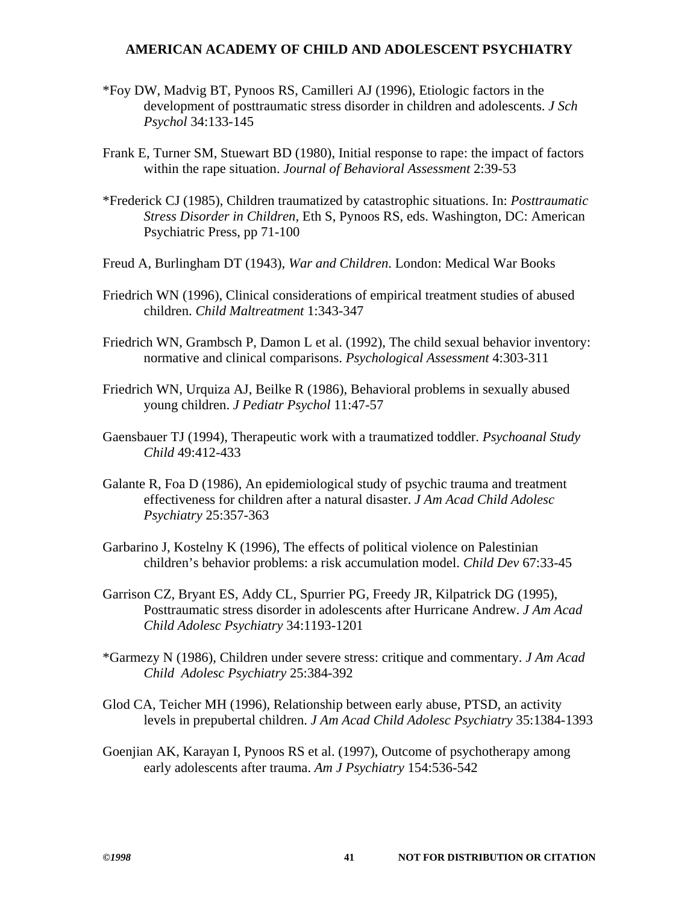*Foy DW, Madvig BT, Pynoos RS, Camilleri AJ (1996), Etiologic factors in the development of posttraumatic stress disorder in children and adolescents. *J Sch Psychol* 34:133-145

Frank E, Turner SM, Stuewart BD (1980), Initial response to rape: the impact of factors within the rape situation. *Journal of Behavioral Assessment* 2:39-53

*Frederick CJ (1985), Children traumatized by catastrophic situations. In: *Posttraumatic Stress Disorder in Children*, Eth S, Pynoos RS, eds. Washington, DC: American Psychiatric Press, pp 71-100

Freud A, Burlingham DT (1943), *War and Children*. London: Medical War Books

Friedrich WN (1996), Clinical considerations of empirical treatment studies of abused children. *Child Maltreatment* 1:343-347

Friedrich WN, Grambsch P, Damon L et al. (1992), The child sexual behavior inventory: normative and clinical comparisons. *Psychological Assessment* 4:303-311

Friedrich WN, Urquiza AJ, Beilke R (1986), Behavioral problems in sexually abused young children. *J Pediatr Psychol* 11:47-57

Gaensbauer TJ (1994), Therapeutic work with a traumatized toddler. *Psychoanal Study Child* 49:412-433

Galante R, Foa D (1986), An epidemiological study of psychic trauma and treatment effectiveness for children after a natural disaster. *J Am Acad Child Adolesc Psychiatry* 25:357-363

Garbarino J, Kostelny K (1996), The effects of political violence on Palestinian children's behavior problems: a risk accumulation model. *Child Dev* 67:33-45

Garrison CZ, Bryant ES, Addy CL, Spurrier PG, Freedy JR, Kilpatrick DG (1995), Posttraumatic stress disorder in adolescents after Hurricane Andrew. *J Am Acad Child Adolesc Psychiatry* 34:1193-1201

*Garmezy N (1986), Children under severe stress: critique and commentary. *J Am Acad Child Adolesc Psychiatry* 25:384-392

Glod CA, Teicher MH (1996), Relationship between early abuse, PTSD, an activity levels in prepubertal children. *J Am Acad Child Adolesc Psychiatry* 35:1384-1393

Goenjian AK, Karayan I, Pynoos RS et al. (1997), Outcome of psychotherapy among early adolescents after trauma. *Am J Psychiatry* 154:536-542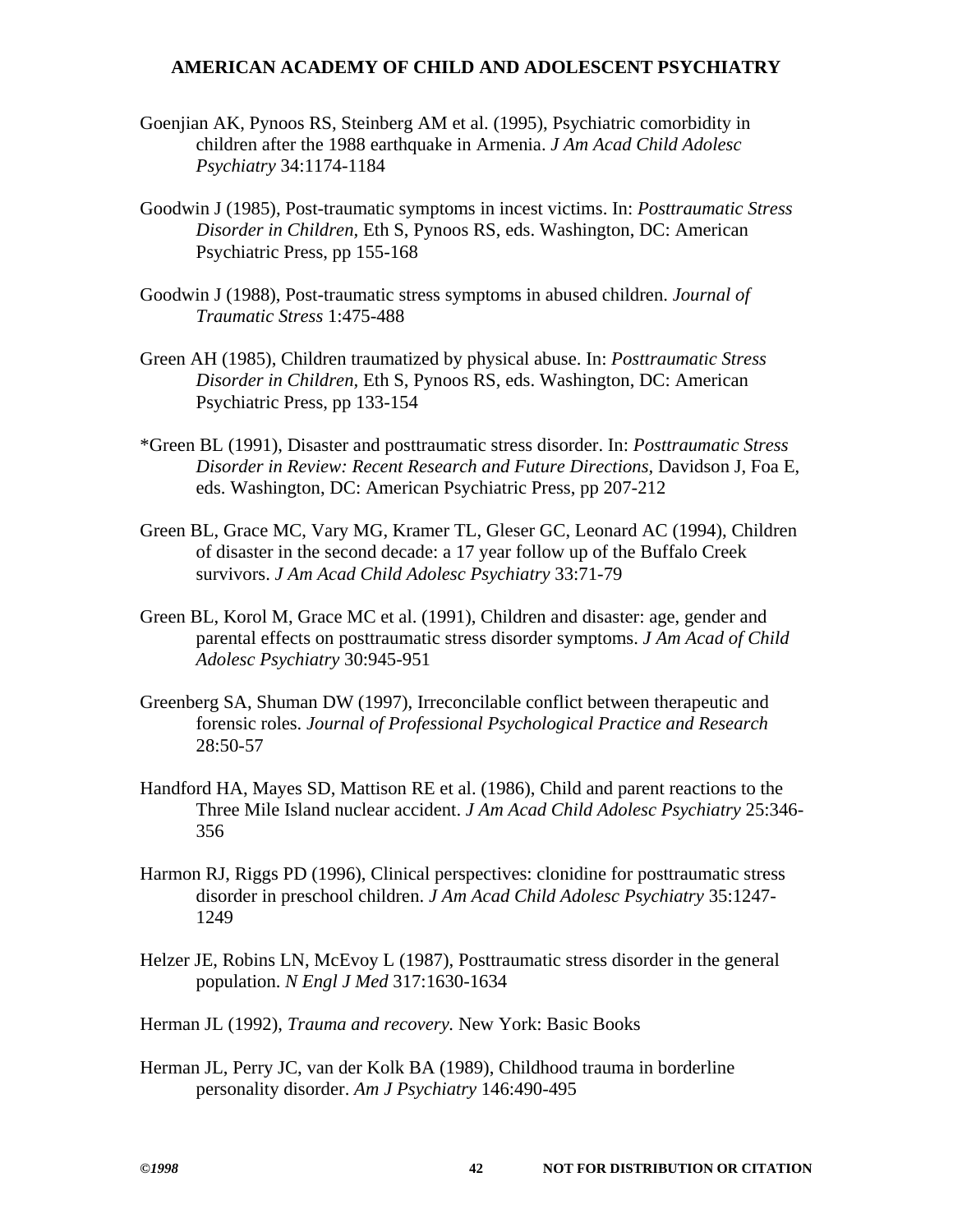Goenjian AK, Pynoos RS, Steinberg AM et al. (1995), Psychiatric comorbidity in children after the 1988 earthquake in Armenia. *J Am Acad Child Adolesc Psychiatry* 34:1174-1184

Goodwin J (1985), Post-traumatic symptoms in incest victims. In: *Posttraumatic Stress Disorder in Children*, Eth S, Pynoos RS, eds. Washington, DC: American Psychiatric Press, pp 155-168

Goodwin J (1988), Post-traumatic stress symptoms in abused children. *Journal of Traumatic Stress* 1:475-488

Green AH (1985), Children traumatized by physical abuse. In: *Posttraumatic Stress Disorder in Children*, Eth S, Pynoos RS, eds. Washington, DC: American Psychiatric Press, pp 133-154

*Green BL (1991), Disaster and posttraumatic stress disorder. In: *Posttraumatic Stress Disorder in Review: Recent Research and Future Directions*, Davidson J, Foa E, eds. Washington, DC: American Psychiatric Press, pp 207-212

Green BL, Grace MC, Vary MG, Kramer TL, Gleser GC, Leonard AC (1994), Children of disaster in the second decade: a 17 year follow up of the Buffalo Creek survivors. *J Am Acad Child Adolesc Psychiatry* 33:71-79

Green BL, Korol M, Grace MC et al. (1991), Children and disaster: age, gender and parental effects on posttraumatic stress disorder symptoms. *J Am Acad of Child Adolesc Psychiatry* 30:945-951

Greenberg SA, Shuman DW (1997), Irreconcilable conflict between therapeutic and forensic roles. *Journal of Professional Psychological Practice and Research* 28:50-57

Handford HA, Mayes SD, Mattison RE et al. (1986), Child and parent reactions to the Three Mile Island nuclear accident. *J Am Acad Child Adolesc Psychiatry* 25:346-356

Harmon RJ, Riggs PD (1996), Clinical perspectives: clonidine for posttraumatic stress disorder in preschool children. *J Am Acad Child Adolesc Psychiatry* 35:1247-1249

Helzer JE, Robins LN, McEvoy L (1987), Posttraumatic stress disorder in the general population. *N Engl J Med* 317:1630-1634

Herman JL (1992), *Trauma and recovery.* New York: Basic Books

Herman JL, Perry JC, van der Kolk BA (1989), Childhood trauma in borderline personality disorder. *Am J Psychiatry* 146:490-495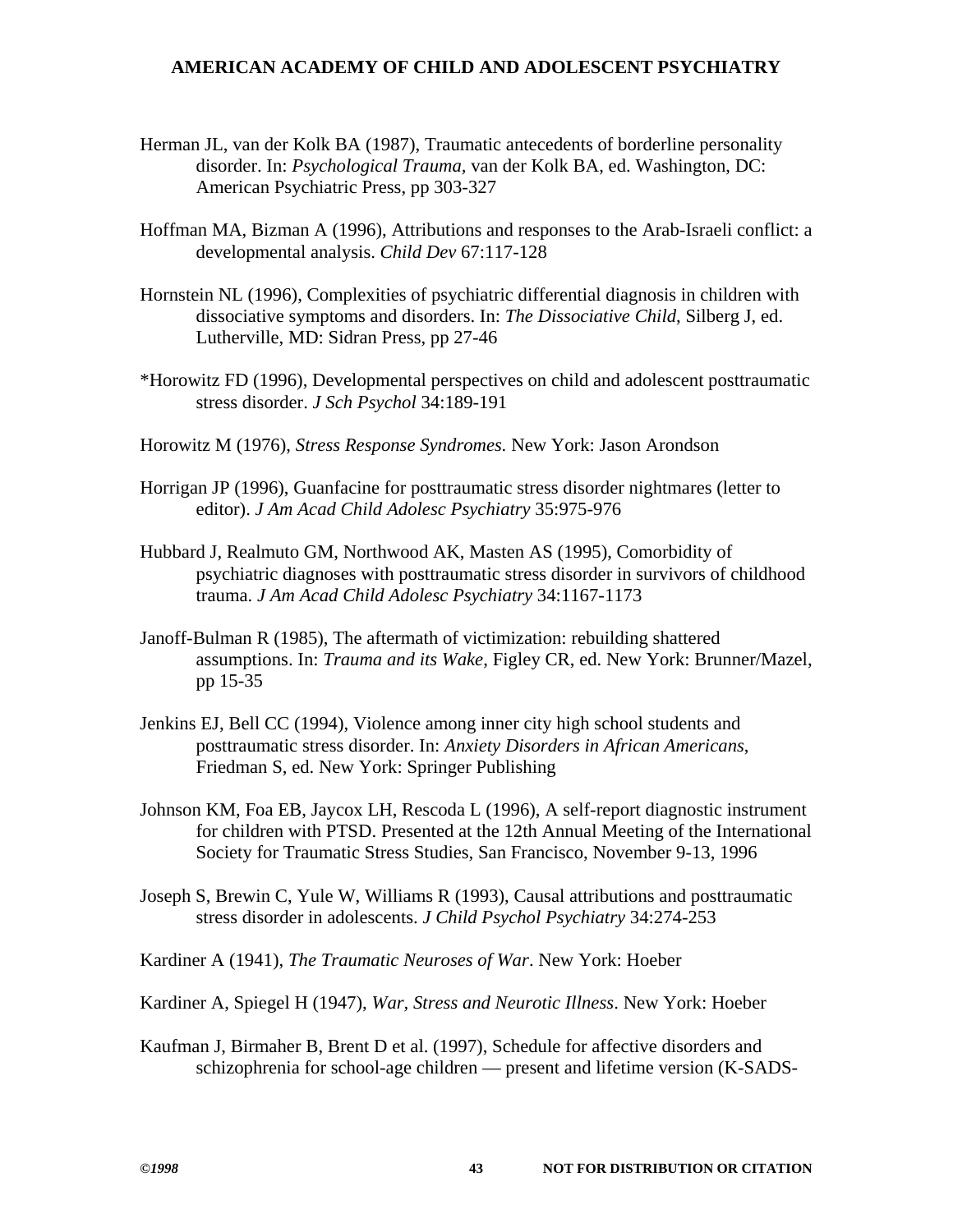Herman JL, van der Kolk BA (1987), Traumatic antecedents of borderline personality disorder. In: *Psychological Trauma*, van der Kolk BA, ed. Washington, DC: American Psychiatric Press, pp 303-327

Hoffman MA, Bizman A (1996), Attributions and responses to the Arab-Israeli conflict: a developmental analysis. *Child Dev* 67:117-128

Hornstein NL (1996), Complexities of psychiatric differential diagnosis in children with dissociative symptoms and disorders. In: *The Dissociative Child*, Silberg J, ed. Lutherville, MD: Sidran Press, pp 27-46

*Horowitz FD (1996), Developmental perspectives on child and adolescent posttraumatic stress disorder. *J Sch Psychol* 34:189-191

Horowitz M (1976), *Stress Response Syndromes.* New York: Jason Arondson

Horrigan JP (1996), Guanfacine for posttraumatic stress disorder nightmares (letter to editor). *J Am Acad Child Adolesc Psychiatry* 35:975-976

Hubbard J, Realmuto GM, Northwood AK, Masten AS (1995), Comorbidity of psychiatric diagnoses with posttraumatic stress disorder in survivors of childhood trauma. *J Am Acad Child Adolesc Psychiatry* 34:1167-1173

Janoff-Bulman R (1985), The aftermath of victimization: rebuilding shattered assumptions. In: *Trauma and its Wake*, Figley CR, ed. New York: Brunner/Mazel, pp 15-35

Jenkins EJ, Bell CC (1994), Violence among inner city high school students and posttraumatic stress disorder. In: *Anxiety Disorders in African Americans*, Friedman S, ed. New York: Springer Publishing

Johnson KM, Foa EB, Jaycox LH, Rescoda L (1996), A self-report diagnostic instrument for children with PTSD. Presented at the 12th Annual Meeting of the International Society for Traumatic Stress Studies, San Francisco, November 9-13, 1996

Joseph S, Brewin C, Yule W, Williams R (1993), Causal attributions and posttraumatic stress disorder in adolescents. *J Child Psychol Psychiatry* 34:274-253

Kardiner A (1941), *The Traumatic Neuroses of War*. New York: Hoeber

Kardiner A, Spiegel H (1947), *War, Stress and Neurotic Illness*. New York: Hoeber

Kaufman J, Birmaher B, Brent D et al. (1997), Schedule for affective disorders and schizophrenia for school-age children — present and lifetime version (K-SADS-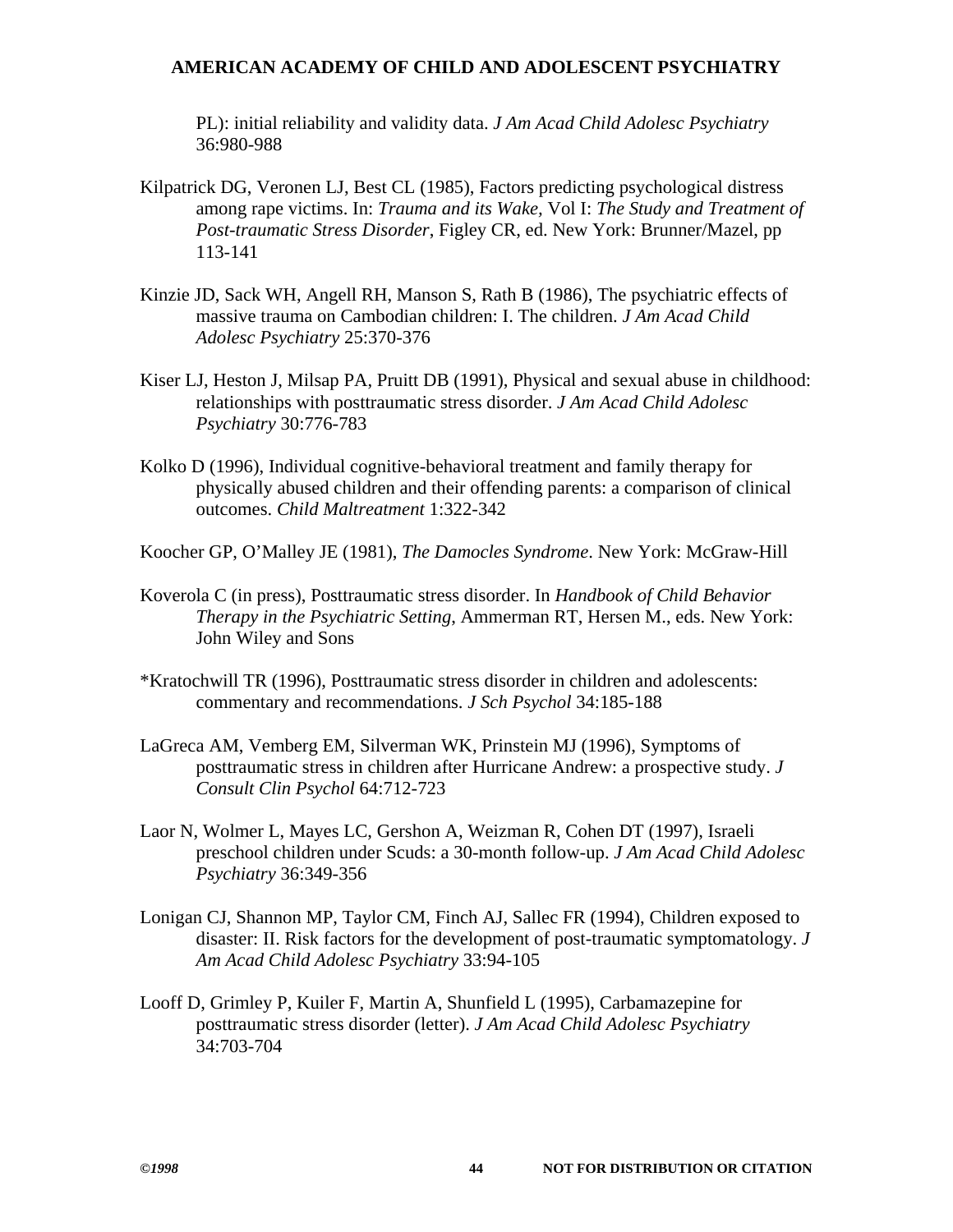PL): initial reliability and validity data. *J Am Acad Child Adolesc Psychiatry* 36:980-988

Kilpatrick DG, Veronen LJ, Best CL (1985), Factors predicting psychological distress among rape victims. In: *Trauma and its Wake*, Vol I: *The Study and Treatment of Post-traumatic Stress Disorder*, Figley CR, ed. New York: Brunner/Mazel, pp 113-141

Kinzie JD, Sack WH, Angell RH, Manson S, Rath B (1986), The psychiatric effects of massive trauma on Cambodian children: I. The children. *J Am Acad Child Adolesc Psychiatry* 25:370-376

Kiser LJ, Heston J, Milsap PA, Pruitt DB (1991), Physical and sexual abuse in childhood: relationships with posttraumatic stress disorder. *J Am Acad Child Adolesc Psychiatry* 30:776-783

Kolko D (1996), Individual cognitive-behavioral treatment and family therapy for physically abused children and their offending parents: a comparison of clinical outcomes. *Child Maltreatment* 1:322-342

Koocher GP, O'Malley JE (1981), *The Damocles Syndrome*. New York: McGraw-Hill

Koverola C (in press), Posttraumatic stress disorder. In *Handbook of Child Behavior Therapy in the Psychiatric Setting*, Ammerman RT, Hersen M., eds. New York: John Wiley and Sons

*Kratochwill TR (1996), Posttraumatic stress disorder in children and adolescents: commentary and recommendations. *J Sch Psychol* 34:185-188

LaGreca AM, Vemberg EM, Silverman WK, Prinstein MJ (1996), Symptoms of posttraumatic stress in children after Hurricane Andrew: a prospective study. *J Consult Clin Psychol* 64:712-723

Laor N, Wolmer L, Mayes LC, Gershon A, Weizman R, Cohen DT (1997), Israeli preschool children under Scuds: a 30-month follow-up. *J Am Acad Child Adolesc Psychiatry* 36:349-356

Lonigan CJ, Shannon MP, Taylor CM, Finch AJ, Sallec FR (1994), Children exposed to disaster: II. Risk factors for the development of post-traumatic symptomatology. *J Am Acad Child Adolesc Psychiatry* 33:94-105

Looff D, Grimley P, Kuiler F, Martin A, Shunfield L (1995), Carbamazepine for posttraumatic stress disorder (letter). *J Am Acad Child Adolesc Psychiatry* 34:703-704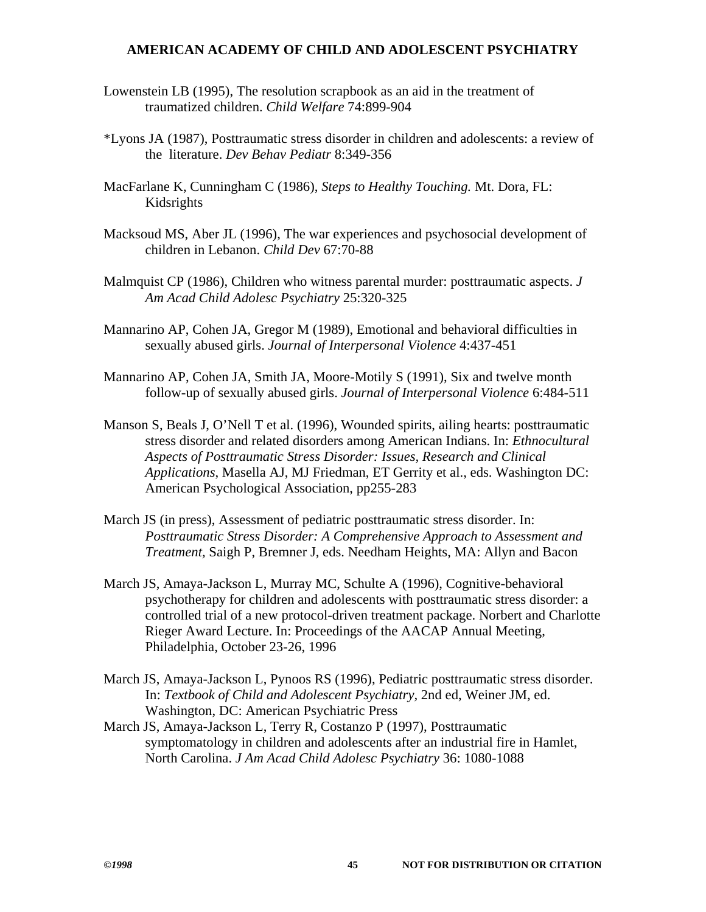Lowenstein LB (1995), The resolution scrapbook as an aid in the treatment of traumatized children. *Child Welfare* 74:899-904

*Lyons JA (1987), Posttraumatic stress disorder in children and adolescents: a review of the literature. *Dev Behav Pediatr* 8:349-356

MacFarlane K, Cunningham C (1986), *Steps to Healthy Touching.* Mt. Dora, FL: Kidsrights

Macksoud MS, Aber JL (1996), The war experiences and psychosocial development of children in Lebanon. *Child Dev* 67:70-88

Malmquist CP (1986), Children who witness parental murder: posttraumatic aspects. *J Am Acad Child Adolesc Psychiatry* 25:320-325

Mannarino AP, Cohen JA, Gregor M (1989), Emotional and behavioral difficulties in sexually abused girls. *Journal of Interpersonal Violence* 4:437-451

Mannarino AP, Cohen JA, Smith JA, Moore-Motily S (1991), Six and twelve month follow-up of sexually abused girls. *Journal of Interpersonal Violence* 6:484-511

Manson S, Beals J, O'Nell T et al. (1996), Wounded spirits, ailing hearts: posttraumatic stress disorder and related disorders among American Indians. In: *Ethnocultural Aspects of Posttraumatic Stress Disorder: Issues, Research and Clinical Applications*, Masella AJ, MJ Friedman, ET Gerrity et al., eds. Washington DC: American Psychological Association, pp255-283

March JS (in press), Assessment of pediatric posttraumatic stress disorder. In: *Posttraumatic Stress Disorder: A Comprehensive Approach to Assessment and Treatment*, Saigh P, Bremner J, eds. Needham Heights, MA: Allyn and Bacon

March JS, Amaya-Jackson L, Murray MC, Schulte A (1996), Cognitive-behavioral psychotherapy for children and adolescents with posttraumatic stress disorder: a controlled trial of a new protocol-driven treatment package. Norbert and Charlotte Rieger Award Lecture. In: Proceedings of the AACAP Annual Meeting, Philadelphia, October 23-26, 1996

March JS, Amaya-Jackson L, Pynoos RS (1996), Pediatric posttraumatic stress disorder. In: *Textbook of Child and Adolescent Psychiatry*, 2nd ed, Weiner JM, ed. Washington, DC: American Psychiatric Press

March JS, Amaya-Jackson L, Terry R, Costanzo P (1997), Posttraumatic symptomatology in children and adolescents after an industrial fire in Hamlet, North Carolina. *J Am Acad Child Adolesc Psychiatry* 36: 1080-1088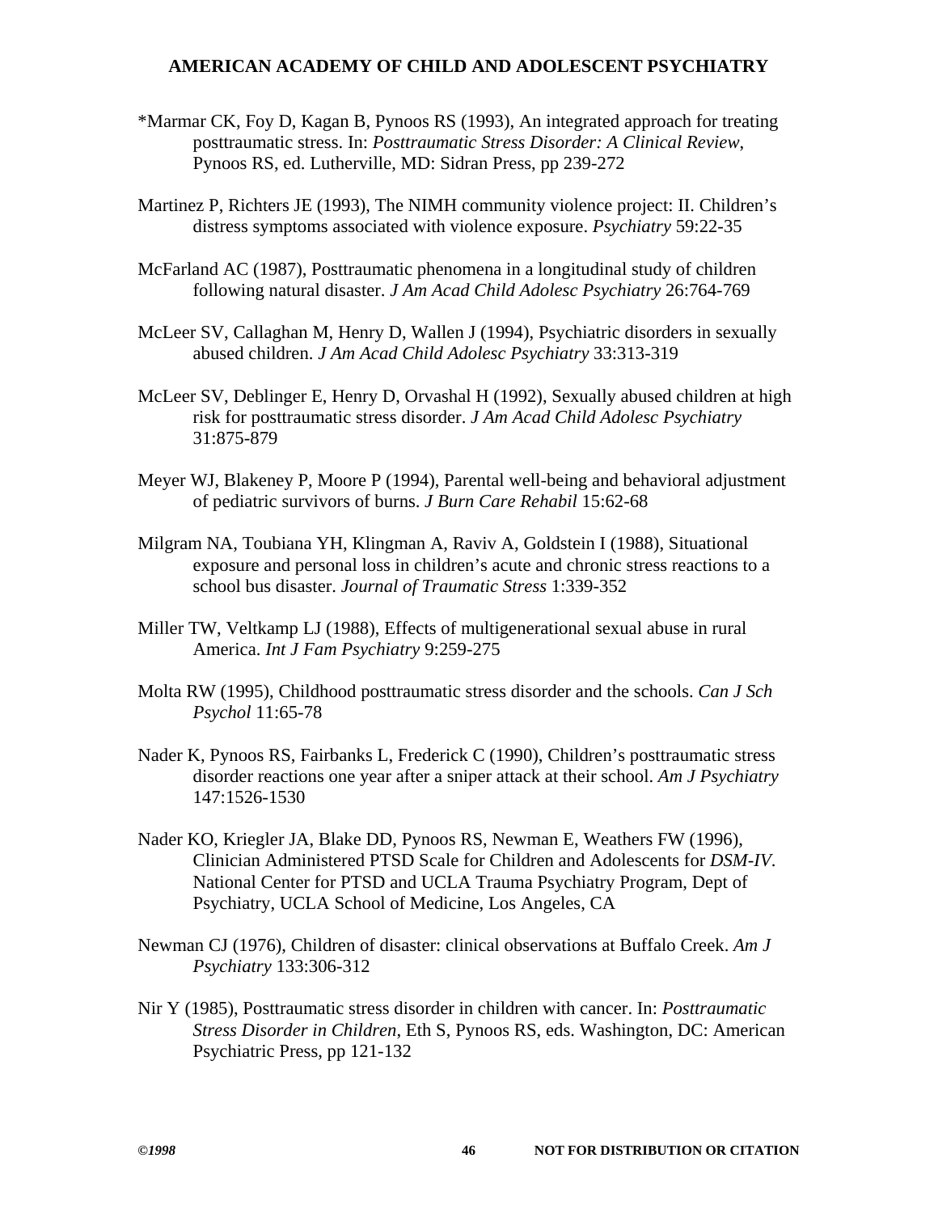*Marmar CK, Foy D, Kagan B, Pynoos RS (1993), An integrated approach for treating posttraumatic stress. In: *Posttraumatic Stress Disorder: A Clinical Review*, Pynoos RS, ed. Lutherville, MD: Sidran Press, pp 239-272

Martinez P, Richters JE (1993), The NIMH community violence project: II. Children's distress symptoms associated with violence exposure. *Psychiatry* 59:22-35

McFarland AC (1987), Posttraumatic phenomena in a longitudinal study of children following natural disaster. *J Am Acad Child Adolesc Psychiatry* 26:764-769

McLeer SV, Callaghan M, Henry D, Wallen J (1994), Psychiatric disorders in sexually abused children. *J Am Acad Child Adolesc Psychiatry* 33:313-319

McLeer SV, Deblinger E, Henry D, Orvashal H (1992), Sexually abused children at high risk for posttraumatic stress disorder. *J Am Acad Child Adolesc Psychiatry* 31:875-879

Meyer WJ, Blakeney P, Moore P (1994), Parental well-being and behavioral adjustment of pediatric survivors of burns. *J Burn Care Rehabil* 15:62-68

Milgram NA, Toubiana YH, Klingman A, Raviv A, Goldstein I (1988), Situational exposure and personal loss in children's acute and chronic stress reactions to a school bus disaster. *Journal of Traumatic Stress* 1:339-352

Miller TW, Veltkamp LJ (1988), Effects of multigenerational sexual abuse in rural America. *Int J Fam Psychiatry* 9:259-275

Molta RW (1995), Childhood posttraumatic stress disorder and the schools. *Can J Sch Psychol* 11:65-78

Nader K, Pynoos RS, Fairbanks L, Frederick C (1990), Children's posttraumatic stress disorder reactions one year after a sniper attack at their school. *Am J Psychiatry* 147:1526-1530

Nader KO, Kriegler JA, Blake DD, Pynoos RS, Newman E, Weathers FW (1996), Clinician Administered PTSD Scale for Children and Adolescents for *DSM-IV*. National Center for PTSD and UCLA Trauma Psychiatry Program, Dept of Psychiatry, UCLA School of Medicine, Los Angeles, CA

Newman CJ (1976), Children of disaster: clinical observations at Buffalo Creek. *Am J Psychiatry* 133:306-312

Nir Y (1985), Posttraumatic stress disorder in children with cancer. In: *Posttraumatic Stress Disorder in Children*, Eth S, Pynoos RS, eds. Washington, DC: American Psychiatric Press, pp 121-132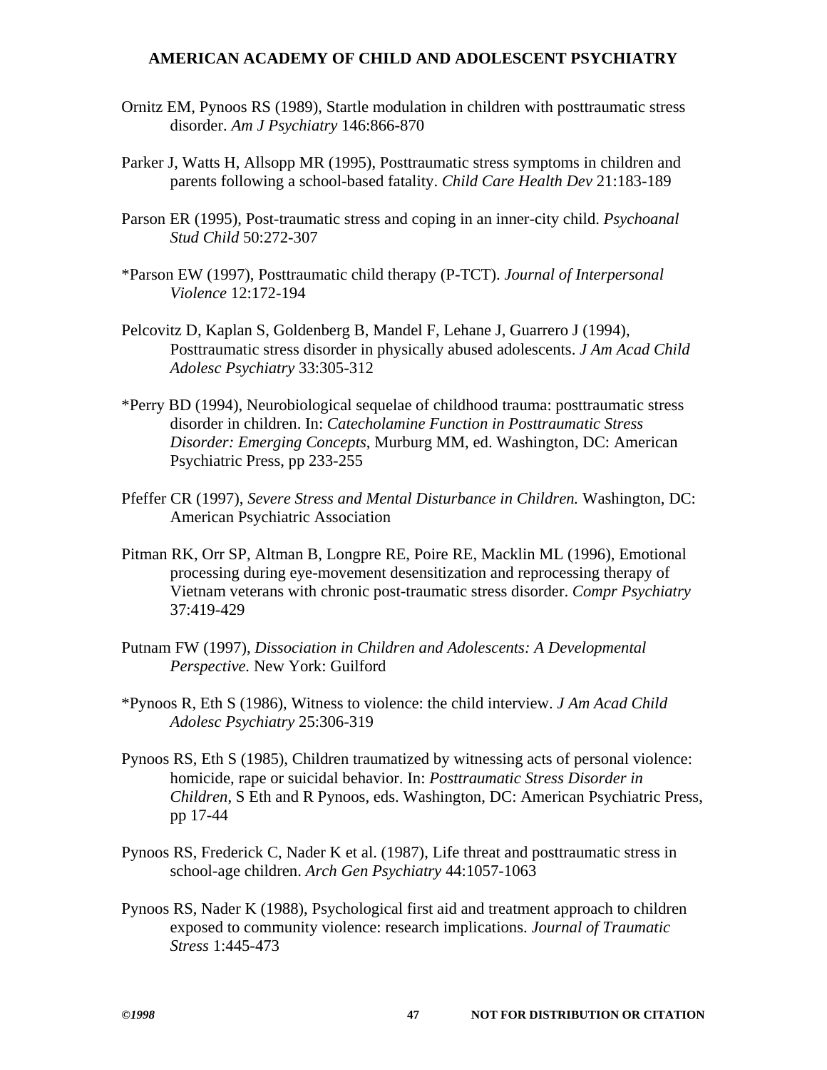Ornitz EM, Pynoos RS (1989), Startle modulation in children with posttraumatic stress disorder. *Am J Psychiatry* 146:866-870

Parker J, Watts H, Allsopp MR (1995), Posttraumatic stress symptoms in children and parents following a school-based fatality. *Child Care Health Dev* 21:183-189

Parson ER (1995), Post-traumatic stress and coping in an inner-city child. *Psychoanal Stud Child* 50:272-307

*Parson EW (1997), Posttraumatic child therapy (P-TCT). *Journal of Interpersonal Violence* 12:172-194

Pelcovitz D, Kaplan S, Goldenberg B, Mandel F, Lehane J, Guarrero J (1994), Posttraumatic stress disorder in physically abused adolescents. *J Am Acad Child Adolesc Psychiatry* 33:305-312

*Perry BD (1994), Neurobiological sequelae of childhood trauma: posttraumatic stress disorder in children. In: *Catecholamine Function in Posttraumatic Stress Disorder: Emerging Concepts*, Murburg MM, ed. Washington, DC: American Psychiatric Press, pp 233-255

Pfeffer CR (1997), *Severe Stress and Mental Disturbance in Children.* Washington, DC: American Psychiatric Association

Pitman RK, Orr SP, Altman B, Longpre RE, Poire RE, Macklin ML (1996), Emotional processing during eye-movement desensitization and reprocessing therapy of Vietnam veterans with chronic post-traumatic stress disorder. *Compr Psychiatry* 37:419-429

Putnam FW (1997), *Dissociation in Children and Adolescents: A Developmental Perspective.* New York: Guilford

*Pynoos R, Eth S (1986), Witness to violence: the child interview. *J Am Acad Child Adolesc Psychiatry* 25:306-319

Pynoos RS, Eth S (1985), Children traumatized by witnessing acts of personal violence: homicide, rape or suicidal behavior. In: *Posttraumatic Stress Disorder in Children*, S Eth and R Pynoos, eds. Washington, DC: American Psychiatric Press, pp 17-44

Pynoos RS, Frederick C, Nader K et al. (1987), Life threat and posttraumatic stress in school-age children. *Arch Gen Psychiatry* 44:1057-1063

Pynoos RS, Nader K (1988), Psychological first aid and treatment approach to children exposed to community violence: research implications. *Journal of Traumatic Stress* 1:445-473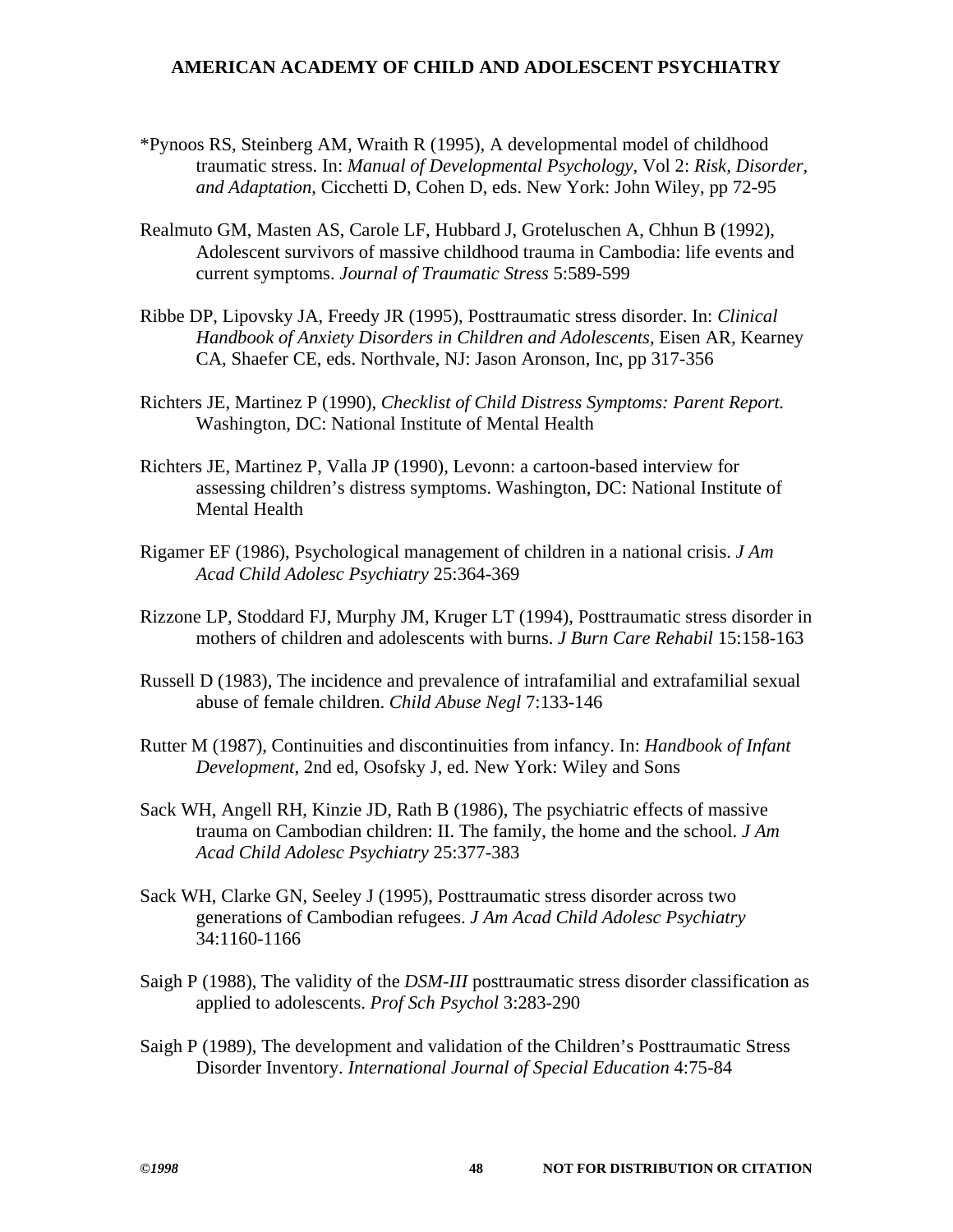*Pynoos RS, Steinberg AM, Wraith R (1995), A developmental model of childhood traumatic stress. In: *Manual of Developmental Psychology*, Vol 2: *Risk, Disorder, and Adaptation*, Cicchetti D, Cohen D, eds. New York: John Wiley, pp 72-95

Realmuto GM, Masten AS, Carole LF, Hubbard J, Groteluschen A, Chhun B (1992), Adolescent survivors of massive childhood trauma in Cambodia: life events and current symptoms. *Journal of Traumatic Stress* 5:589-599

Ribbe DP, Lipovsky JA, Freedy JR (1995), Posttraumatic stress disorder. In: *Clinical Handbook of Anxiety Disorders in Children and Adolescents*, Eisen AR, Kearney CA, Shaefer CE, eds. Northvale, NJ: Jason Aronson, Inc, pp 317-356

Richters JE, Martinez P (1990), *Checklist of Child Distress Symptoms: Parent Report.* Washington, DC: National Institute of Mental Health

Richters JE, Martinez P, Valla JP (1990), Levonn: a cartoon-based interview for assessing children's distress symptoms. Washington, DC: National Institute of Mental Health

Rigamer EF (1986), Psychological management of children in a national crisis. *J Am Acad Child Adolesc Psychiatry* 25:364-369

Rizzone LP, Stoddard FJ, Murphy JM, Kruger LT (1994), Posttraumatic stress disorder in mothers of children and adolescents with burns. *J Burn Care Rehabil* 15:158-163

Russell D (1983), The incidence and prevalence of intrafamilial and extrafamilial sexual abuse of female children. *Child Abuse Negl* 7:133-146

Rutter M (1987), Continuities and discontinuities from infancy. In: *Handbook of Infant Development*, 2nd ed, Osofsky J, ed. New York: Wiley and Sons

Sack WH, Angell RH, Kinzie JD, Rath B (1986), The psychiatric effects of massive trauma on Cambodian children: II. The family, the home and the school. *J Am Acad Child Adolesc Psychiatry* 25:377-383

Sack WH, Clarke GN, Seeley J (1995), Posttraumatic stress disorder across two generations of Cambodian refugees. *J Am Acad Child Adolesc Psychiatry* 34:1160-1166

Saigh P (1988), The validity of the *DSM-III* posttraumatic stress disorder classification as applied to adolescents. *Prof Sch Psychol* 3:283-290

Saigh P (1989), The development and validation of the Children's Posttraumatic Stress Disorder Inventory. *International Journal of Special Education* 4:75-84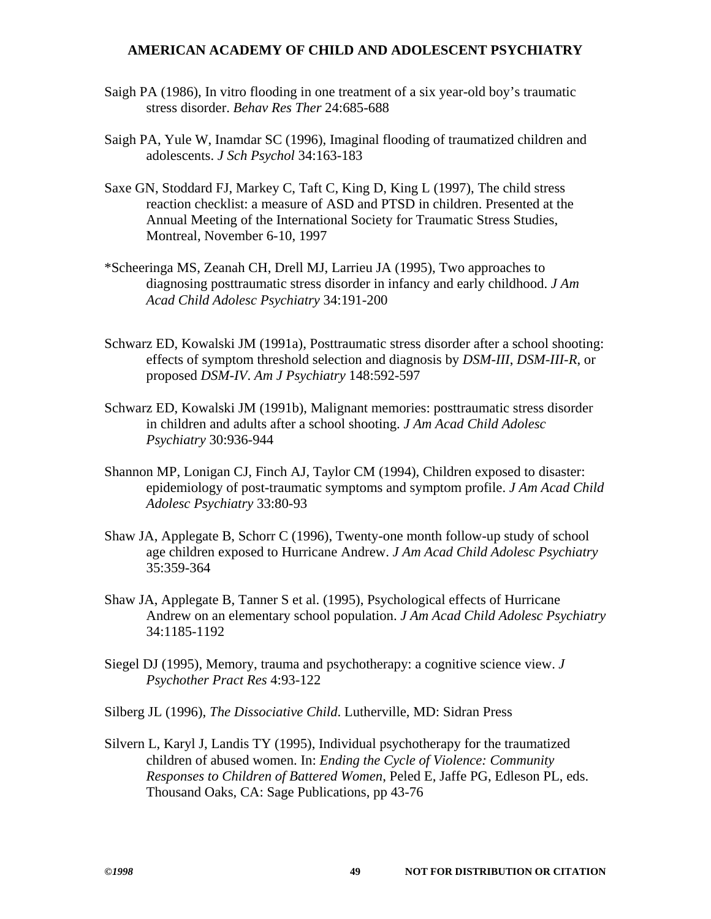Saigh PA (1986), In vitro flooding in one treatment of a six year-old boy's traumatic stress disorder. *Behav Res Ther* 24:685-688

Saigh PA, Yule W, Inamdar SC (1996), Imaginal flooding of traumatized children and adolescents. *J Sch Psychol* 34:163-183

Saxe GN, Stoddard FJ, Markey C, Taft C, King D, King L (1997), The child stress reaction checklist: a measure of ASD and PTSD in children. Presented at the Annual Meeting of the International Society for Traumatic Stress Studies, Montreal, November 6-10, 1997

*Scheeringa MS, Zeanah CH, Drell MJ, Larrieu JA (1995), Two approaches to diagnosing posttraumatic stress disorder in infancy and early childhood. *J Am Acad Child Adolesc Psychiatry* 34:191-200

Schwarz ED, Kowalski JM (1991a), Posttraumatic stress disorder after a school shooting: effects of symptom threshold selection and diagnosis by *DSM-III*, *DSM-III-R*, or proposed *DSM-IV*. *Am J Psychiatry* 148:592-597

Schwarz ED, Kowalski JM (1991b), Malignant memories: posttraumatic stress disorder in children and adults after a school shooting. *J Am Acad Child Adolesc Psychiatry* 30:936-944

Shannon MP, Lonigan CJ, Finch AJ, Taylor CM (1994), Children exposed to disaster: epidemiology of post-traumatic symptoms and symptom profile. *J Am Acad Child Adolesc Psychiatry* 33:80-93

Shaw JA, Applegate B, Schorr C (1996), Twenty-one month follow-up study of school age children exposed to Hurricane Andrew. *J Am Acad Child Adolesc Psychiatry* 35:359-364

Shaw JA, Applegate B, Tanner S et al. (1995), Psychological effects of Hurricane Andrew on an elementary school population. *J Am Acad Child Adolesc Psychiatry* 34:1185-1192

Siegel DJ (1995), Memory, trauma and psychotherapy: a cognitive science view. *J Psychother Pract Res* 4:93-122

Silberg JL (1996), *The Dissociative Child*. Lutherville, MD: Sidran Press

Silvern L, Karyl J, Landis TY (1995), Individual psychotherapy for the traumatized children of abused women. In: *Ending the Cycle of Violence: Community Responses to Children of Battered Women*, Peled E, Jaffe PG, Edleson PL, eds. Thousand Oaks, CA: Sage Publications, pp 43-76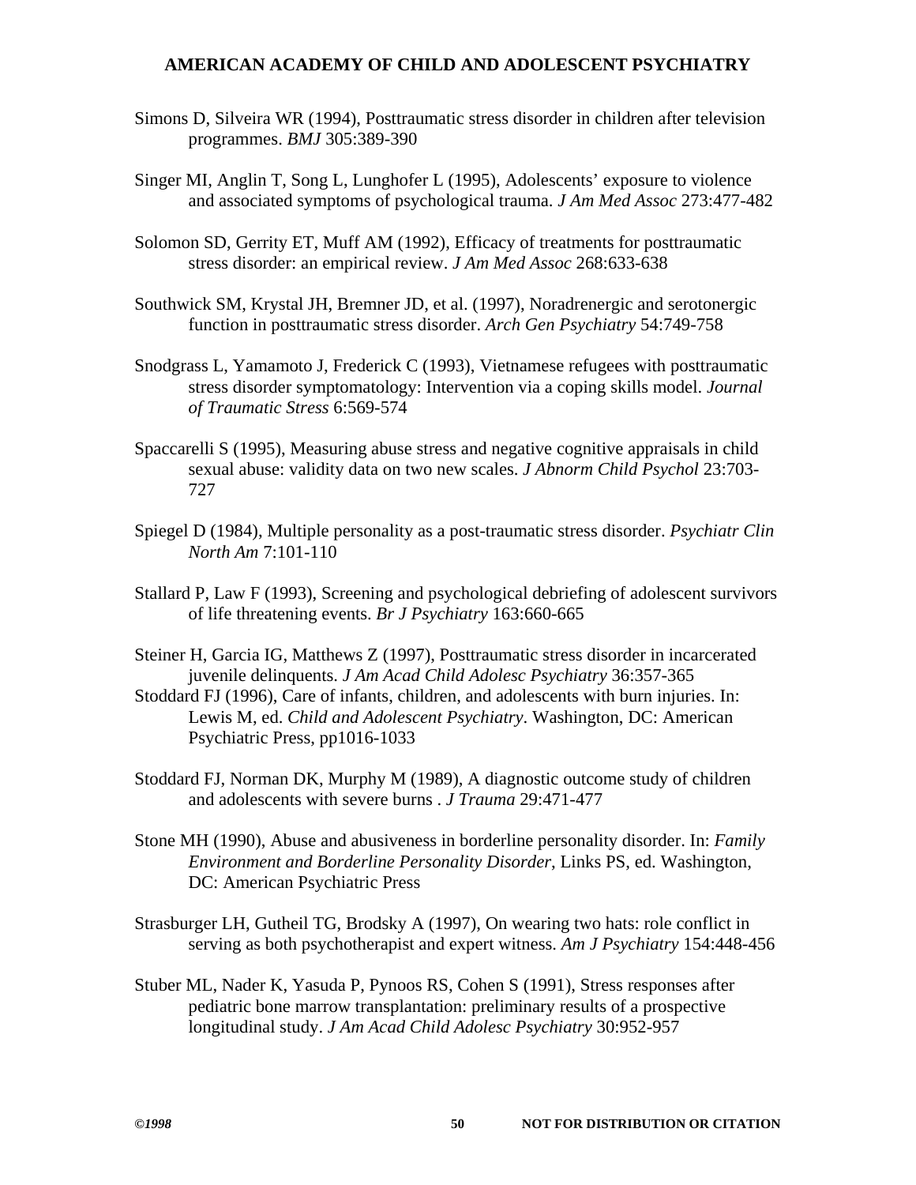Simons D, Silveira WR (1994), Posttraumatic stress disorder in children after television programmes. *BMJ* 305:389-390

Singer MI, Anglin T, Song L, Lunghofer L (1995), Adolescents' exposure to violence and associated symptoms of psychological trauma. *J Am Med Assoc* 273:477-482

Solomon SD, Gerrity ET, Muff AM (1992), Efficacy of treatments for posttraumatic stress disorder: an empirical review. *J Am Med Assoc* 268:633-638

Southwick SM, Krystal JH, Bremner JD, et al. (1997), Noradrenergic and serotonergic function in posttraumatic stress disorder. *Arch Gen Psychiatry* 54:749-758

Snodgrass L, Yamamoto J, Frederick C (1993), Vietnamese refugees with posttraumatic stress disorder symptomatology: Intervention via a coping skills model. *Journal of Traumatic Stress* 6:569-574

Spaccarelli S (1995), Measuring abuse stress and negative cognitive appraisals in child sexual abuse: validity data on two new scales. *J Abnorm Child Psychol* 23:703-727

Spiegel D (1984), Multiple personality as a post-traumatic stress disorder. *Psychiatr Clin North Am* 7:101-110

Stallard P, Law F (1993), Screening and psychological debriefing of adolescent survivors of life threatening events. *Br J Psychiatry* 163:660-665

Steiner H, Garcia IG, Matthews Z (1997), Posttraumatic stress disorder in incarcerated juvenile delinquents. *J Am Acad Child Adolesc Psychiatry* 36:357-365

Stoddard FJ (1996), Care of infants, children, and adolescents with burn injuries. In: Lewis M, ed. *Child and Adolescent Psychiatry*. Washington, DC: American Psychiatric Press, pp1016-1033

Stoddard FJ, Norman DK, Murphy M (1989), A diagnostic outcome study of children and adolescents with severe burns . *J Trauma* 29:471-477

Stone MH (1990), Abuse and abusiveness in borderline personality disorder. In: *Family Environment and Borderline Personality Disorder*, Links PS, ed. Washington, DC: American Psychiatric Press

Strasburger LH, Gutheil TG, Brodsky A (1997), On wearing two hats: role conflict in serving as both psychotherapist and expert witness. *Am J Psychiatry* 154:448-456

Stuber ML, Nader K, Yasuda P, Pynoos RS, Cohen S (1991), Stress responses after pediatric bone marrow transplantation: preliminary results of a prospective longitudinal study. *J Am Acad Child Adolesc Psychiatry* 30:952-957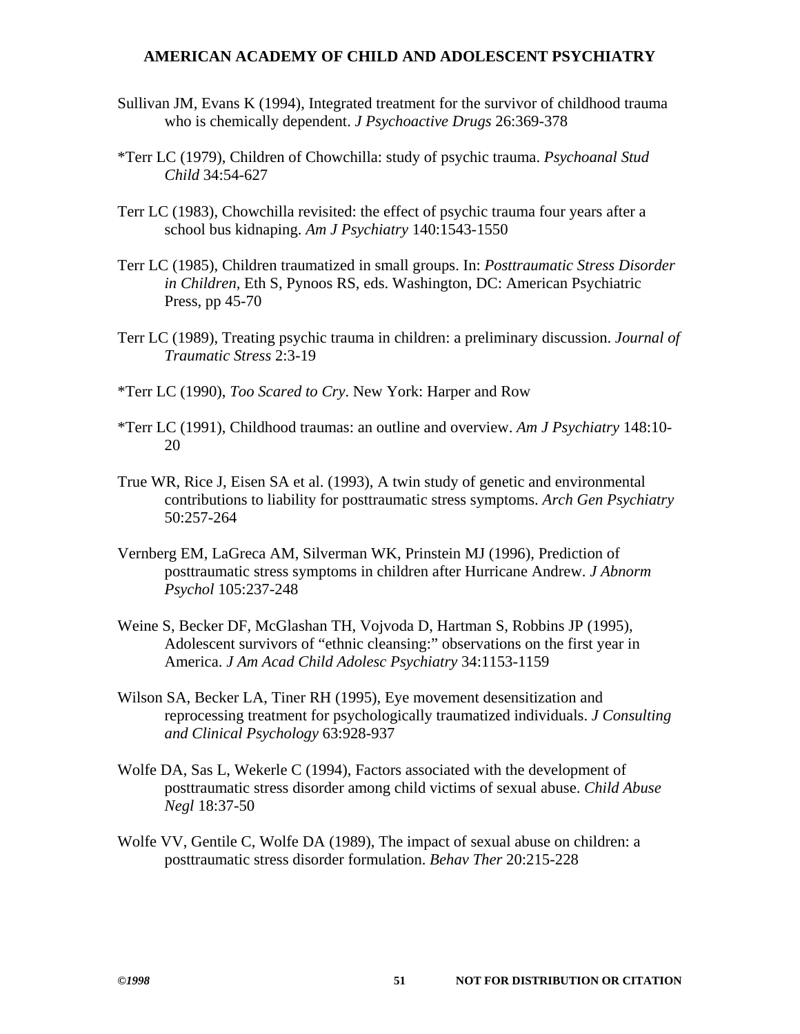Sullivan JM, Evans K (1994), Integrated treatment for the survivor of childhood trauma who is chemically dependent. *J Psychoactive Drugs* 26:369-378

*Terr LC (1979), Children of Chowchilla: study of psychic trauma. *Psychoanal Stud Child* 34:54-627

Terr LC (1983), Chowchilla revisited: the effect of psychic trauma four years after a school bus kidnaping. *Am J Psychiatry* 140:1543-1550

Terr LC (1985), Children traumatized in small groups. In: *Posttraumatic Stress Disorder in Children,* Eth S, Pynoos RS, eds. Washington, DC: American Psychiatric Press, pp 45-70

Terr LC (1989), Treating psychic trauma in children: a preliminary discussion. *Journal of Traumatic Stress* 2:3-19

*Terr LC (1990), *Too Scared to Cry*. New York: Harper and Row

*Terr LC (1991), Childhood traumas: an outline and overview. *Am J Psychiatry* 148:10-20

True WR, Rice J, Eisen SA et al. (1993), A twin study of genetic and environmental contributions to liability for posttraumatic stress symptoms. *Arch Gen Psychiatry* 50:257-264

Vernberg EM, LaGreca AM, Silverman WK, Prinstein MJ (1996), Prediction of posttraumatic stress symptoms in children after Hurricane Andrew. *J Abnorm Psychol* 105:237-248

Weine S, Becker DF, McGlashan TH, Vojvoda D, Hartman S, Robbins JP (1995), Adolescent survivors of "ethnic cleansing:" observations on the first year in America. *J Am Acad Child Adolesc Psychiatry* 34:1153-1159

Wilson SA, Becker LA, Tiner RH (1995), Eye movement desensitization and reprocessing treatment for psychologically traumatized individuals. *J Consulting and Clinical Psychology* 63:928-937

Wolfe DA, Sas L, Wekerle C (1994), Factors associated with the development of posttraumatic stress disorder among child victims of sexual abuse. *Child Abuse Negl* 18:37-50

Wolfe VV, Gentile C, Wolfe DA (1989), The impact of sexual abuse on children: a posttraumatic stress disorder formulation. *Behav Ther* 20:215-228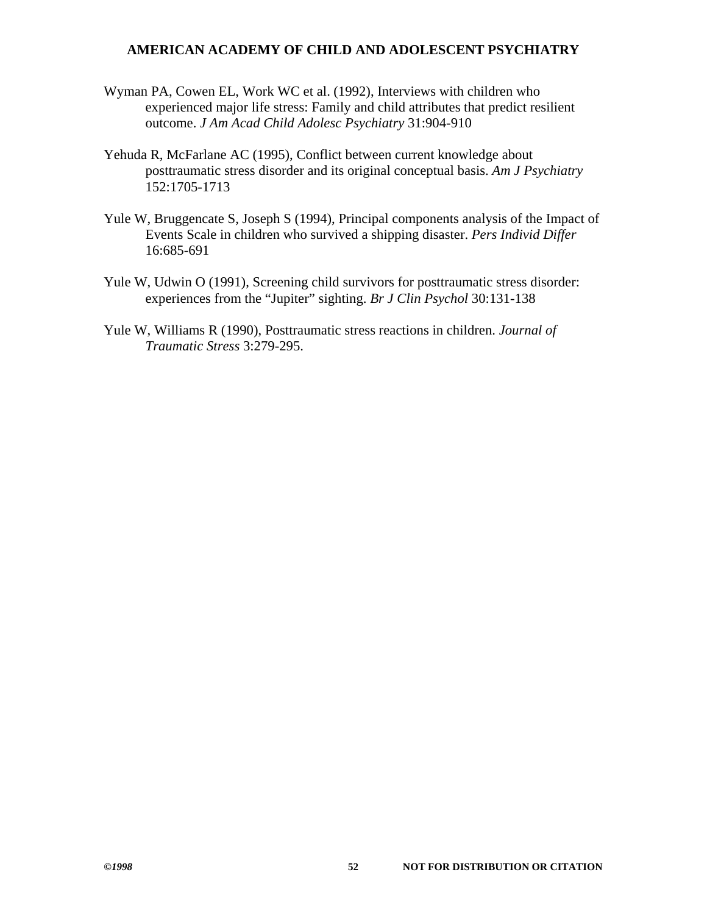Wyman PA, Cowen EL, Work WC et al. (1992), Interviews with children who experienced major life stress: Family and child attributes that predict resilient outcome. *J Am Acad Child Adolesc Psychiatry* 31:904-910

Yehuda R, McFarlane AC (1995), Conflict between current knowledge about posttraumatic stress disorder and its original conceptual basis. *Am J Psychiatry* 152:1705-1713

Yule W, Bruggencate S, Joseph S (1994), Principal components analysis of the Impact of Events Scale in children who survived a shipping disaster. *Pers Individ Differ* 16:685-691

Yule W, Udwin O (1991), Screening child survivors for posttraumatic stress disorder: experiences from the "Jupiter" sighting. *Br J Clin Psychol* 30:131-138

Yule W, Williams R (1990), Posttraumatic stress reactions in children. *Journal of Traumatic Stress* 3:279-295.